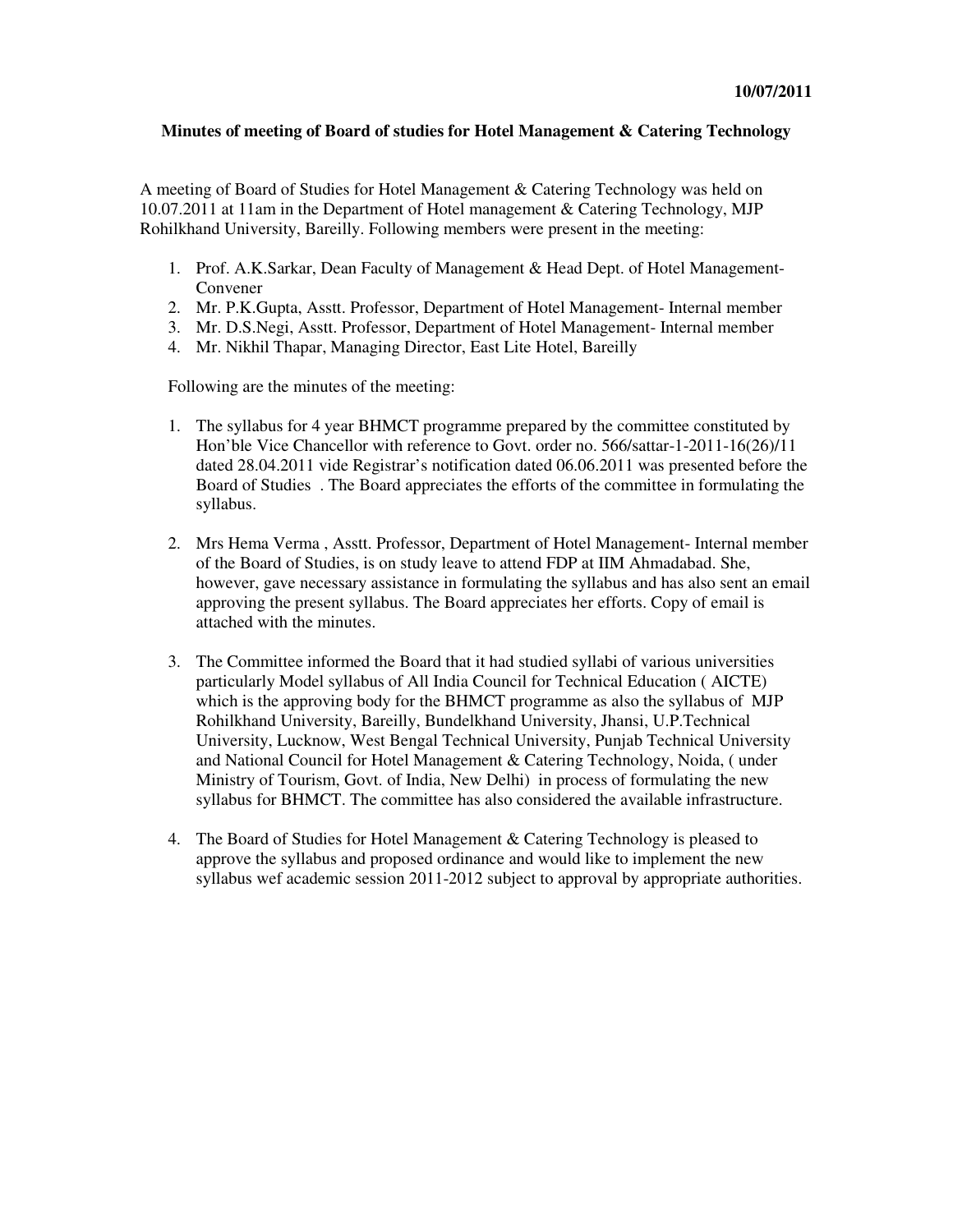**10/07/2011**

**Minutes of meeting of Board of studies for Hotel Management & Catering Technology**

A meeting of Board of Studies for Hotel Management & Catering Technology was held on 10.07.2011 at 11am in the Department of Hotel management & Catering Technology, MJP Rohilkhand University, Bareilly. Following members were present in the meeting:

1. Prof. A.K.Sarkar, Dean Faculty of Management & Head Dept. of Hotel Management-Convener
2. Mr. P.K.Gupta, Asstt. Professor, Department of Hotel Management- Internal member
3. Mr. D.S.Negi, Asstt. Professor, Department of Hotel Management- Internal member
4. Mr. Nikhil Thapar, Managing Director, East Lite Hotel, Bareilly

Following are the minutes of the meeting:

1. The syllabus for 4 year BHMCT programme prepared by the committee constituted by Hon'ble Vice Chancellor with reference to Govt. order no. 566/sattar-1-2011-16(26)/11 dated 28.04.2011 vide Registrar's notification dated 06.06.2011 was presented before the Board of Studies . The Board appreciates the efforts of the committee in formulating the syllabus.

2. Mrs Hema Verma , Asstt. Professor, Department of Hotel Management- Internal member of the Board of Studies, is on study leave to attend FDP at IIM Ahmadabad. She, however, gave necessary assistance in formulating the syllabus and has also sent an email approving the present syllabus. The Board appreciates her efforts. Copy of email is attached with the minutes.

3. The Committee informed the Board that it had studied syllabi of various universities particularly Model syllabus of All India Council for Technical Education ( AICTE) which is the approving body for the BHMCT programme as also the syllabus of MJP Rohilkhand University, Bareilly, Bundelkhand University, Jhansi, U.P.Technical University, Lucknow, West Bengal Technical University, Punjab Technical University and National Council for Hotel Management & Catering Technology, Noida, ( under Ministry of Tourism, Govt. of India, New Delhi) in process of formulating the new syllabus for BHMCT. The committee has also considered the available infrastructure.

4. The Board of Studies for Hotel Management & Catering Technology is pleased to approve the syllabus and proposed ordinance and would like to implement the new syllabus wef academic session 2011-2012 subject to approval by appropriate authorities.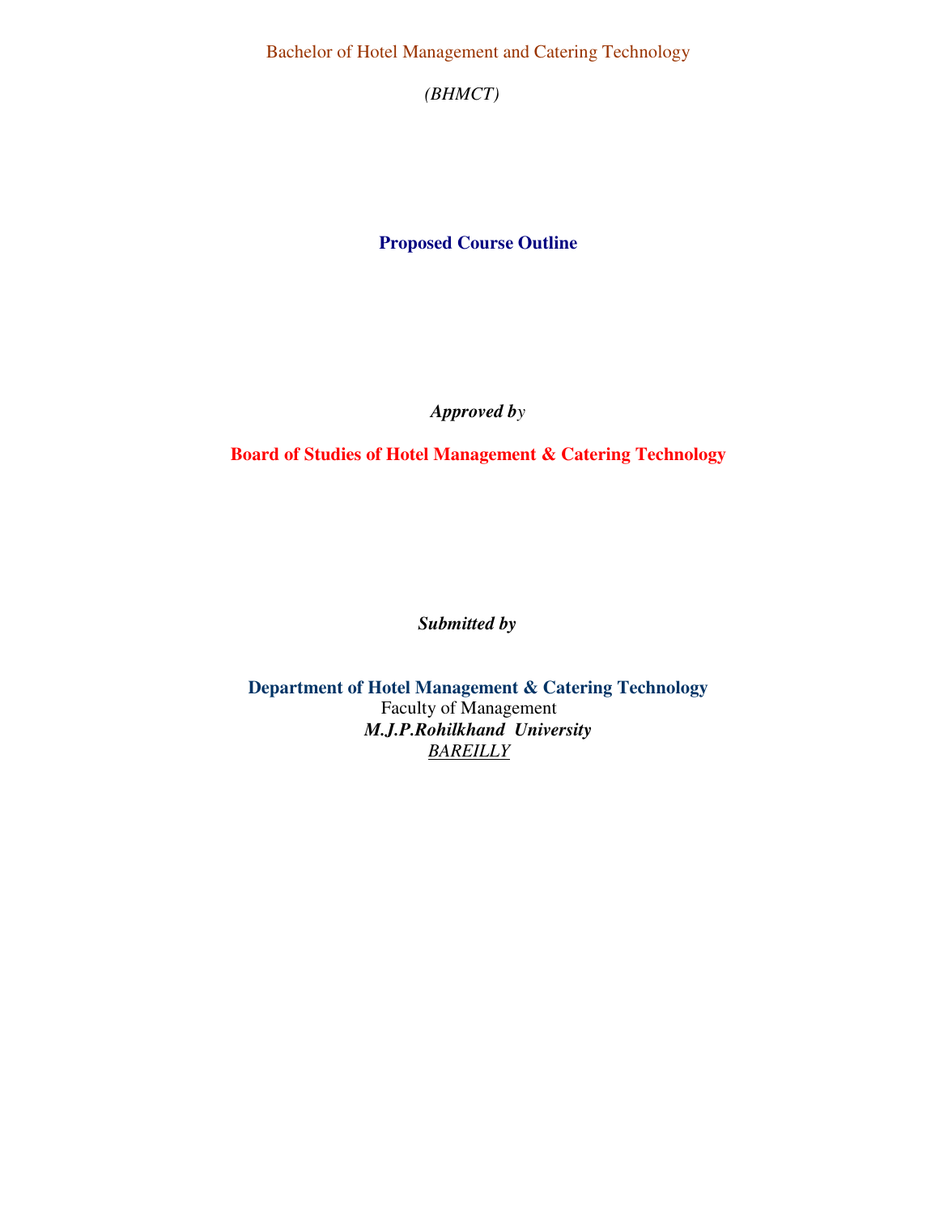Bachelor of Hotel Management and Catering Technology

*(BHMCT)*

**Proposed Course Outline**

***Approved by***

**Board of Studies of Hotel Management & Catering Technology**

***Submitted by***

**Department of Hotel Management & Catering Technology**
Faculty of Management
***M.J.P.Rohilkhand University***
*BAREILLY*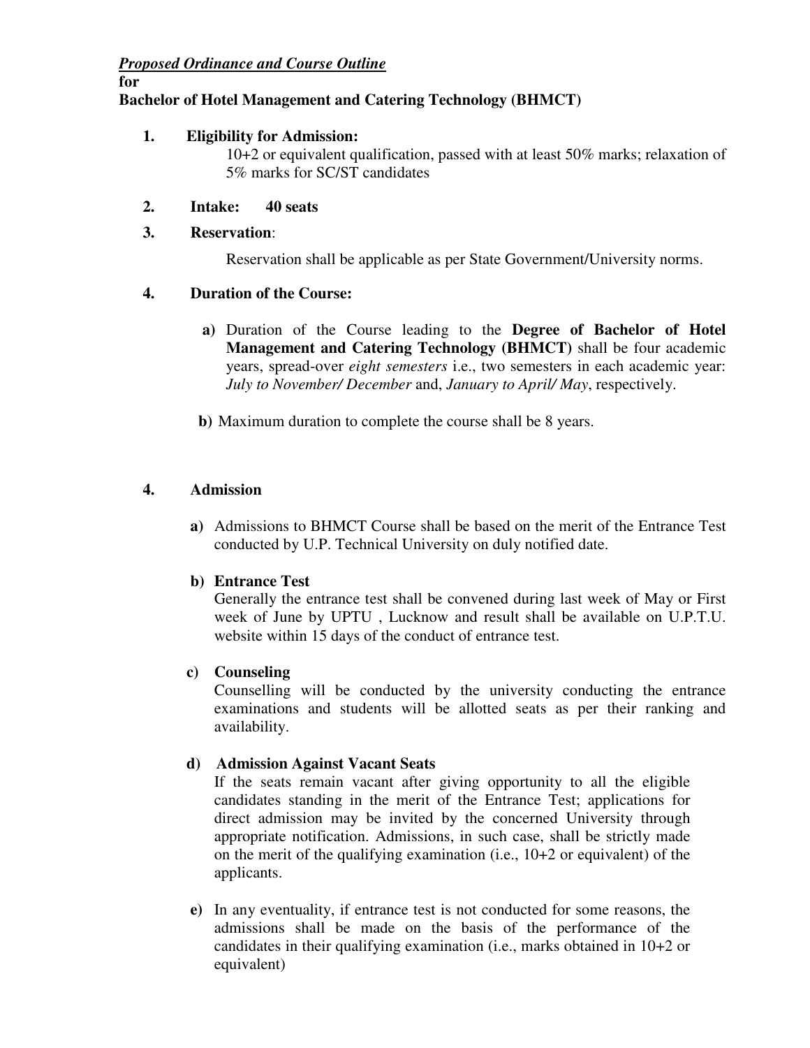***Proposed Ordinance and Course Outline***

**for**

**Bachelor of Hotel Management and Catering Technology (BHMCT)**

**1. Eligibility for Admission:**

10+2 or equivalent qualification, passed with at least 50% marks; relaxation of 5% marks for SC/ST candidates

**2. Intake: 40 seats**

**3. Reservation**:

Reservation shall be applicable as per State Government/University norms.

**4. Duration of the Course:**

**a)** Duration of the Course leading to the **Degree of Bachelor of Hotel Management and Catering Technology (BHMCT)** shall be four academic years, spread-over *eight semesters* i.e., two semesters in each academic year: *July to November/ December* and, *January to April/ May*, respectively.

**b)** Maximum duration to complete the course shall be 8 years.

**4. Admission**

**a)** Admissions to BHMCT Course shall be based on the merit of the Entrance Test conducted by U.P. Technical University on duly notified date.

**b) Entrance Test**

Generally the entrance test shall be convened during last week of May or First week of June by UPTU , Lucknow and result shall be available on U.P.T.U. website within 15 days of the conduct of entrance test.

**c) Counseling**

Counselling will be conducted by the university conducting the entrance examinations and students will be allotted seats as per their ranking and availability.

**d) Admission Against Vacant Seats**

If the seats remain vacant after giving opportunity to all the eligible candidates standing in the merit of the Entrance Test; applications for direct admission may be invited by the concerned University through appropriate notification. Admissions, in such case, shall be strictly made on the merit of the qualifying examination (i.e., 10+2 or equivalent) of the applicants.

**e)** In any eventuality, if entrance test is not conducted for some reasons, the admissions shall be made on the basis of the performance of the candidates in their qualifying examination (i.e., marks obtained in 10+2 or equivalent)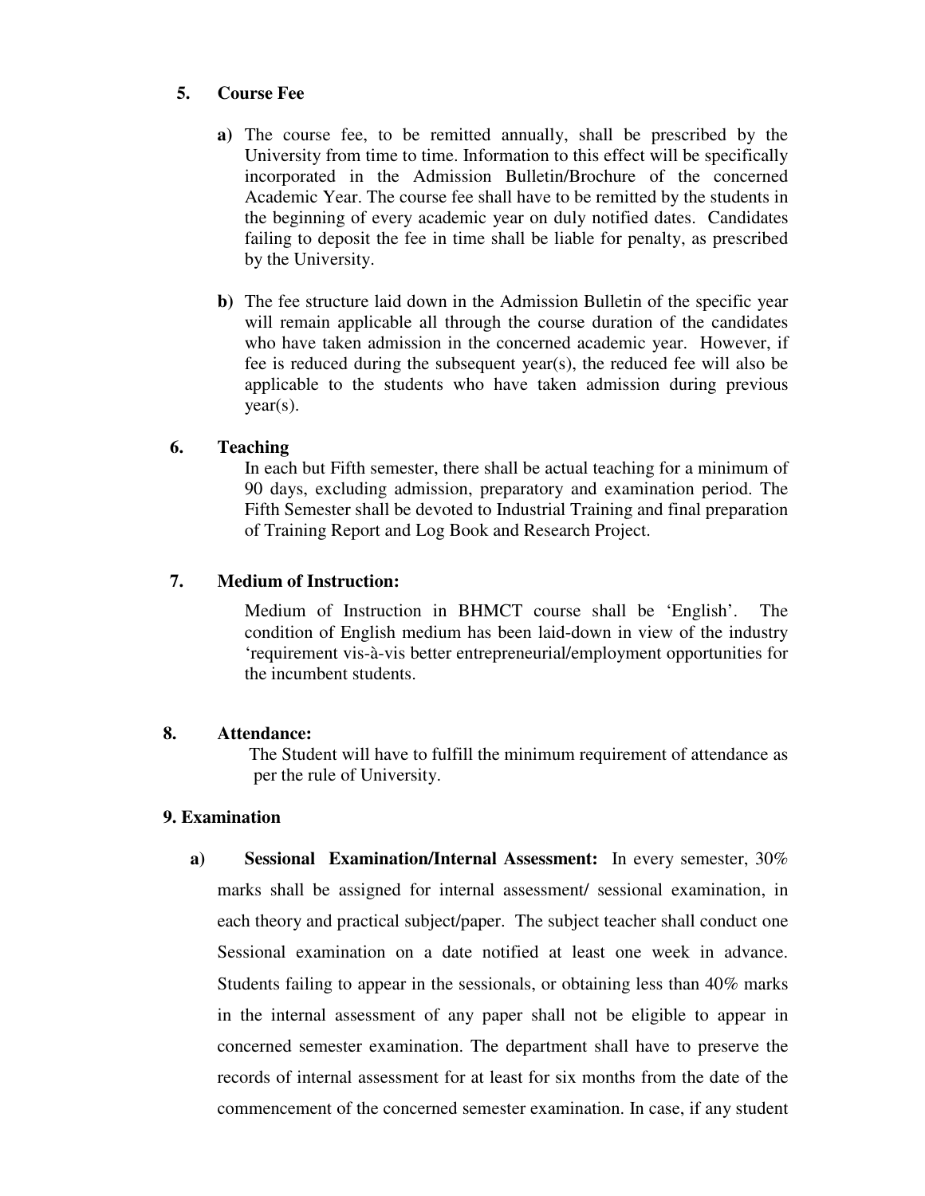**5. Course Fee**

**a)** The course fee, to be remitted annually, shall be prescribed by the University from time to time. Information to this effect will be specifically incorporated in the Admission Bulletin/Brochure of the concerned Academic Year. The course fee shall have to be remitted by the students in the beginning of every academic year on duly notified dates. Candidates failing to deposit the fee in time shall be liable for penalty, as prescribed by the University.

**b)** The fee structure laid down in the Admission Bulletin of the specific year will remain applicable all through the course duration of the candidates who have taken admission in the concerned academic year. However, if fee is reduced during the subsequent year(s), the reduced fee will also be applicable to the students who have taken admission during previous year(s).

**6. Teaching**

In each but Fifth semester, there shall be actual teaching for a minimum of 90 days, excluding admission, preparatory and examination period. The Fifth Semester shall be devoted to Industrial Training and final preparation of Training Report and Log Book and Research Project.

**7. Medium of Instruction:**

Medium of Instruction in BHMCT course shall be 'English'. The condition of English medium has been laid-down in view of the industry 'requirement vis-à-vis better entrepreneurial/employment opportunities for the incumbent students.

**8. Attendance:**

The Student will have to fulfill the minimum requirement of attendance as per the rule of University.

**9. Examination**

**a) Sessional Examination/Internal Assessment:** In every semester, 30% marks shall be assigned for internal assessment/ sessional examination, in each theory and practical subject/paper. The subject teacher shall conduct one Sessional examination on a date notified at least one week in advance. Students failing to appear in the sessionals, or obtaining less than 40% marks in the internal assessment of any paper shall not be eligible to appear in concerned semester examination. The department shall have to preserve the records of internal assessment for at least for six months from the date of the commencement of the concerned semester examination. In case, if any student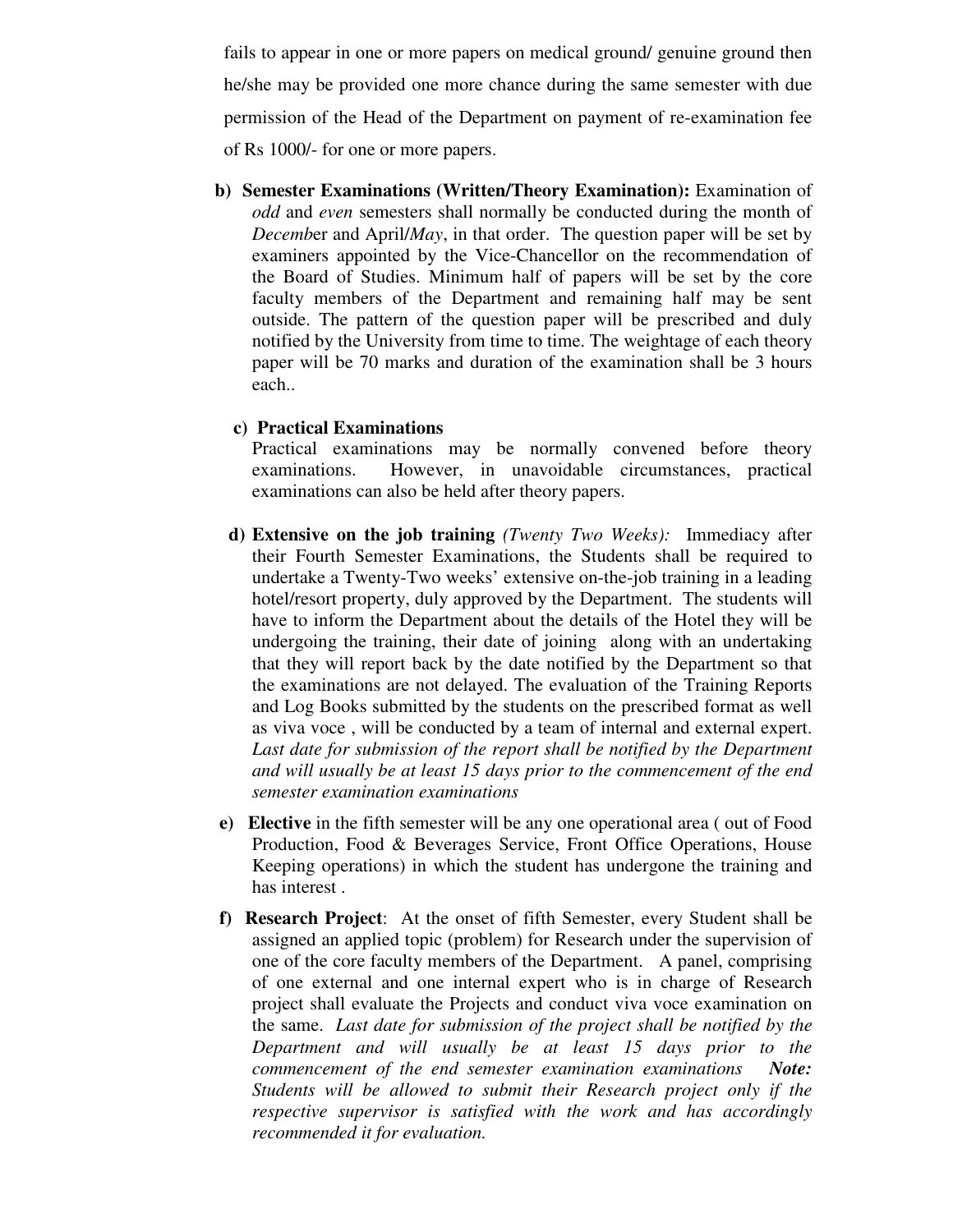fails to appear in one or more papers on medical ground/ genuine ground then he/she may be provided one more chance during the same semester with due permission of the Head of the Department on payment of re-examination fee of Rs 1000/- for one or more papers.

b) **Semester Examinations (Written/Theory Examination):** Examination of *odd* and *even* semesters shall normally be conducted during the month of *Decemb*er and April/*May*, in that order. The question paper will be set by examiners appointed by the Vice-Chancellor on the recommendation of the Board of Studies. Minimum half of papers will be set by the core faculty members of the Department and remaining half may be sent outside. The pattern of the question paper will be prescribed and duly notified by the University from time to time. The weightage of each theory paper will be 70 marks and duration of the examination shall be 3 hours each..

c) **Practical Examinations**
Practical examinations may be normally convened before theory examinations. However, in unavoidable circumstances, practical examinations can also be held after theory papers.

d) **Extensive on the job training** *(Twenty Two Weeks):* Immediacy after their Fourth Semester Examinations, the Students shall be required to undertake a Twenty-Two weeks' extensive on-the-job training in a leading hotel/resort property, duly approved by the Department. The students will have to inform the Department about the details of the Hotel they will be undergoing the training, their date of joining along with an undertaking that they will report back by the date notified by the Department so that the examinations are not delayed. The evaluation of the Training Reports and Log Books submitted by the students on the prescribed format as well as viva voce , will be conducted by a team of internal and external expert. *Last date for submission of the report shall be notified by the Department and will usually be at least 15 days prior to the commencement of the end semester examination examinations*

e) **Elective** in the fifth semester will be any one operational area ( out of Food Production, Food & Beverages Service, Front Office Operations, House Keeping operations) in which the student has undergone the training and has interest .

f) **Research Project**: At the onset of fifth Semester, every Student shall be assigned an applied topic (problem) for Research under the supervision of one of the core faculty members of the Department. A panel, comprising of one external and one internal expert who is in charge of Research project shall evaluate the Projects and conduct viva voce examination on the same. *Last date for submission of the project shall be notified by the Department and will usually be at least 15 days prior to the commencement of the end semester examination examinations* ***Note:*** *Students will be allowed to submit their Research project only if the respective supervisor is satisfied with the work and has accordingly recommended it for evaluation.*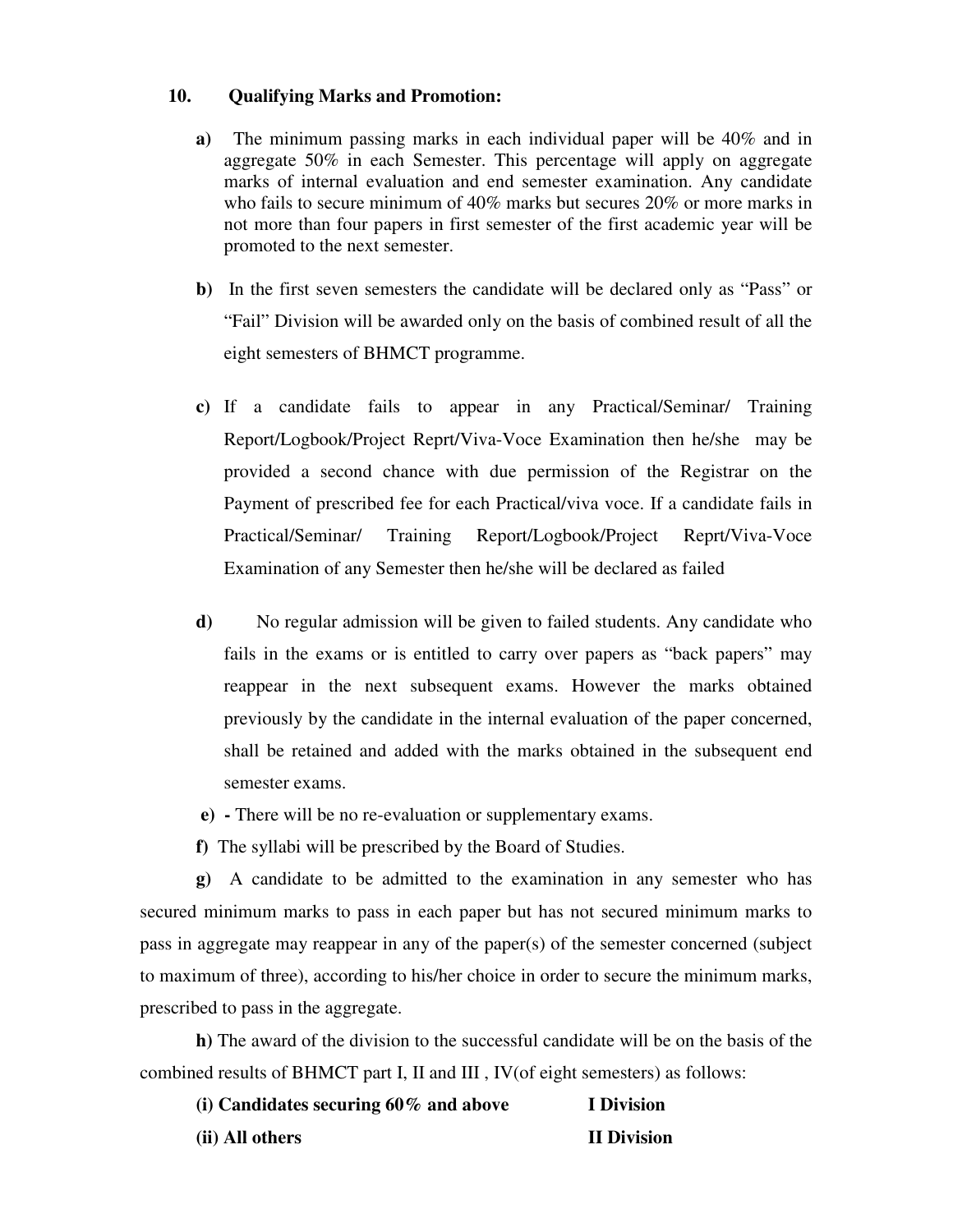## 10. Qualifying Marks and Promotion:

**a)** The minimum passing marks in each individual paper will be 40% and in aggregate 50% in each Semester. This percentage will apply on aggregate marks of internal evaluation and end semester examination. Any candidate who fails to secure minimum of 40% marks but secures 20% or more marks in not more than four papers in first semester of the first academic year will be promoted to the next semester.

**b)** In the first seven semesters the candidate will be declared only as "Pass" or "Fail" Division will be awarded only on the basis of combined result of all the eight semesters of BHMCT programme.

**c)** If a candidate fails to appear in any Practical/Seminar/ Training Report/Logbook/Project Reprt/Viva-Voce Examination then he/she may be provided a second chance with due permission of the Registrar on the Payment of prescribed fee for each Practical/viva voce. If a candidate fails in Practical/Seminar/ Training Report/Logbook/Project Reprt/Viva-Voce Examination of any Semester then he/she will be declared as failed

**d)** No regular admission will be given to failed students. Any candidate who fails in the exams or is entitled to carry over papers as "back papers" may reappear in the next subsequent exams. However the marks obtained previously by the candidate in the internal evaluation of the paper concerned, shall be retained and added with the marks obtained in the subsequent end semester exams.

**e)** **-** There will be no re-evaluation or supplementary exams.

**f)** The syllabi will be prescribed by the Board of Studies.

**g)** A candidate to be admitted to the examination in any semester who has secured minimum marks to pass in each paper but has not secured minimum marks to pass in aggregate may reappear in any of the paper(s) of the semester concerned (subject to maximum of three), according to his/her choice in order to secure the minimum marks, prescribed to pass in the aggregate.

**h)** The award of the division to the successful candidate will be on the basis of the combined results of BHMCT part I, II and III , IV(of eight semesters) as follows:

| | |
|---|---|
| **(i) Candidates securing 60% and above** | **I Division** |
| **(ii) All others** | **II Division** |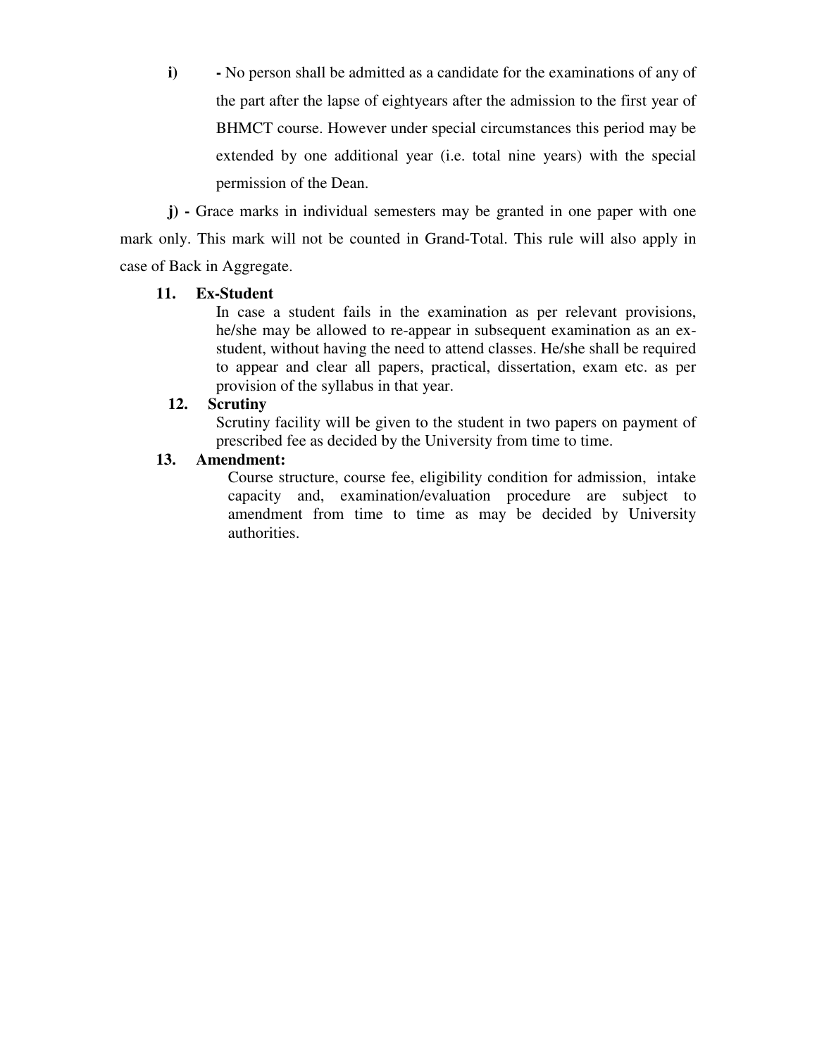**i)** **-** No person shall be admitted as a candidate for the examinations of any of the part after the lapse of eightyears after the admission to the first year of BHMCT course. However under special circumstances this period may be extended by one additional year (i.e. total nine years) with the special permission of the Dean.

**j) -** Grace marks in individual semesters may be granted in one paper with one mark only. This mark will not be counted in Grand-Total. This rule will also apply in case of Back in Aggregate.

**11. Ex-Student**

In case a student fails in the examination as per relevant provisions, he/she may be allowed to re-appear in subsequent examination as an ex-student, without having the need to attend classes. He/she shall be required to appear and clear all papers, practical, dissertation, exam etc. as per provision of the syllabus in that year.

**12. Scrutiny**

Scrutiny facility will be given to the student in two papers on payment of prescribed fee as decided by the University from time to time.

**13. Amendment:**

Course structure, course fee, eligibility condition for admission, intake capacity and, examination/evaluation procedure are subject to amendment from time to time as may be decided by University authorities.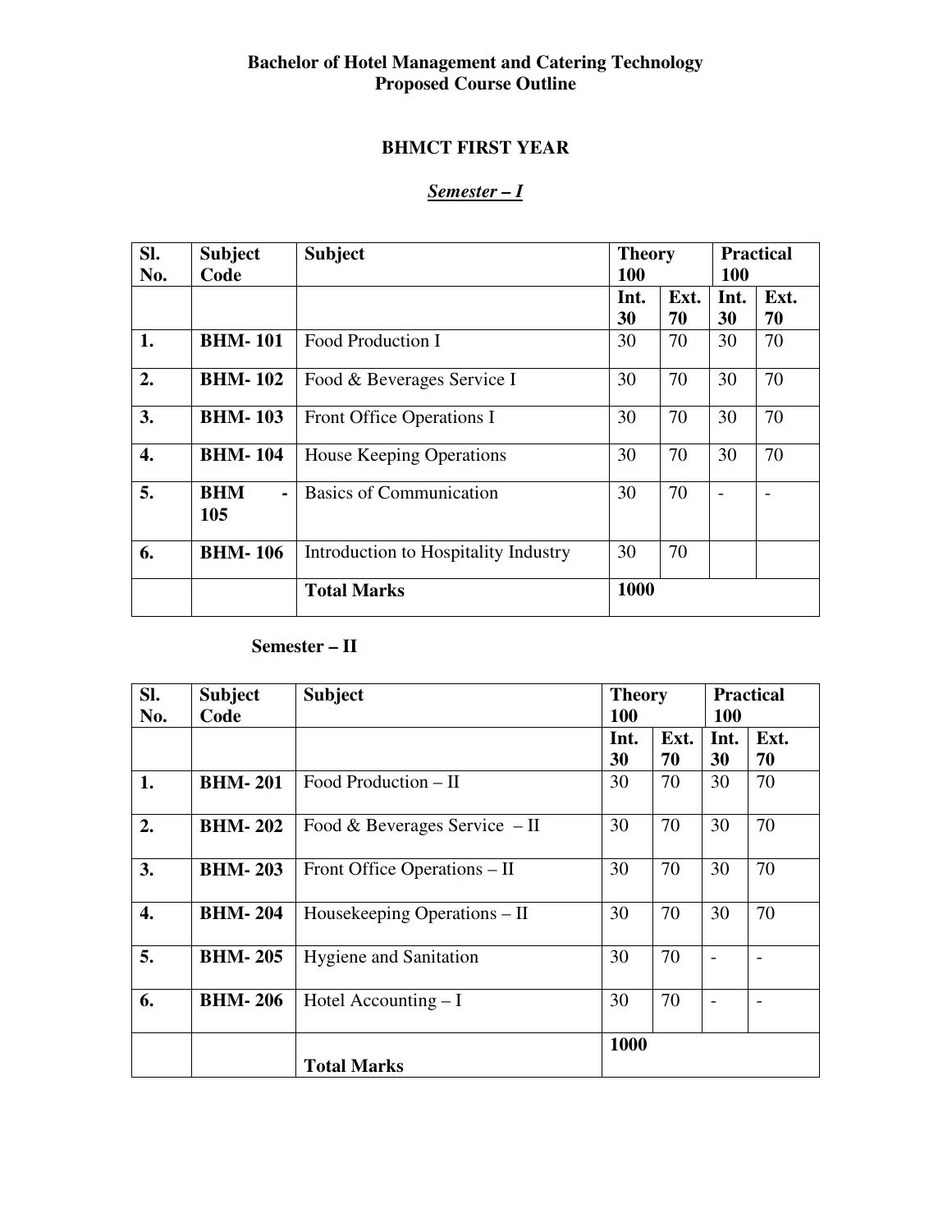# Bachelor of Hotel Management and Catering Technology
# Proposed Course Outline

## BHMCT FIRST YEAR

### *Semester – I*

| Sl. No. | Subject Code | Subject | Theory 100 | | Practical 100 | |
|---|---|---|---|---|---|---|
| | | | Int. 30 | Ext. 70 | Int. 30 | Ext. 70 |
| **1.** | **BHM- 101** | Food Production I | 30 | 70 | 30 | 70 |
| **2.** | **BHM- 102** | Food & Beverages Service I | 30 | 70 | 30 | 70 |
| **3.** | **BHM- 103** | Front Office Operations I | 30 | 70 | 30 | 70 |
| **4.** | **BHM- 104** | House Keeping Operations | 30 | 70 | 30 | 70 |
| **5.** | **BHM - 105** | Basics of Communication | 30 | 70 | - | - |
| **6.** | **BHM- 106** | Introduction to Hospitality Industry | 30 | 70 | | |
| | | **Total Marks** | **1000** | | | |

### Semester – II

| Sl. No. | Subject Code | Subject | Theory 100 | | Practical 100 | |
|---|---|---|---|---|---|---|
| | | | Int. 30 | Ext. 70 | Int. 30 | Ext. 70 |
| **1.** | **BHM- 201** | Food Production – II | 30 | 70 | 30 | 70 |
| **2.** | **BHM- 202** | Food & Beverages Service – II | 30 | 70 | 30 | 70 |
| **3.** | **BHM- 203** | Front Office Operations – II | 30 | 70 | 30 | 70 |
| **4.** | **BHM- 204** | Housekeeping Operations – II | 30 | 70 | 30 | 70 |
| **5.** | **BHM- 205** | Hygiene and Sanitation | 30 | 70 | - | - |
| **6.** | **BHM- 206** | Hotel Accounting – I | 30 | 70 | - | - |
| | | **Total Marks** | **1000** | | | |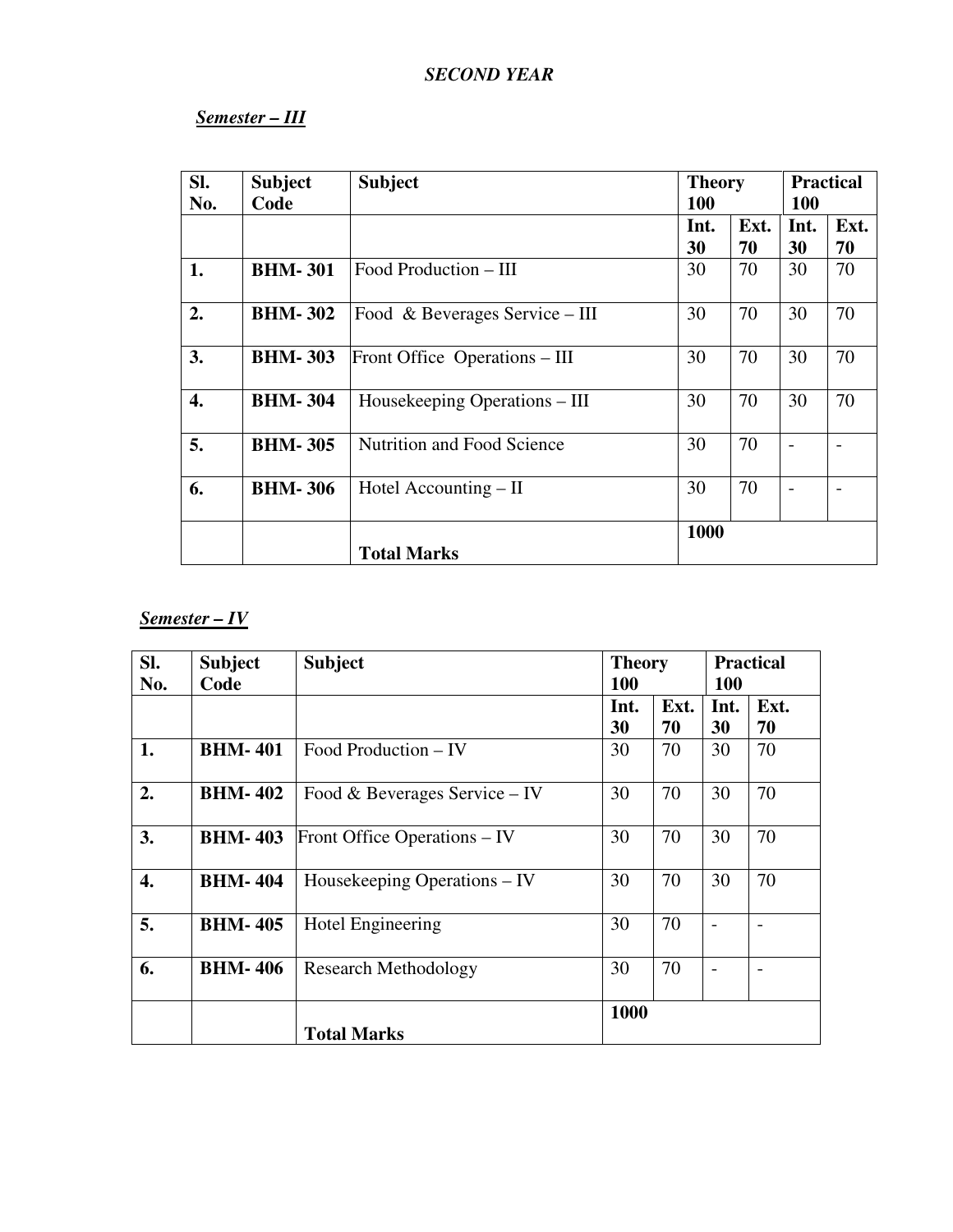## *SECOND YEAR*

### ***Semester – III***

| Sl. No. | Subject Code | Subject | Theory 100 | | Practical 100 | |
|---|---|---|---|---|---|---|
| | | | Int. 30 | Ext. 70 | Int. 30 | Ext. 70 |
| **1.** | **BHM- 301** | Food Production – III | 30 | 70 | 30 | 70 |
| **2.** | **BHM- 302** | Food & Beverages Service – III | 30 | 70 | 30 | 70 |
| **3.** | **BHM- 303** | Front Office Operations – III | 30 | 70 | 30 | 70 |
| **4.** | **BHM- 304** | Housekeeping Operations – III | 30 | 70 | 30 | 70 |
| **5.** | **BHM- 305** | Nutrition and Food Science | 30 | 70 | - | - |
| **6.** | **BHM- 306** | Hotel Accounting – II | 30 | 70 | - | - |
| | | **Total Marks** | **1000** | | | |

### ***Semester – IV***

| Sl. No. | Subject Code | Subject | Theory 100 | | Practical 100 | |
|---|---|---|---|---|---|---|
| | | | Int. 30 | Ext. 70 | Int. 30 | Ext. 70 |
| **1.** | **BHM- 401** | Food Production – IV | 30 | 70 | 30 | 70 |
| **2.** | **BHM- 402** | Food & Beverages Service – IV | 30 | 70 | 30 | 70 |
| **3.** | **BHM- 403** | Front Office Operations – IV | 30 | 70 | 30 | 70 |
| **4.** | **BHM- 404** | Housekeeping Operations – IV | 30 | 70 | 30 | 70 |
| **5.** | **BHM- 405** | Hotel Engineering | 30 | 70 | - | - |
| **6.** | **BHM- 406** | Research Methodology | 30 | 70 | - | - |
| | | **Total Marks** | **1000** | | | |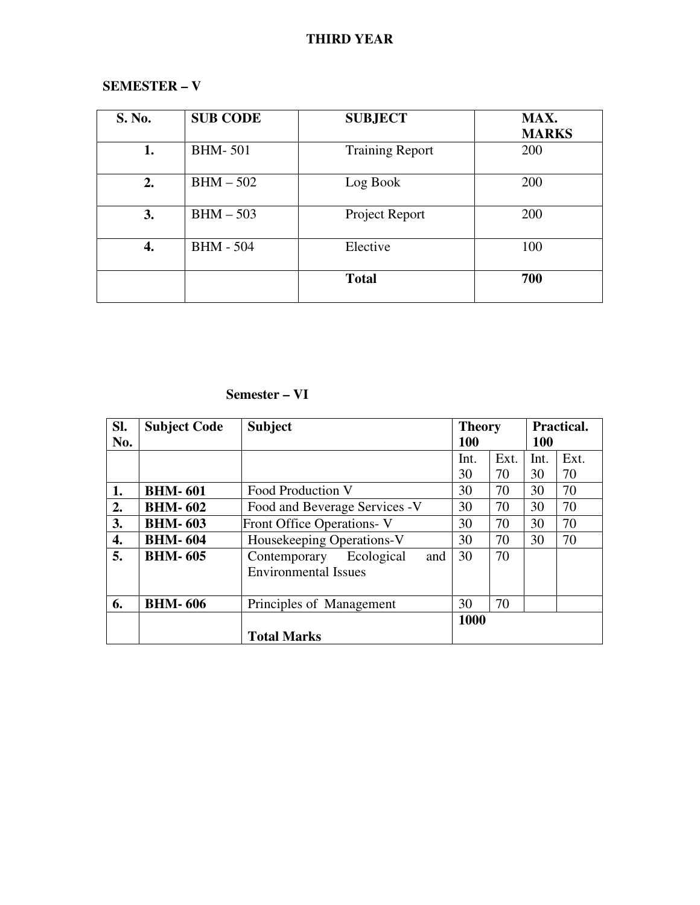# THIRD YEAR

## SEMESTER – V

| S. No. | SUB CODE | SUBJECT | MAX. MARKS |
|---|---|---|---|
| 1. | BHM- 501 | Training Report | 200 |
| 2. | BHM – 502 | Log Book | 200 |
| 3. | BHM – 503 | Project Report | 200 |
| 4. | BHM - 504 | Elective | 100 |
| | | **Total** | **700** |

## Semester – VI

| Sl. No. | Subject Code | Subject | Theory 100 | | Practical. 100 | |
|---|---|---|---|---|---|---|
| | | | Int. 30 | Ext. 70 | Int. 30 | Ext. 70 |
| **1.** | **BHM- 601** | Food Production V | 30 | 70 | 30 | 70 |
| **2.** | **BHM- 602** | Food and Beverage Services -V | 30 | 70 | 30 | 70 |
| **3.** | **BHM- 603** | Front Office Operations- V | 30 | 70 | 30 | 70 |
| **4.** | **BHM- 604** | Housekeeping Operations-V | 30 | 70 | 30 | 70 |
| **5.** | **BHM- 605** | Contemporary Ecological and Environmental Issues | 30 | 70 | | |
| **6.** | **BHM- 606** | Principles of Management | 30 | 70 | | |
| | | **Total Marks** | **1000** | | | |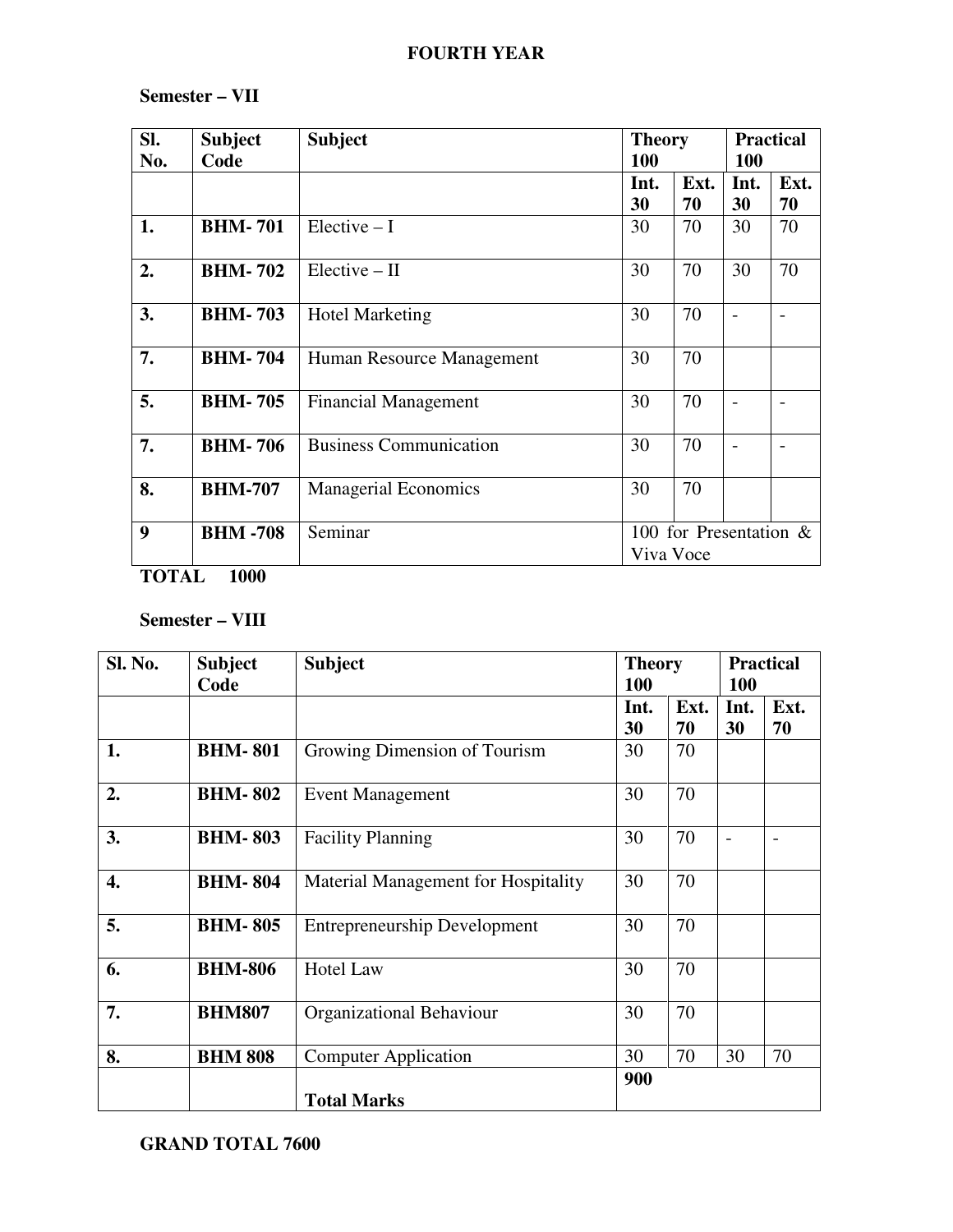**FOURTH YEAR**

**Semester – VII**

| Sl. No. | Subject Code | Subject | Theory 100 | | Practical 100 | |
|---|---|---|---|---|---|---|
| | | | Int. 30 | Ext. 70 | Int. 30 | Ext. 70 |
| 1. | BHM- 701 | Elective – I | 30 | 70 | 30 | 70 |
| 2. | BHM- 702 | Elective – II | 30 | 70 | 30 | 70 |
| 3. | BHM- 703 | Hotel Marketing | 30 | 70 | - | - |
| 7. | BHM- 704 | Human Resource Management | 30 | 70 | | |
| 5. | BHM- 705 | Financial Management | 30 | 70 | - | - |
| 7. | BHM- 706 | Business Communication | 30 | 70 | - | - |
| 8. | BHM-707 | Managerial Economics | 30 | 70 | | |
| 9 | BHM -708 | Seminar | 100 for Presentation & Viva Voce | | | |

**TOTAL 1000**

**Semester – VIII**

| Sl. No. | Subject Code | Subject | Theory 100 | | Practical 100 | |
|---|---|---|---|---|---|---|
| | | | Int. 30 | Ext. 70 | Int. 30 | Ext. 70 |
| 1. | BHM- 801 | Growing Dimension of Tourism | 30 | 70 | | |
| 2. | BHM- 802 | Event Management | 30 | 70 | | |
| 3. | BHM- 803 | Facility Planning | 30 | 70 | - | - |
| 4. | BHM- 804 | Material Management for Hospitality | 30 | 70 | | |
| 5. | BHM- 805 | Entrepreneurship Development | 30 | 70 | | |
| 6. | BHM-806 | Hotel Law | 30 | 70 | | |
| 7. | BHM807 | Organizational Behaviour | 30 | 70 | | |
| 8. | BHM 808 | Computer Application | 30 | 70 | 30 | 70 |
| | | **Total Marks** | 900 | | | |

**GRAND TOTAL 7600**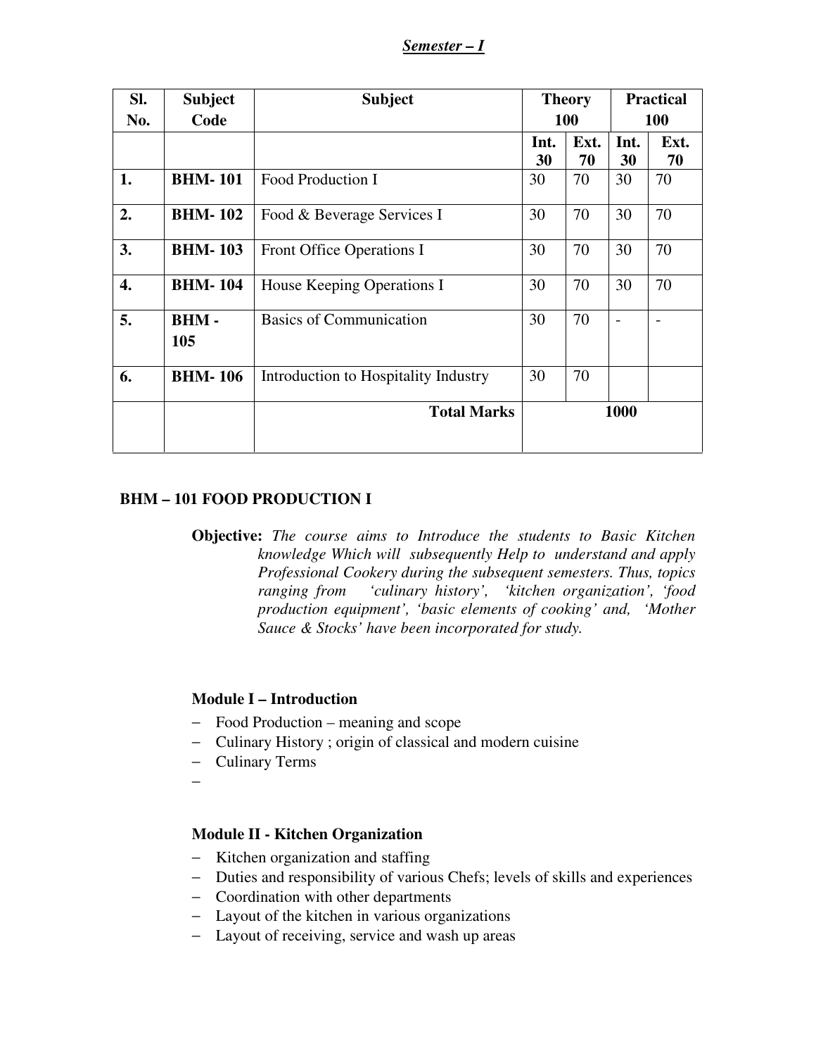***Semester – I***

| Sl. No. | Subject Code | Subject | Theory 100 | | Practical 100 | |
|---|---|---|---|---|---|---|
| | | | Int. 30 | Ext. 70 | Int. 30 | Ext. 70 |
| **1.** | **BHM- 101** | Food Production I | 30 | 70 | 30 | 70 |
| **2.** | **BHM- 102** | Food & Beverage Services I | 30 | 70 | 30 | 70 |
| **3.** | **BHM- 103** | Front Office Operations I | 30 | 70 | 30 | 70 |
| **4.** | **BHM- 104** | House Keeping Operations I | 30 | 70 | 30 | 70 |
| **5.** | **BHM - 105** | Basics of Communication | 30 | 70 | - | - |
| **6.** | **BHM- 106** | Introduction to Hospitality Industry | 30 | 70 | | |
| | | **Total Marks** | **1000** | | | |

## BHM – 101 FOOD PRODUCTION I

**Objective:** *The course aims to Introduce the students to Basic Kitchen knowledge Which will subsequently Help to understand and apply Professional Cookery during the subsequent semesters. Thus, topics ranging from 'culinary history', 'kitchen organization', 'food production equipment', 'basic elements of cooking' and, 'Mother Sauce & Stocks' have been incorporated for study.*

### Module I – Introduction

- Food Production – meaning and scope
- Culinary History ; origin of classical and modern cuisine
- Culinary Terms
-

### Module II - Kitchen Organization

- Kitchen organization and staffing
- Duties and responsibility of various Chefs; levels of skills and experiences
- Coordination with other departments
- Layout of the kitchen in various organizations
- Layout of receiving, service and wash up areas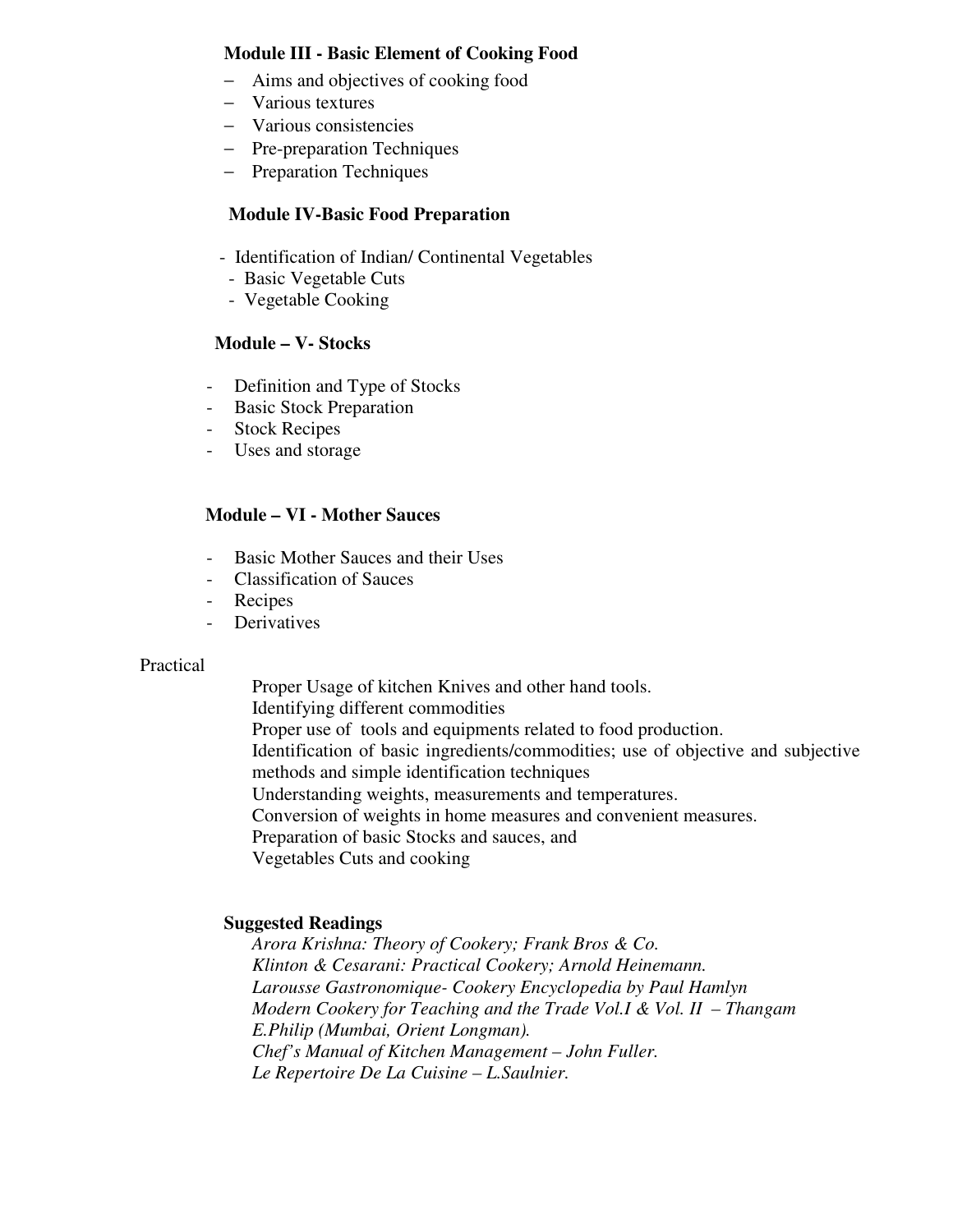**Module III - Basic Element of Cooking Food**

- Aims and objectives of cooking food
- Various textures
- Various consistencies
- Pre-preparation Techniques
- Preparation Techniques

**Module IV-Basic Food Preparation**

- Identification of Indian/ Continental Vegetables
- Basic Vegetable Cuts
- Vegetable Cooking

**Module – V- Stocks**

- Definition and Type of Stocks
- Basic Stock Preparation
- Stock Recipes
- Uses and storage

**Module – VI - Mother Sauces**

- Basic Mother Sauces and their Uses
- Classification of Sauces
- Recipes
- Derivatives

Practical

Proper Usage of kitchen Knives and other hand tools.
Identifying different commodities
Proper use of tools and equipments related to food production.
Identification of basic ingredients/commodities; use of objective and subjective methods and simple identification techniques
Understanding weights, measurements and temperatures.
Conversion of weights in home measures and convenient measures.
Preparation of basic Stocks and sauces, and
Vegetables Cuts and cooking

**Suggested Readings**

*Arora Krishna: Theory of Cookery; Frank Bros & Co.*
*Klinton & Cesarani: Practical Cookery; Arnold Heinemann.*
*Larousse Gastronomique- Cookery Encyclopedia by Paul Hamlyn*
*Modern Cookery for Teaching and the Trade Vol.I & Vol. II – Thangam E.Philip (Mumbai, Orient Longman).*
*Chef's Manual of Kitchen Management – John Fuller.*
*Le Repertoire De La Cuisine – L.Saulnier.*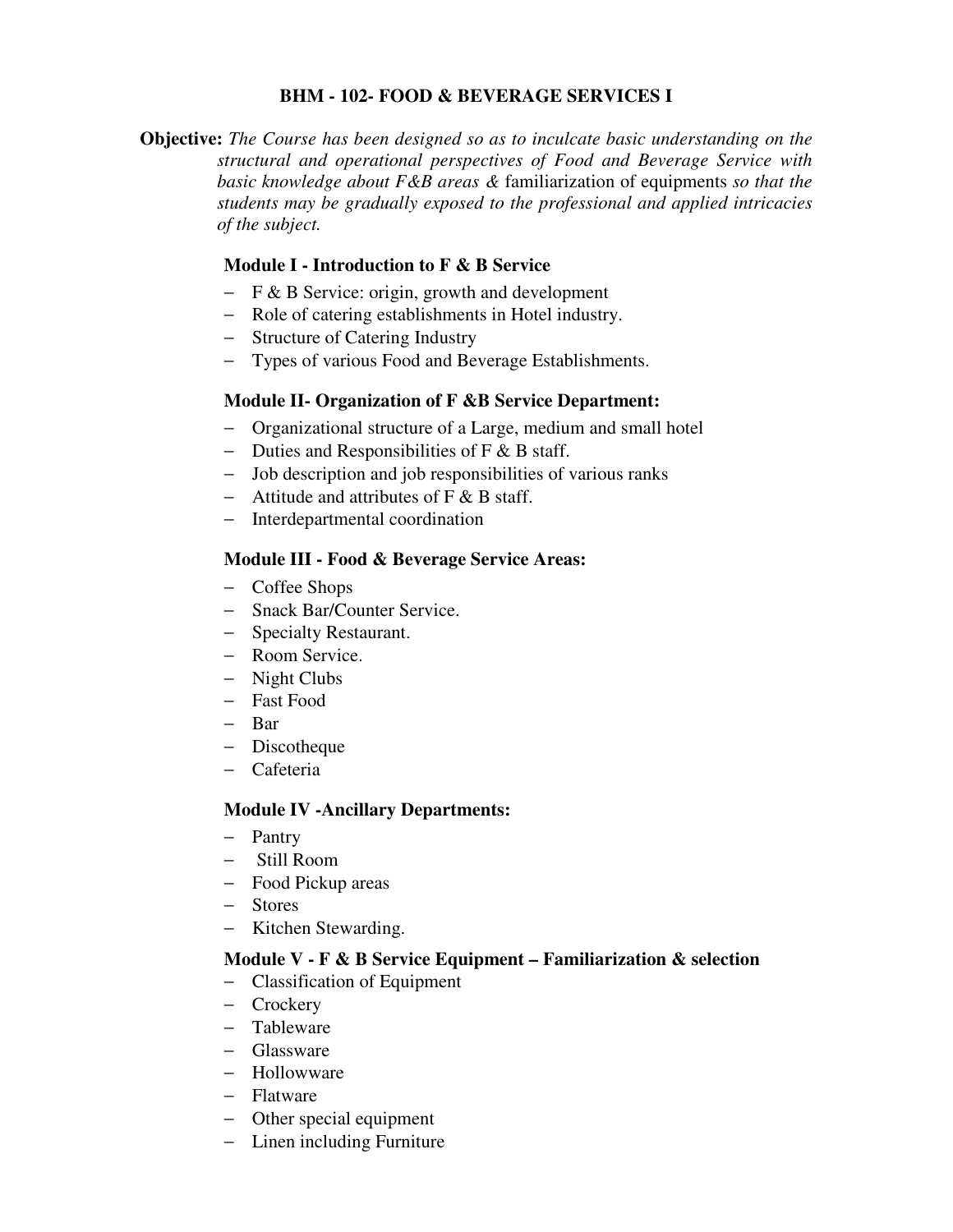## BHM - 102- FOOD & BEVERAGE SERVICES I

**Objective:** *The Course has been designed so as to inculcate basic understanding on the structural and operational perspectives of Food and Beverage Service with basic knowledge about F&B areas &* familiarization of equipments *so that the students may be gradually exposed to the professional and applied intricacies of the subject.*

### Module I - Introduction to F & B Service

- F & B Service: origin, growth and development
- Role of catering establishments in Hotel industry.
- Structure of Catering Industry
- Types of various Food and Beverage Establishments.

### Module II- Organization of F &B Service Department:

- Organizational structure of a Large, medium and small hotel
- Duties and Responsibilities of F & B staff.
- Job description and job responsibilities of various ranks
- Attitude and attributes of F & B staff.
- Interdepartmental coordination

### Module III - Food & Beverage Service Areas:

- Coffee Shops
- Snack Bar/Counter Service.
- Specialty Restaurant.
- Room Service.
- Night Clubs
- Fast Food
- Bar
- Discotheque
- Cafeteria

### Module IV -Ancillary Departments:

- Pantry
- Still Room
- Food Pickup areas
- Stores
- Kitchen Stewarding.

### Module V - F & B Service Equipment – Familiarization & selection

- Classification of Equipment
- Crockery
- Tableware
- Glassware
- Hollowware
- Flatware
- Other special equipment
- Linen including Furniture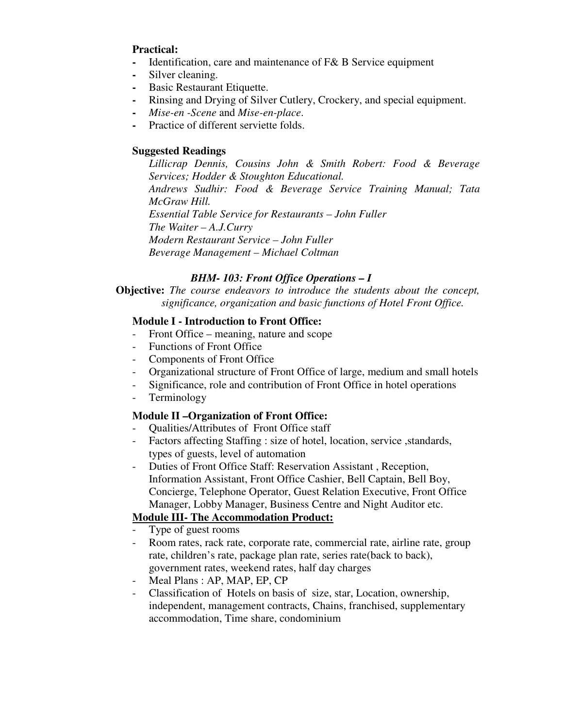**Practical:**

- Identification, care and maintenance of F& B Service equipment
- Silver cleaning.
- Basic Restaurant Etiquette.
- Rinsing and Drying of Silver Cutlery, Crockery, and special equipment.
- *Mise-en -Scene* and *Mise-en-place*.
- Practice of different serviette folds.

**Suggested Readings**

*Lillicrap Dennis, Cousins John & Smith Robert: Food & Beverage Services; Hodder & Stoughton Educational.*
*Andrews Sudhir: Food & Beverage Service Training Manual; Tata McGraw Hill.*
*Essential Table Service for Restaurants – John Fuller*
*The Waiter – A.J.Curry*
*Modern Restaurant Service – John Fuller*
*Beverage Management – Michael Coltman*

### *BHM- 103: Front Office Operations – I*

**Objective:** *The course endeavors to introduce the students about the concept, significance, organization and basic functions of Hotel Front Office.*

**Module I - Introduction to Front Office:**

- Front Office – meaning, nature and scope
- Functions of Front Office
- Components of Front Office
- Organizational structure of Front Office of large, medium and small hotels
- Significance, role and contribution of Front Office in hotel operations
- Terminology

**Module II –Organization of Front Office:**

- Qualities/Attributes of Front Office staff
- Factors affecting Staffing : size of hotel, location, service ,standards, types of guests, level of automation
- Duties of Front Office Staff: Reservation Assistant , Reception, Information Assistant, Front Office Cashier, Bell Captain, Bell Boy, Concierge, Telephone Operator, Guest Relation Executive, Front Office Manager, Lobby Manager, Business Centre and Night Auditor etc.

**<u>Module III- The Accommodation Product:</u>**

- Type of guest rooms
- Room rates, rack rate, corporate rate, commercial rate, airline rate, group rate, children's rate, package plan rate, series rate(back to back), government rates, weekend rates, half day charges
- Meal Plans : AP, MAP, EP, CP
- Classification of Hotels on basis of size, star, Location, ownership, independent, management contracts, Chains, franchised, supplementary accommodation, Time share, condominium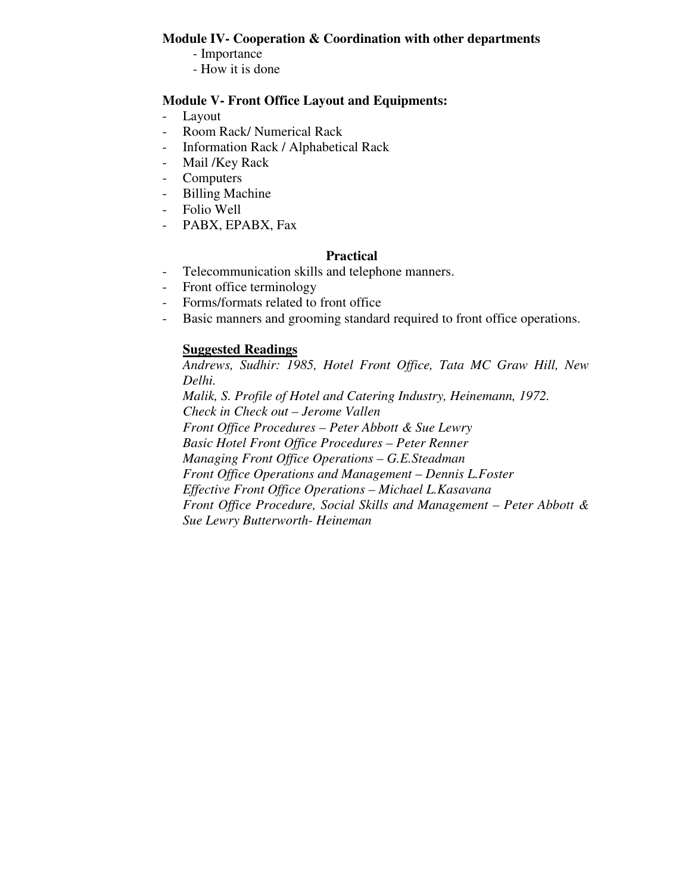**Module IV- Cooperation & Coordination with other departments**

- Importance
- How it is done

**Module V- Front Office Layout and Equipments:**

- Layout
- Room Rack/ Numerical Rack
- Information Rack / Alphabetical Rack
- Mail /Key Rack
- Computers
- Billing Machine
- Folio Well
- PABX, EPABX, Fax

**Practical**

- Telecommunication skills and telephone manners.
- Front office terminology
- Forms/formats related to front office
- Basic manners and grooming standard required to front office operations.

**<u>Suggested Readings</u>**

*Andrews, Sudhir: 1985, Hotel Front Office, Tata MC Graw Hill, New Delhi.*
*Malik, S. Profile of Hotel and Catering Industry, Heinemann, 1972.*
*Check in Check out – Jerome Vallen*
*Front Office Procedures – Peter Abbott & Sue Lewry*
*Basic Hotel Front Office Procedures – Peter Renner*
*Managing Front Office Operations – G.E.Steadman*
*Front Office Operations and Management – Dennis L.Foster*
*Effective Front Office Operations – Michael L.Kasavana*
*Front Office Procedure, Social Skills and Management – Peter Abbott & Sue Lewry Butterworth- Heineman*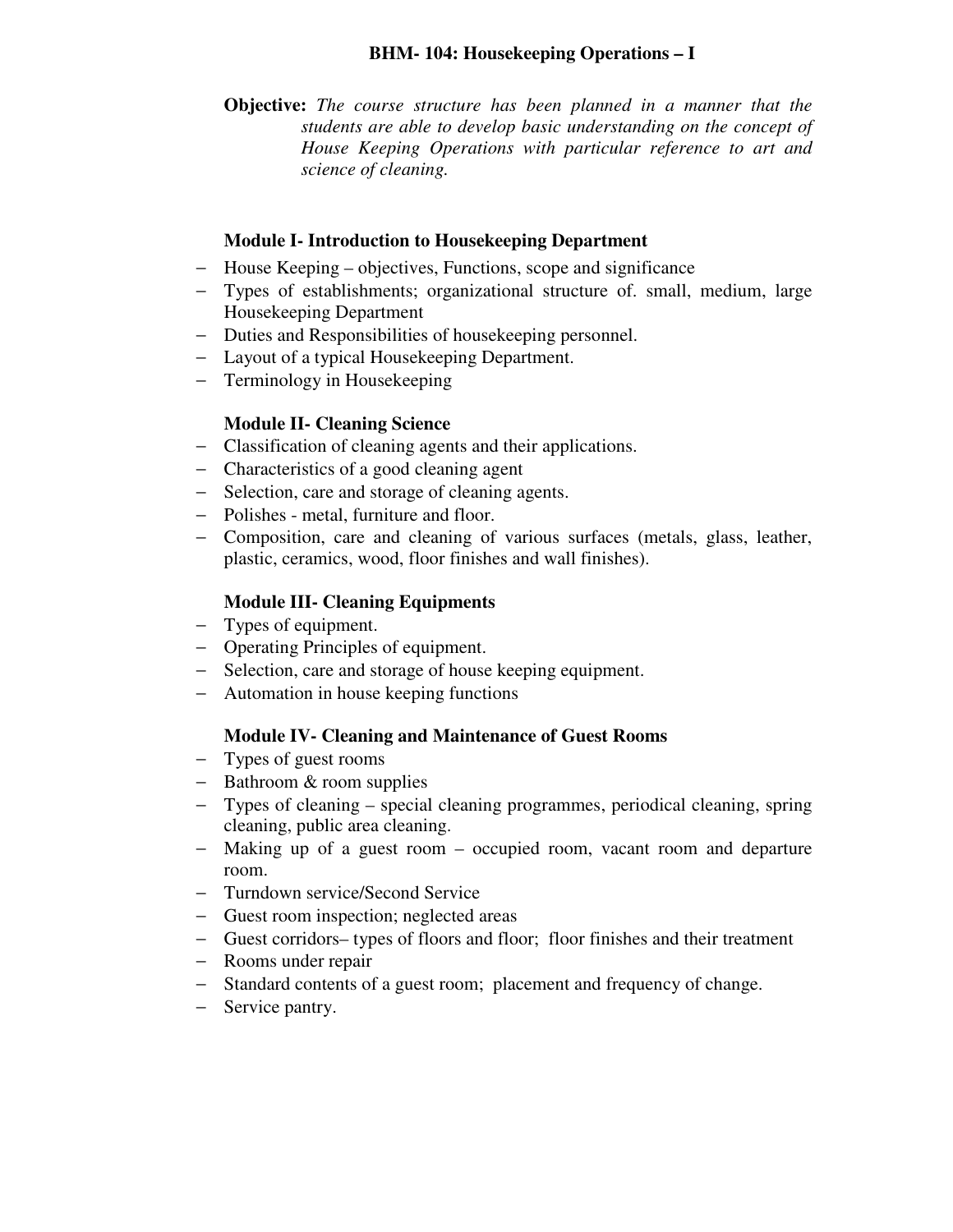# BHM- 104: Housekeeping Operations – I

**Objective:** *The course structure has been planned in a manner that the students are able to develop basic understanding on the concept of House Keeping Operations with particular reference to art and science of cleaning.*

### Module I- Introduction to Housekeeping Department

- House Keeping – objectives, Functions, scope and significance
- Types of establishments; organizational structure of. small, medium, large Housekeeping Department
- Duties and Responsibilities of housekeeping personnel.
- Layout of a typical Housekeeping Department.
- Terminology in Housekeeping

### Module II- Cleaning Science

- Classification of cleaning agents and their applications.
- Characteristics of a good cleaning agent
- Selection, care and storage of cleaning agents.
- Polishes - metal, furniture and floor.
- Composition, care and cleaning of various surfaces (metals, glass, leather, plastic, ceramics, wood, floor finishes and wall finishes).

### Module III- Cleaning Equipments

- Types of equipment.
- Operating Principles of equipment.
- Selection, care and storage of house keeping equipment.
- Automation in house keeping functions

### Module IV- Cleaning and Maintenance of Guest Rooms

- Types of guest rooms
- Bathroom & room supplies
- Types of cleaning – special cleaning programmes, periodical cleaning, spring cleaning, public area cleaning.
- Making up of a guest room – occupied room, vacant room and departure room.
- Turndown service/Second Service
- Guest room inspection; neglected areas
- Guest corridors– types of floors and floor; floor finishes and their treatment
- Rooms under repair
- Standard contents of a guest room; placement and frequency of change.
- Service pantry.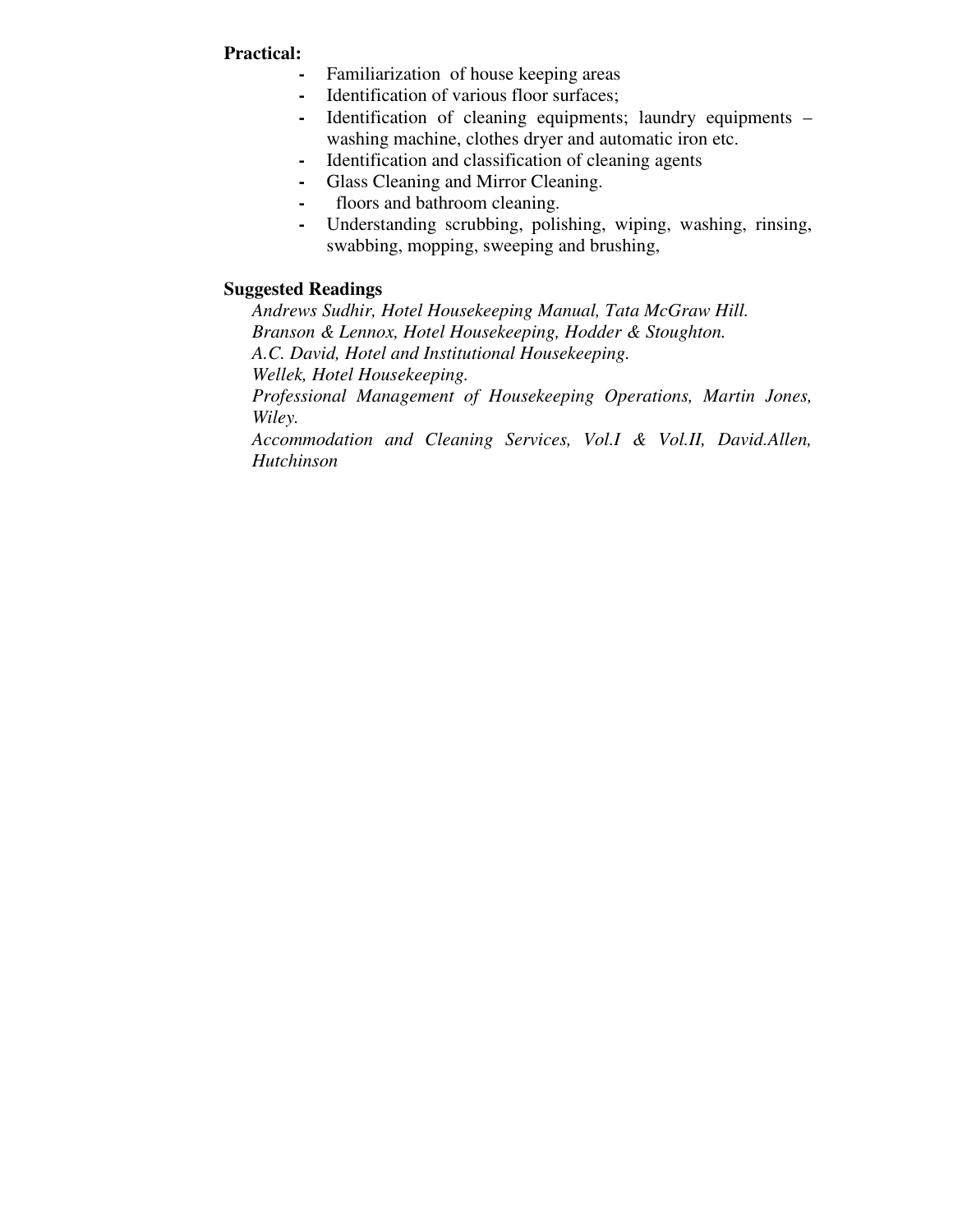**Practical:**

- Familiarization of house keeping areas
- Identification of various floor surfaces;
- Identification of cleaning equipments; laundry equipments – washing machine, clothes dryer and automatic iron etc.
- Identification and classification of cleaning agents
- Glass Cleaning and Mirror Cleaning.
- floors and bathroom cleaning.
- Understanding scrubbing, polishing, wiping, washing, rinsing, swabbing, mopping, sweeping and brushing,

**Suggested Readings**

*Andrews Sudhir, Hotel Housekeeping Manual, Tata McGraw Hill.*
*Branson & Lennox, Hotel Housekeeping, Hodder & Stoughton.*
*A.C. David, Hotel and Institutional Housekeeping.*
*Wellek, Hotel Housekeeping.*
*Professional Management of Housekeeping Operations, Martin Jones, Wiley.*
*Accommodation and Cleaning Services, Vol.I & Vol.II, David.Allen, Hutchinson*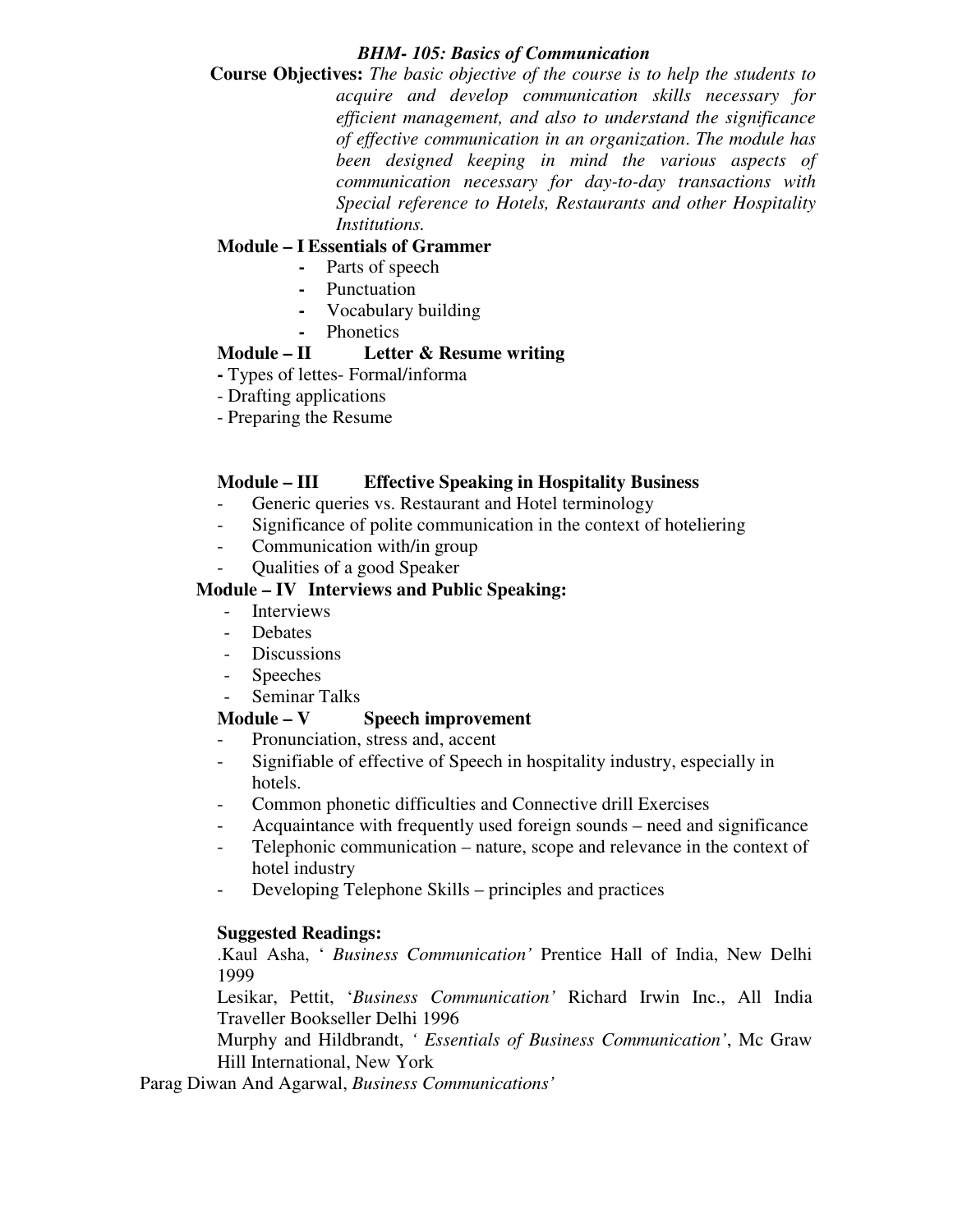### *BHM- 105: Basics of Communication*

**Course Objectives:** *The basic objective of the course is to help the students to acquire and develop communication skills necessary for efficient management, and also to understand the significance of effective communication in an organization. The module has been designed keeping in mind the various aspects of communication necessary for day-to-day transactions with Special reference to Hotels, Restaurants and other Hospitality Institutions.*

**Module – I Essentials of Grammer**

- Parts of speech
- Punctuation
- Vocabulary building
- Phonetics

**Module – II Letter & Resume writing**

- Types of lettes- Formal/informa
- Drafting applications
- Preparing the Resume

**Module – III Effective Speaking in Hospitality Business**

- Generic queries vs. Restaurant and Hotel terminology
- Significance of polite communication in the context of hoteliering
- Communication with/in group
- Qualities of a good Speaker

**Module – IV Interviews and Public Speaking:**

- Interviews
- Debates
- Discussions
- Speeches
- Seminar Talks

**Module – V Speech improvement**

- Pronunciation, stress and, accent
- Signifiable of effective of Speech in hospitality industry, especially in hotels.
- Common phonetic difficulties and Connective drill Exercises
- Acquaintance with frequently used foreign sounds – need and significance
- Telephonic communication – nature, scope and relevance in the context of hotel industry
- Developing Telephone Skills – principles and practices

**Suggested Readings:**

.Kaul Asha, ' *Business Communication'* Prentice Hall of India, New Delhi 1999

Lesikar, Pettit, '*Business Communication'* Richard Irwin Inc., All India Traveller Bookseller Delhi 1996

Murphy and Hildbrandt, *' Essentials of Business Communication'*, Mc Graw Hill International, New York

Parag Diwan And Agarwal, *Business Communications'*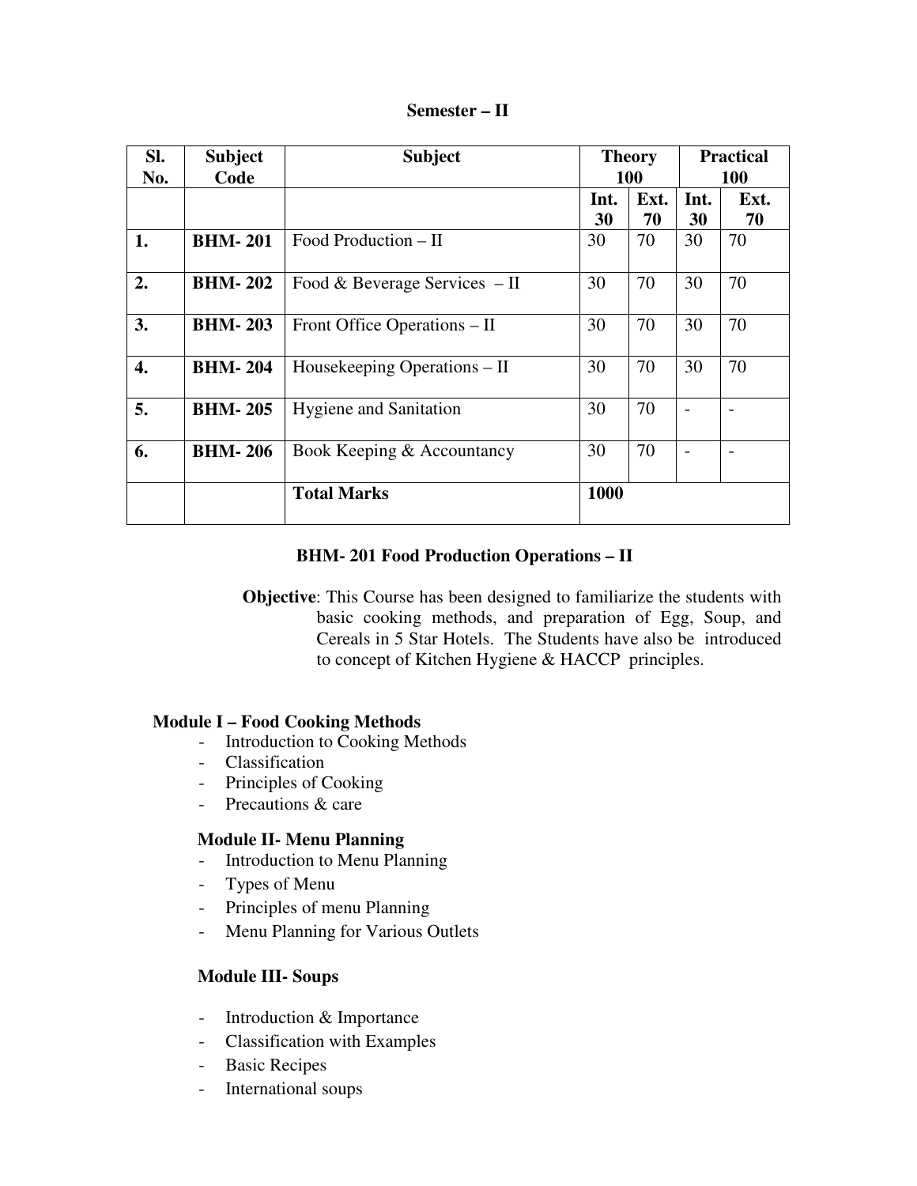**Semester – II**

| Sl. No. | Subject Code | Subject | Theory 100 | | Practical 100 | |
|---|---|---|---|---|---|---|
| | | | Int. 30 | Ext. 70 | Int. 30 | Ext. 70 |
| **1.** | **BHM- 201** | Food Production – II | 30 | 70 | 30 | 70 |
| **2.** | **BHM- 202** | Food & Beverage Services – II | 30 | 70 | 30 | 70 |
| **3.** | **BHM- 203** | Front Office Operations – II | 30 | 70 | 30 | 70 |
| **4.** | **BHM- 204** | Housekeeping Operations – II | 30 | 70 | 30 | 70 |
| **5.** | **BHM- 205** | Hygiene and Sanitation | 30 | 70 | - | - |
| **6.** | **BHM- 206** | Book Keeping & Accountancy | 30 | 70 | - | - |
| | | **Total Marks** | **1000** | | | |

## BHM- 201 Food Production Operations – II

**Objective**: This Course has been designed to familiarize the students with basic cooking methods, and preparation of Egg, Soup, and Cereals in 5 Star Hotels. The Students have also be introduced to concept of Kitchen Hygiene & HACCP principles.

### Module I – Food Cooking Methods

- Introduction to Cooking Methods
- Classification
- Principles of Cooking
- Precautions & care

### Module II- Menu Planning

- Introduction to Menu Planning
- Types of Menu
- Principles of menu Planning
- Menu Planning for Various Outlets

### Module III- Soups

- Introduction & Importance
- Classification with Examples
- Basic Recipes
- International soups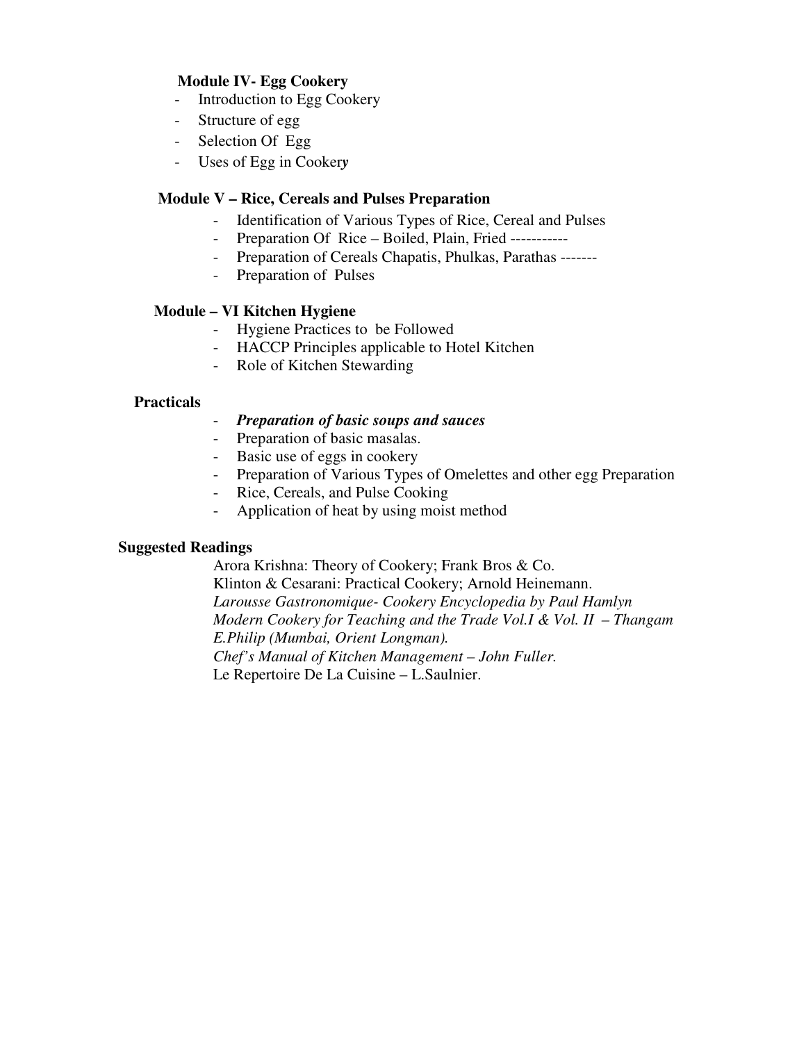**Module IV- Egg Cookery**

- Introduction to Egg Cookery
- Structure of egg
- Selection Of Egg
- Uses of Egg in Cookery

**Module V – Rice, Cereals and Pulses Preparation**

- Identification of Various Types of Rice, Cereal and Pulses
- Preparation Of Rice – Boiled, Plain, Fried -----------
- Preparation of Cereals Chapatis, Phulkas, Parathas -------
- Preparation of Pulses

**Module – VI Kitchen Hygiene**

- Hygiene Practices to be Followed
- HACCP Principles applicable to Hotel Kitchen
- Role of Kitchen Stewarding

**Practicals**

- ***Preparation of basic soups and sauces***
- Preparation of basic masalas.
- Basic use of eggs in cookery
- Preparation of Various Types of Omelettes and other egg Preparation
- Rice, Cereals, and Pulse Cooking
- Application of heat by using moist method

**Suggested Readings**

Arora Krishna: Theory of Cookery; Frank Bros & Co.
Klinton & Cesarani: Practical Cookery; Arnold Heinemann.
*Larousse Gastronomique- Cookery Encyclopedia by Paul Hamlyn*
*Modern Cookery for Teaching and the Trade Vol.I & Vol. II – Thangam E.Philip (Mumbai, Orient Longman).*
*Chef's Manual of Kitchen Management – John Fuller.*
Le Repertoire De La Cuisine – L.Saulnier.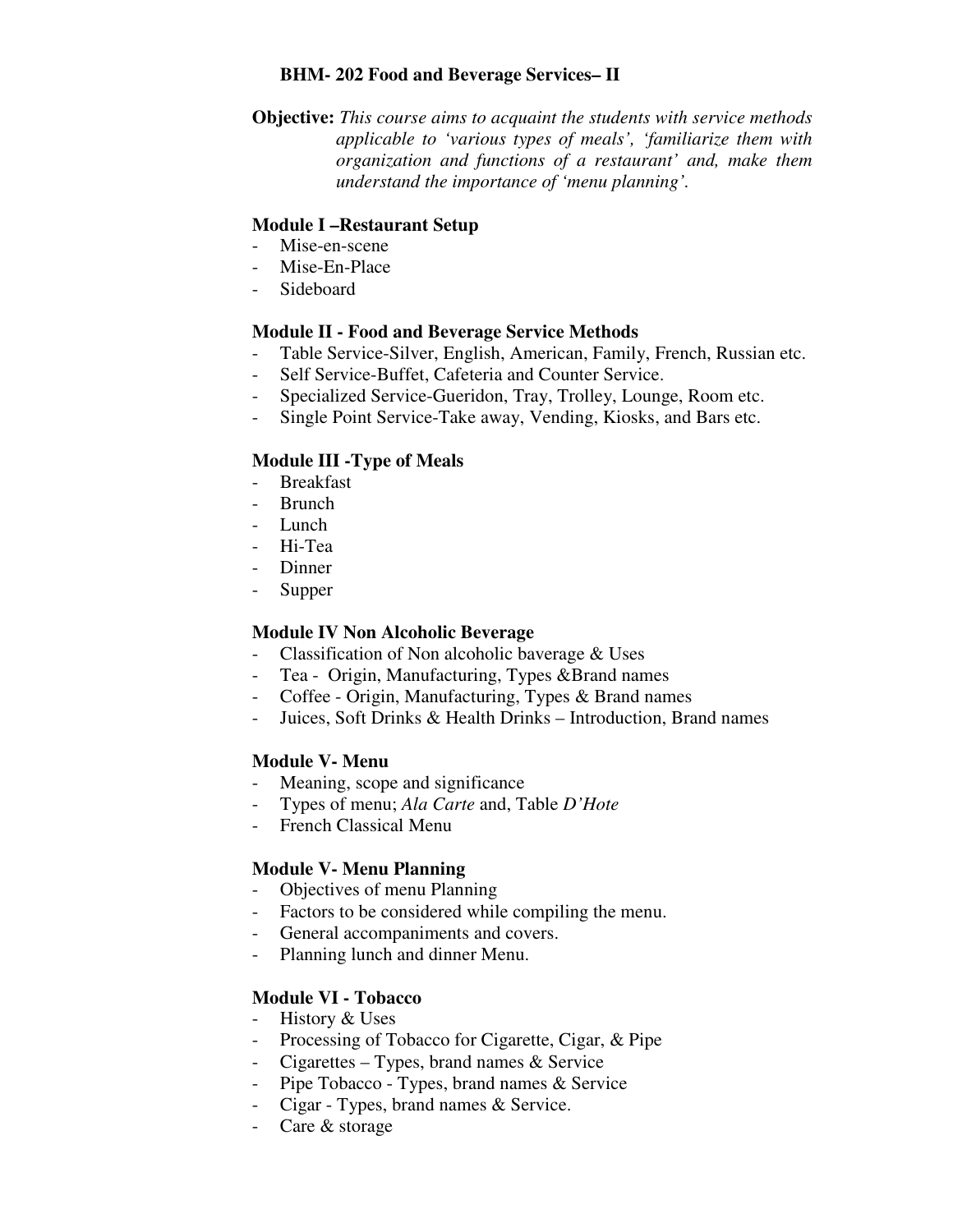## BHM- 202 Food and Beverage Services– II

**Objective:** *This course aims to acquaint the students with service methods applicable to 'various types of meals', 'familiarize them with organization and functions of a restaurant' and, make them understand the importance of 'menu planning'.*

### Module I –Restaurant Setup

- Mise-en-scene
- Mise-En-Place
- Sideboard

### Module II - Food and Beverage Service Methods

- Table Service-Silver, English, American, Family, French, Russian etc.
- Self Service-Buffet, Cafeteria and Counter Service.
- Specialized Service-Gueridon, Tray, Trolley, Lounge, Room etc.
- Single Point Service-Take away, Vending, Kiosks, and Bars etc.

### Module III -Type of Meals

- Breakfast
- Brunch
- Lunch
- Hi-Tea
- Dinner
- Supper

### Module IV Non Alcoholic Beverage

- Classification of Non alcoholic baverage & Uses
- Tea - Origin, Manufacturing, Types &Brand names
- Coffee - Origin, Manufacturing, Types & Brand names
- Juices, Soft Drinks & Health Drinks – Introduction, Brand names

### Module V- Menu

- Meaning, scope and significance
- Types of menu; *Ala Carte* and, Table *D'Hote*
- French Classical Menu

### Module V- Menu Planning

- Objectives of menu Planning
- Factors to be considered while compiling the menu.
- General accompaniments and covers.
- Planning lunch and dinner Menu.

### Module VI - Tobacco

- History & Uses
- Processing of Tobacco for Cigarette, Cigar, & Pipe
- Cigarettes – Types, brand names & Service
- Pipe Tobacco - Types, brand names & Service
- Cigar - Types, brand names & Service.
- Care & storage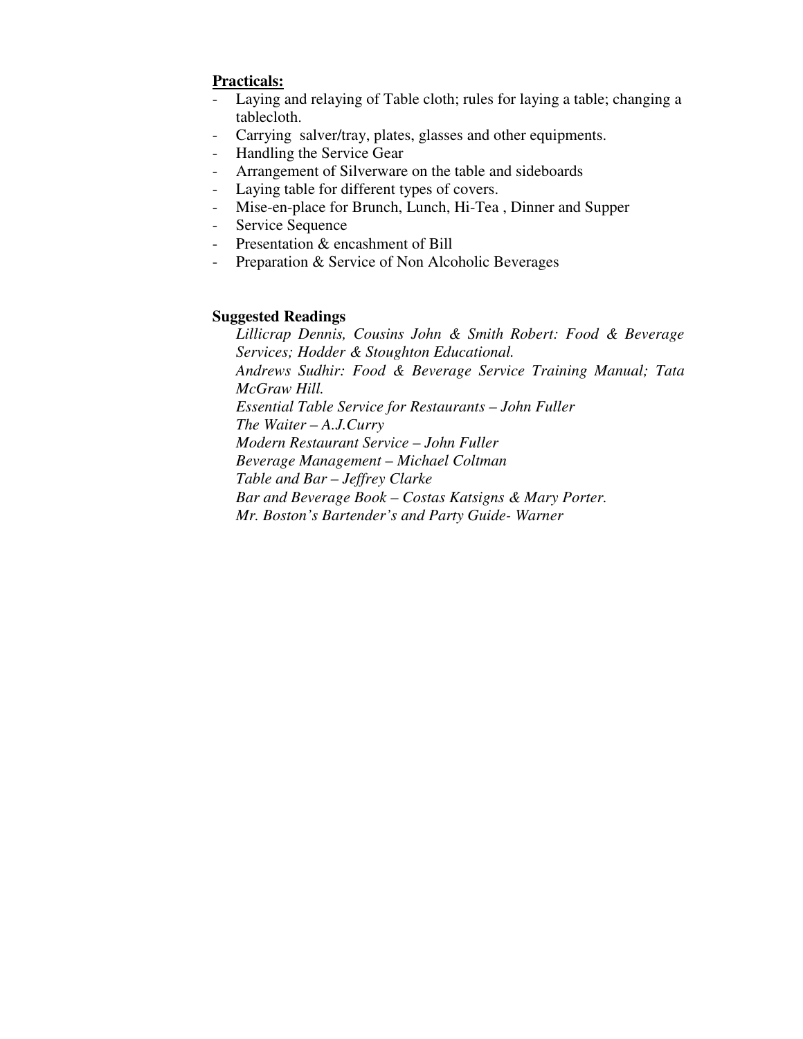**Practicals:**

- Laying and relaying of Table cloth; rules for laying a table; changing a tablecloth.
- Carrying salver/tray, plates, glasses and other equipments.
- Handling the Service Gear
- Arrangement of Silverware on the table and sideboards
- Laying table for different types of covers.
- Mise-en-place for Brunch, Lunch, Hi-Tea , Dinner and Supper
- Service Sequence
- Presentation & encashment of Bill
- Preparation & Service of Non Alcoholic Beverages

**Suggested Readings**

*Lillicrap Dennis, Cousins John & Smith Robert: Food & Beverage Services; Hodder & Stoughton Educational.*
*Andrews Sudhir: Food & Beverage Service Training Manual; Tata McGraw Hill.*
*Essential Table Service for Restaurants – John Fuller*
*The Waiter – A.J.Curry*
*Modern Restaurant Service – John Fuller*
*Beverage Management – Michael Coltman*
*Table and Bar – Jeffrey Clarke*
*Bar and Beverage Book – Costas Katsigns & Mary Porter.*
*Mr. Boston's Bartender's and Party Guide- Warner*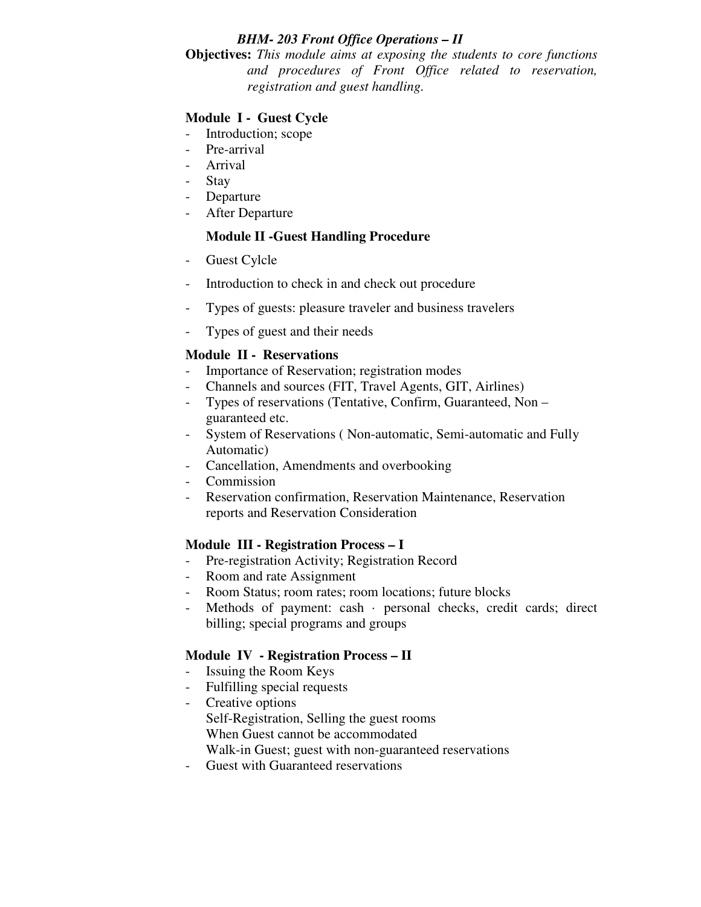### *BHM- 203 Front Office Operations – II*

**Objectives:** *This module aims at exposing the students to core functions and procedures of Front Office related to reservation, registration and guest handling.*

**Module I - Guest Cycle**

- Introduction; scope
- Pre-arrival
- Arrival
- Stay
- Departure
- After Departure

**Module II -Guest Handling Procedure**

- Guest Cylcle
- Introduction to check in and check out procedure
- Types of guests: pleasure traveler and business travelers
- Types of guest and their needs

**Module II - Reservations**

- Importance of Reservation; registration modes
- Channels and sources (FIT, Travel Agents, GIT, Airlines)
- Types of reservations (Tentative, Confirm, Guaranteed, Non – guaranteed etc.
- System of Reservations ( Non-automatic, Semi-automatic and Fully Automatic)
- Cancellation, Amendments and overbooking
- Commission
- Reservation confirmation, Reservation Maintenance, Reservation reports and Reservation Consideration

**Module III - Registration Process – I**

- Pre-registration Activity; Registration Record
- Room and rate Assignment
- Room Status; room rates; room locations; future blocks
- Methods of payment: cash · personal checks, credit cards; direct billing; special programs and groups

**Module IV - Registration Process – II**

- Issuing the Room Keys
- Fulfilling special requests
- Creative options
  Self-Registration, Selling the guest rooms
  When Guest cannot be accommodated
  Walk-in Guest; guest with non-guaranteed reservations
- Guest with Guaranteed reservations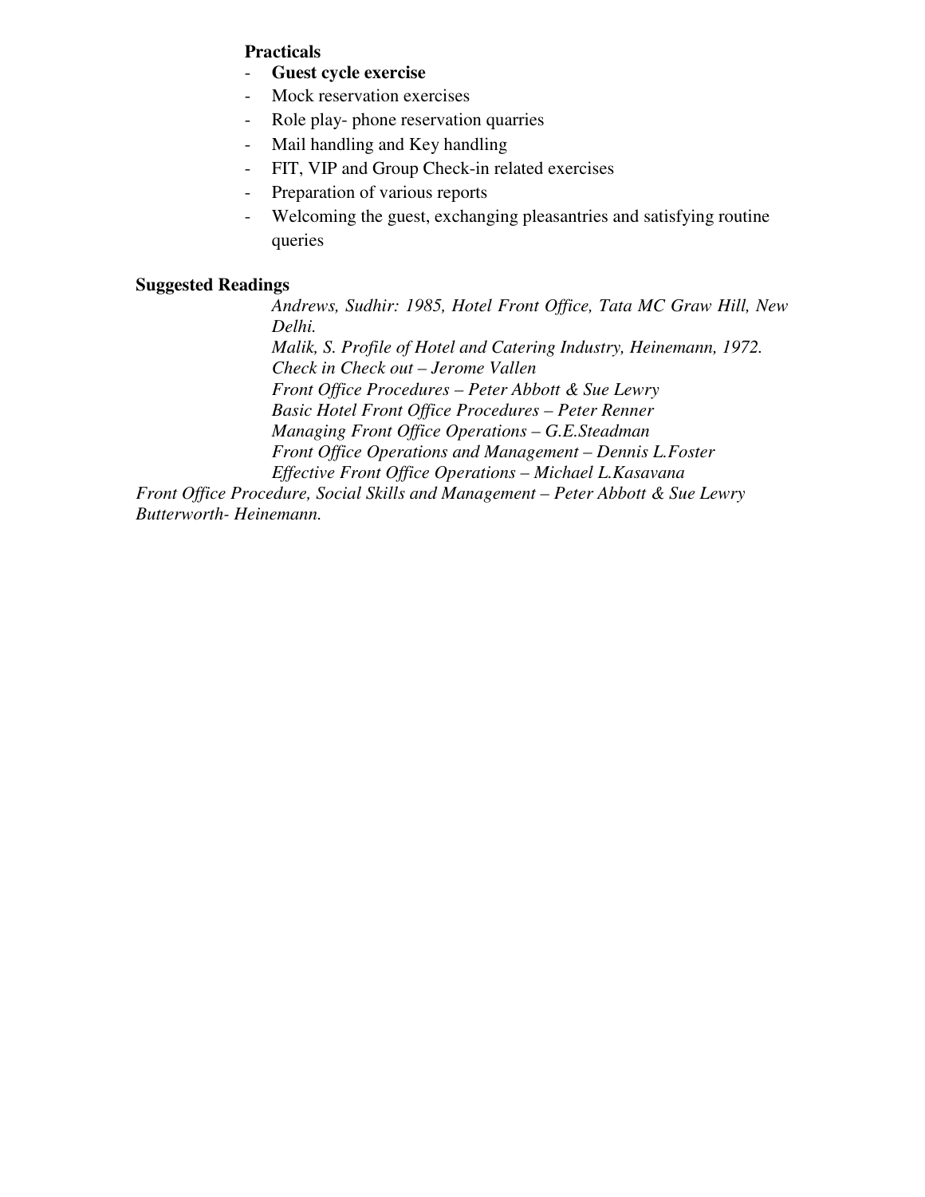**Practicals**

- **Guest cycle exercise**
- Mock reservation exercises
- Role play- phone reservation quarries
- Mail handling and Key handling
- FIT, VIP and Group Check-in related exercises
- Preparation of various reports
- Welcoming the guest, exchanging pleasantries and satisfying routine queries

**Suggested Readings**

*Andrews, Sudhir: 1985, Hotel Front Office, Tata MC Graw Hill, New Delhi.*
*Malik, S. Profile of Hotel and Catering Industry, Heinemann, 1972.*
*Check in Check out – Jerome Vallen*
*Front Office Procedures – Peter Abbott & Sue Lewry*
*Basic Hotel Front Office Procedures – Peter Renner*
*Managing Front Office Operations – G.E.Steadman*
*Front Office Operations and Management – Dennis L.Foster*
*Effective Front Office Operations – Michael L.Kasavana*
*Front Office Procedure, Social Skills and Management – Peter Abbott & Sue Lewry Butterworth- Heinemann.*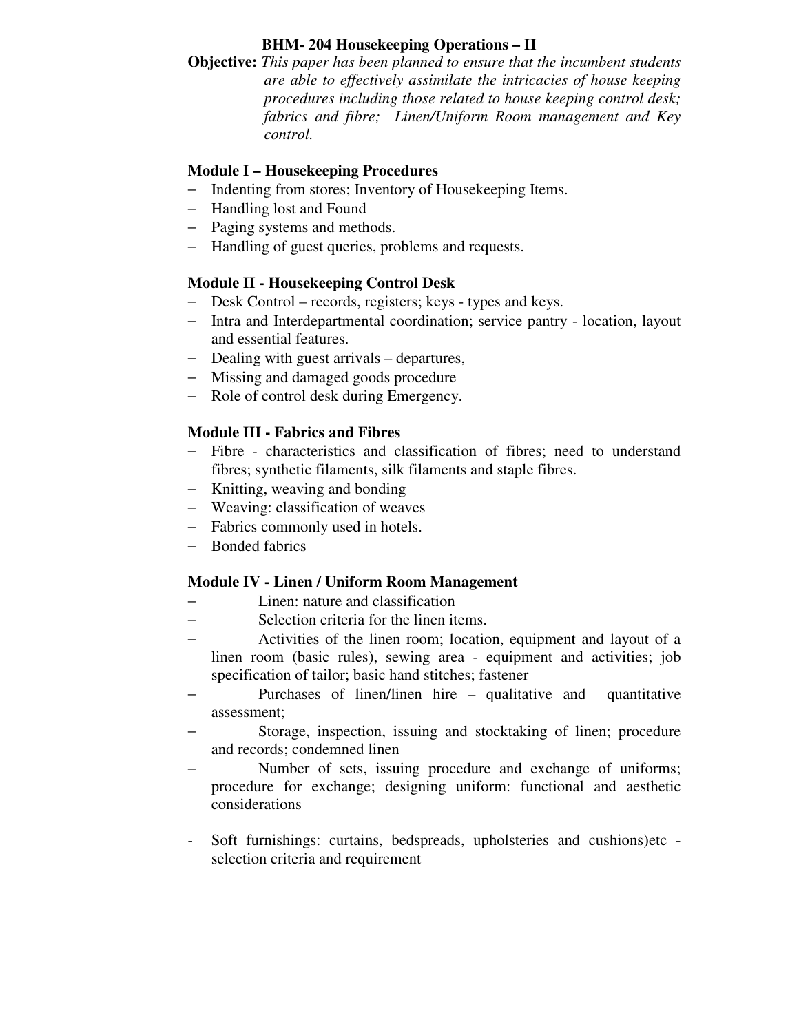## BHM- 204 Housekeeping Operations – II

**Objective:** *This paper has been planned to ensure that the incumbent students are able to effectively assimilate the intricacies of house keeping procedures including those related to house keeping control desk; fabrics and fibre; Linen/Uniform Room management and Key control.*

### Module I – Housekeeping Procedures

- Indenting from stores; Inventory of Housekeeping Items.
- Handling lost and Found
- Paging systems and methods.
- Handling of guest queries, problems and requests.

### Module II - Housekeeping Control Desk

- Desk Control – records, registers; keys - types and keys.
- Intra and Interdepartmental coordination; service pantry - location, layout and essential features.
- Dealing with guest arrivals – departures,
- Missing and damaged goods procedure
- Role of control desk during Emergency.

### Module III - Fabrics and Fibres

- Fibre - characteristics and classification of fibres; need to understand fibres; synthetic filaments, silk filaments and staple fibres.
- Knitting, weaving and bonding
- Weaving: classification of weaves
- Fabrics commonly used in hotels.
- Bonded fabrics

### Module IV - Linen / Uniform Room Management

- Linen: nature and classification
- Selection criteria for the linen items.
- Activities of the linen room; location, equipment and layout of a linen room (basic rules), sewing area - equipment and activities; job specification of tailor; basic hand stitches; fastener
- Purchases of linen/linen hire – qualitative and quantitative assessment;
- Storage, inspection, issuing and stocktaking of linen; procedure and records; condemned linen
- Number of sets, issuing procedure and exchange of uniforms; procedure for exchange; designing uniform: functional and aesthetic considerations
- Soft furnishings: curtains, bedspreads, upholsteries and cushions)etc - selection criteria and requirement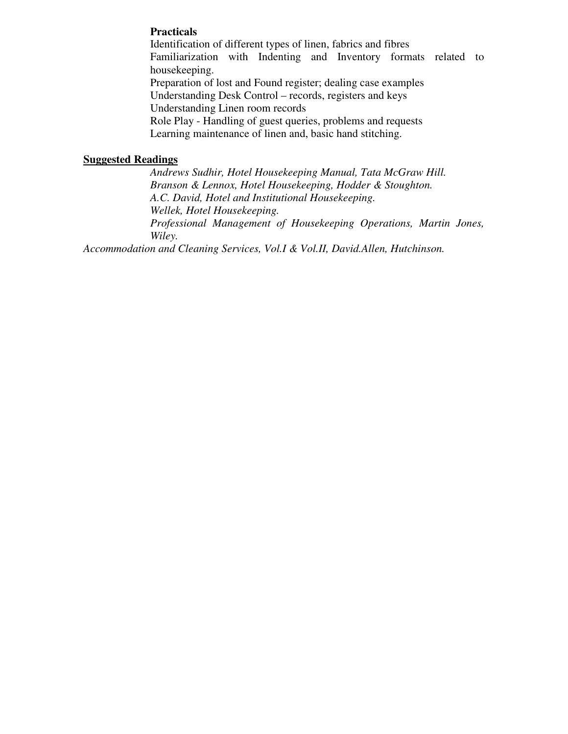**Practicals**

Identification of different types of linen, fabrics and fibres

Familiarization with Indenting and Inventory formats related to housekeeping.

Preparation of lost and Found register; dealing case examples

Understanding Desk Control – records, registers and keys

Understanding Linen room records

Role Play - Handling of guest queries, problems and requests

Learning maintenance of linen and, basic hand stitching.

**Suggested Readings**

*Andrews Sudhir, Hotel Housekeeping Manual, Tata McGraw Hill.*

*Branson & Lennox, Hotel Housekeeping, Hodder & Stoughton.*

*A.C. David, Hotel and Institutional Housekeeping.*

*Wellek, Hotel Housekeeping.*

*Professional Management of Housekeeping Operations, Martin Jones, Wiley.*

*Accommodation and Cleaning Services, Vol.I & Vol.II, David.Allen, Hutchinson.*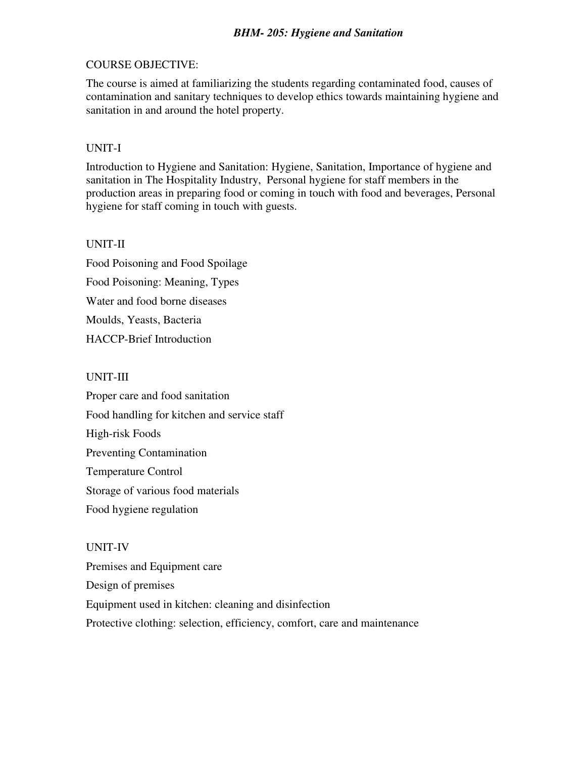## *BHM- 205: Hygiene and Sanitation*

COURSE OBJECTIVE:

The course is aimed at familiarizing the students regarding contaminated food, causes of contamination and sanitary techniques to develop ethics towards maintaining hygiene and sanitation in and around the hotel property.

UNIT-I

Introduction to Hygiene and Sanitation: Hygiene, Sanitation, Importance of hygiene and sanitation in The Hospitality Industry, Personal hygiene for staff members in the production areas in preparing food or coming in touch with food and beverages, Personal hygiene for staff coming in touch with guests.

UNIT-II

Food Poisoning and Food Spoilage

Food Poisoning: Meaning, Types

Water and food borne diseases

Moulds, Yeasts, Bacteria

HACCP-Brief Introduction

UNIT-III

Proper care and food sanitation

Food handling for kitchen and service staff

High-risk Foods

Preventing Contamination

Temperature Control

Storage of various food materials

Food hygiene regulation

UNIT-IV

Premises and Equipment care

Design of premises

Equipment used in kitchen: cleaning and disinfection

Protective clothing: selection, efficiency, comfort, care and maintenance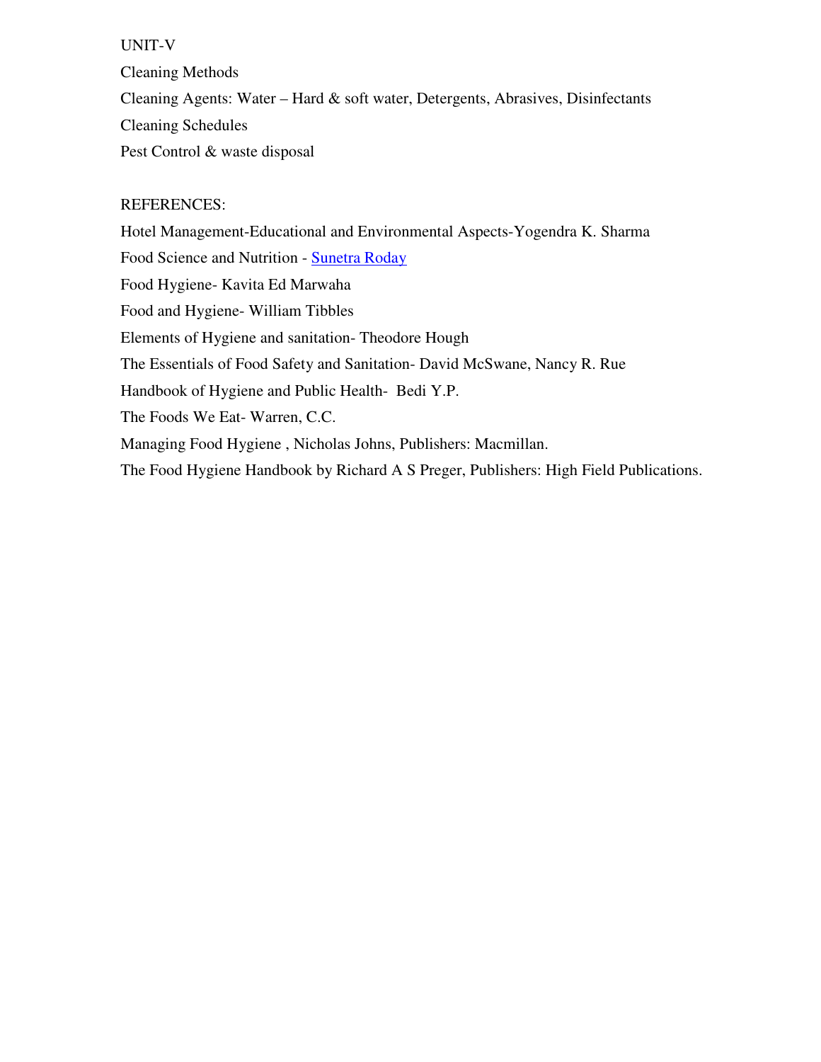UNIT-V

Cleaning Methods

Cleaning Agents: Water – Hard & soft water, Detergents, Abrasives, Disinfectants

Cleaning Schedules

Pest Control & waste disposal

REFERENCES:

Hotel Management-Educational and Environmental Aspects-Yogendra K. Sharma

Food Science and Nutrition - Sunetra Roday

Food Hygiene- Kavita Ed Marwaha

Food and Hygiene- William Tibbles

Elements of Hygiene and sanitation- Theodore Hough

The Essentials of Food Safety and Sanitation- David McSwane, Nancy R. Rue

Handbook of Hygiene and Public Health- Bedi Y.P.

The Foods We Eat- Warren, C.C.

Managing Food Hygiene , Nicholas Johns, Publishers: Macmillan.

The Food Hygiene Handbook by Richard A S Preger, Publishers: High Field Publications.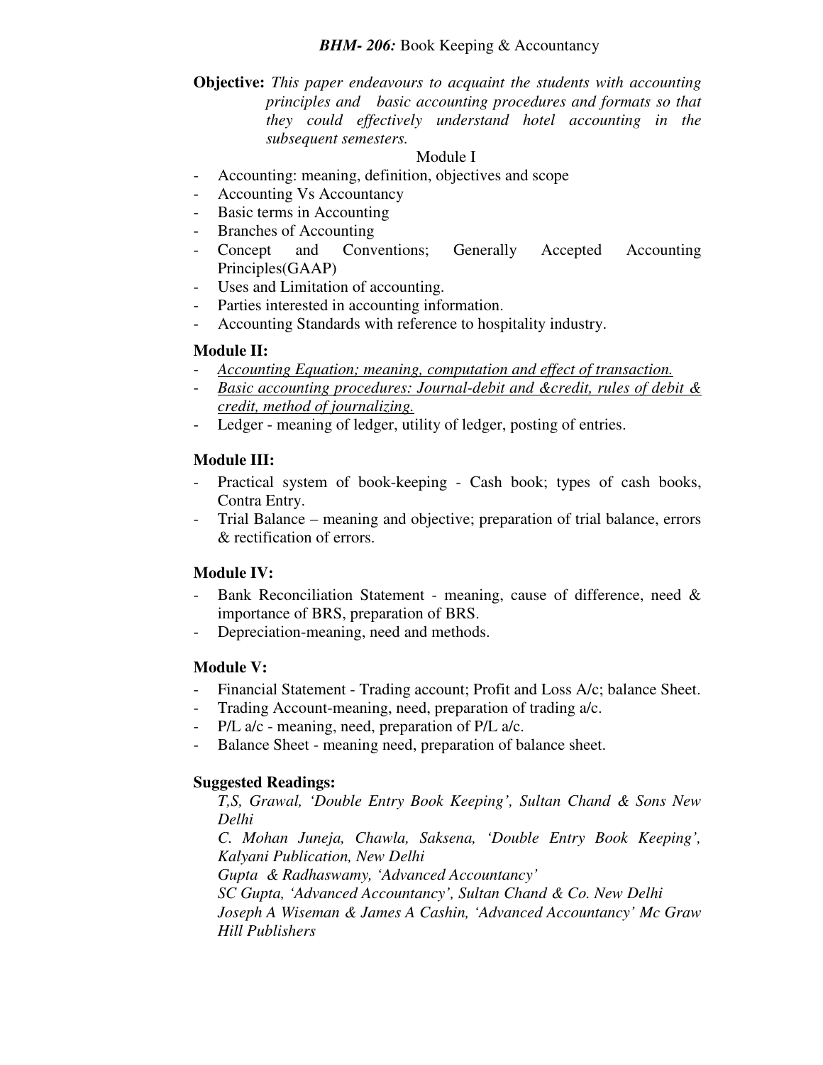## ***BHM- 206:*** Book Keeping & Accountancy

**Objective:** *This paper endeavours to acquaint the students with accounting principles and basic accounting procedures and formats so that they could effectively understand hotel accounting in the subsequent semesters.*

### Module I

- Accounting: meaning, definition, objectives and scope
- Accounting Vs Accountancy
- Basic terms in Accounting
- Branches of Accounting
- Concept and Conventions; Generally Accepted Accounting Principles(GAAP)
- Uses and Limitation of accounting.
- Parties interested in accounting information.
- Accounting Standards with reference to hospitality industry.

### Module II:

- <u>*Accounting Equation; meaning, computation and effect of transaction.*</u>
- <u>*Basic accounting procedures: Journal-debit and &credit, rules of debit & credit, method of journalizing.*</u>
- Ledger - meaning of ledger, utility of ledger, posting of entries.

### Module III:

- Practical system of book-keeping - Cash book; types of cash books, Contra Entry.
- Trial Balance – meaning and objective; preparation of trial balance, errors & rectification of errors.

### Module IV:

- Bank Reconciliation Statement - meaning, cause of difference, need & importance of BRS, preparation of BRS.
- Depreciation-meaning, need and methods.

### Module V:

- Financial Statement - Trading account; Profit and Loss A/c; balance Sheet.
- Trading Account-meaning, need, preparation of trading a/c.
- P/L a/c - meaning, need, preparation of P/L a/c.
- Balance Sheet - meaning need, preparation of balance sheet.

### Suggested Readings:

*T,S, Grawal, 'Double Entry Book Keeping', Sultan Chand & Sons New Delhi*

*C. Mohan Juneja, Chawla, Saksena, 'Double Entry Book Keeping', Kalyani Publication, New Delhi*

*Gupta & Radhaswamy, 'Advanced Accountancy'*

*SC Gupta, 'Advanced Accountancy', Sultan Chand & Co. New Delhi*

*Joseph A Wiseman & James A Cashin, 'Advanced Accountancy' Mc Graw Hill Publishers*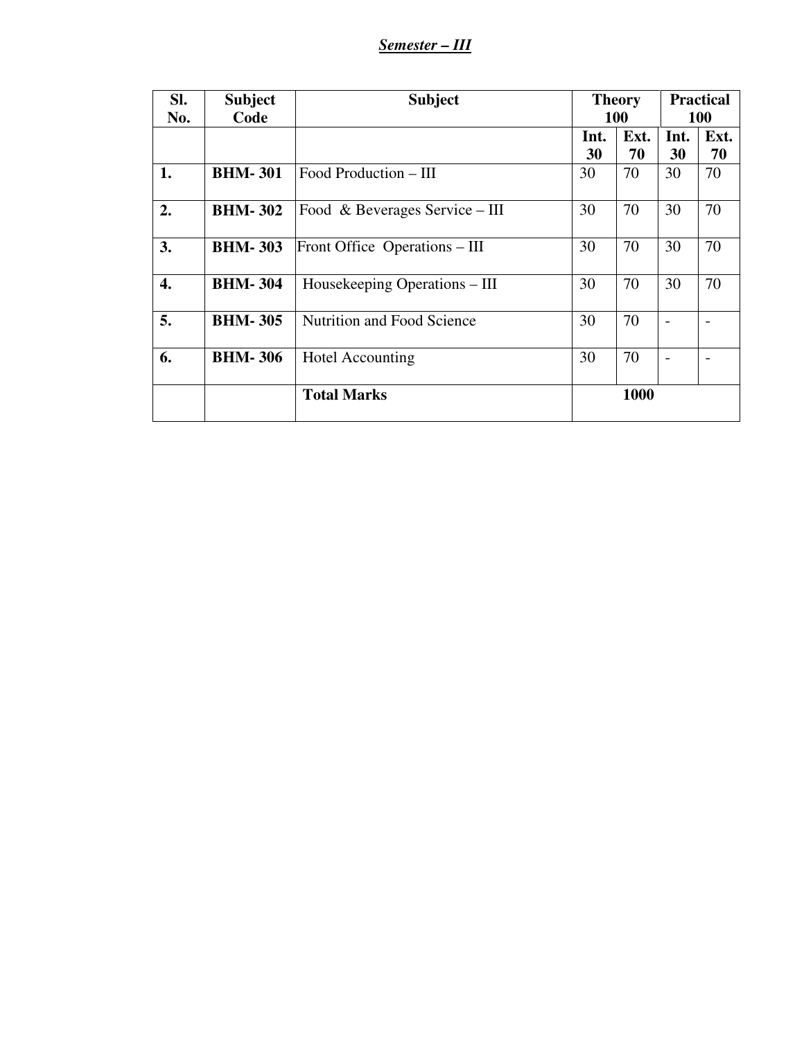***Semester – III***

| Sl. No. | Subject Code | Subject | Theory 100 | | Practical 100 | |
|---|---|---|---|---|---|---|
| | | | Int. 30 | Ext. 70 | Int. 30 | Ext. 70 |
| 1. | BHM- 301 | Food Production – III | 30 | 70 | 30 | 70 |
| 2. | BHM- 302 | Food & Beverages Service – III | 30 | 70 | 30 | 70 |
| 3. | BHM- 303 | Front Office Operations – III | 30 | 70 | 30 | 70 |
| 4. | BHM- 304 | Housekeeping Operations – III | 30 | 70 | 30 | 70 |
| 5. | BHM- 305 | Nutrition and Food Science | 30 | 70 | - | - |
| 6. | BHM- 306 | Hotel Accounting | 30 | 70 | - | - |
| | | **Total Marks** | **1000** | | | |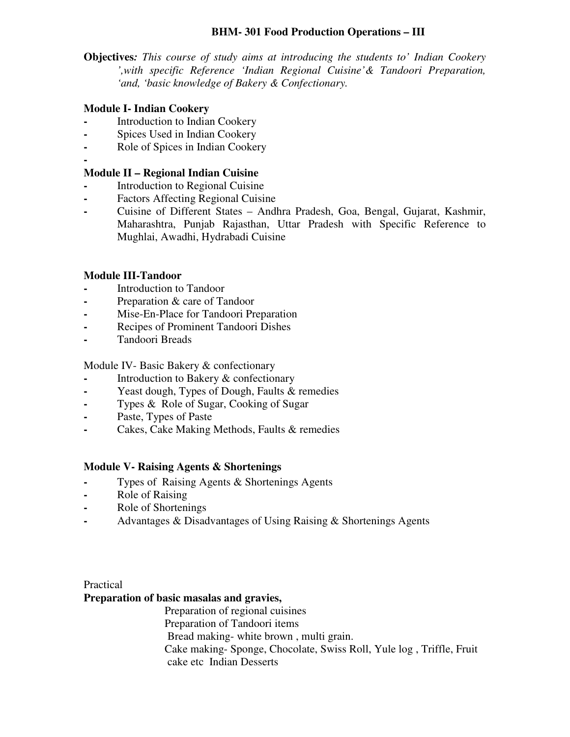## BHM- 301 Food Production Operations – III

**Objectives:** *This course of study aims at introducing the students to' Indian Cookery ',with specific Reference 'Indian Regional Cuisine'& Tandoori Preparation, 'and, 'basic knowledge of Bakery & Confectionary.*

**Module I- Indian Cookery**

- Introduction to Indian Cookery
- Spices Used in Indian Cookery
- Role of Spices in Indian Cookery
-

**Module II – Regional Indian Cuisine**

- Introduction to Regional Cuisine
- Factors Affecting Regional Cuisine
- Cuisine of Different States – Andhra Pradesh, Goa, Bengal, Gujarat, Kashmir, Maharashtra, Punjab Rajasthan, Uttar Pradesh with Specific Reference to Mughlai, Awadhi, Hydrabadi Cuisine

**Module III-Tandoor**

- Introduction to Tandoor
- Preparation & care of Tandoor
- Mise-En-Place for Tandoori Preparation
- Recipes of Prominent Tandoori Dishes
- Tandoori Breads

Module IV- Basic Bakery & confectionary

- Introduction to Bakery & confectionary
- Yeast dough, Types of Dough, Faults & remedies
- Types & Role of Sugar, Cooking of Sugar
- Paste, Types of Paste
- Cakes, Cake Making Methods, Faults & remedies

**Module V- Raising Agents & Shortenings**

- Types of Raising Agents & Shortenings Agents
- Role of Raising
- Role of Shortenings
- Advantages & Disadvantages of Using Raising & Shortenings Agents

Practical

**Preparation of basic masalas and gravies,**

Preparation of regional cuisines
Preparation of Tandoori items
Bread making- white brown , multi grain.
Cake making- Sponge, Chocolate, Swiss Roll, Yule log , Triffle, Fruit cake etc Indian Desserts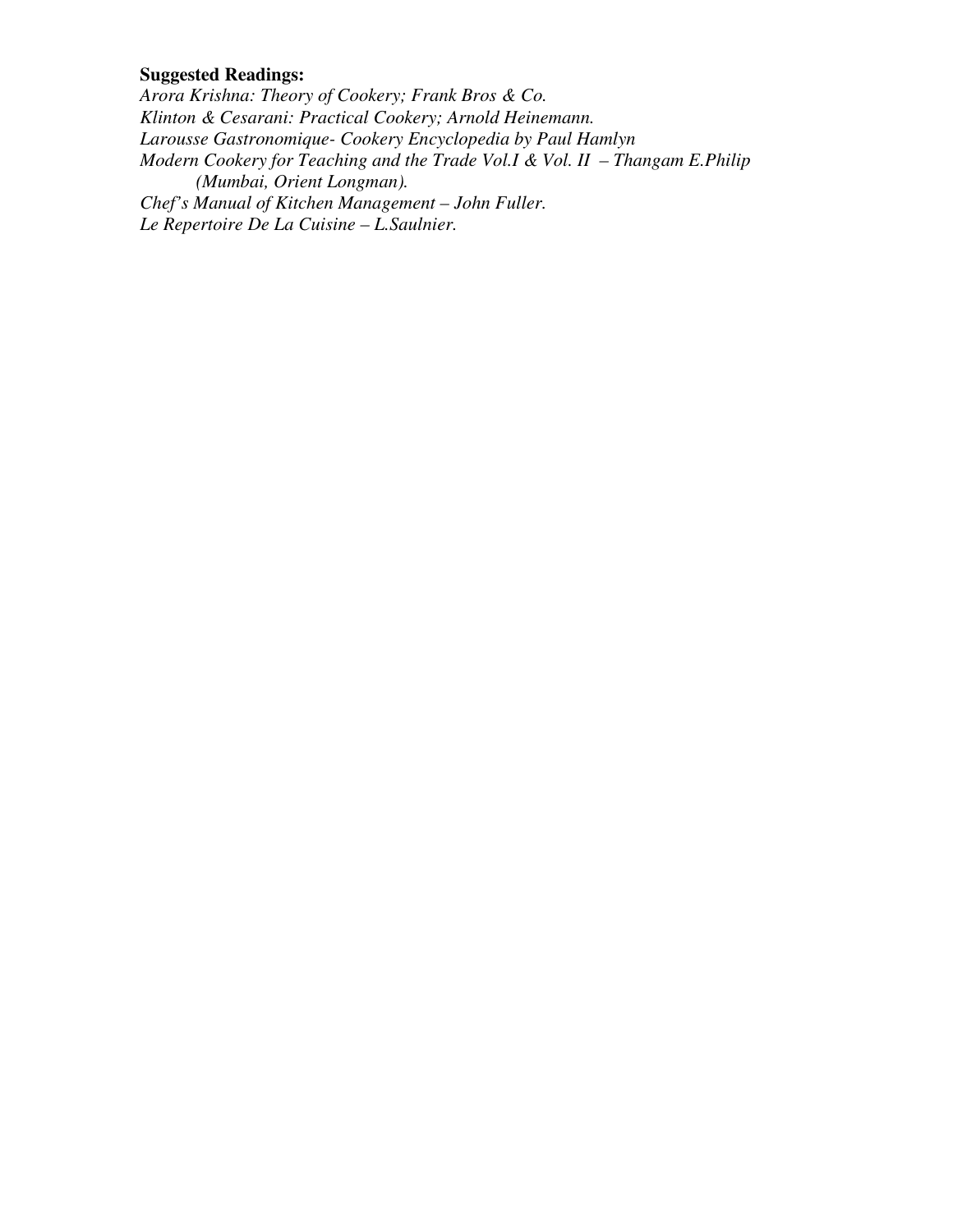**Suggested Readings:**

*Arora Krishna: Theory of Cookery; Frank Bros & Co.*
*Klinton & Cesarani: Practical Cookery; Arnold Heinemann.*
*Larousse Gastronomique- Cookery Encyclopedia by Paul Hamlyn*
*Modern Cookery for Teaching and the Trade Vol.I & Vol. II – Thangam E.Philip (Mumbai, Orient Longman).*
*Chef's Manual of Kitchen Management – John Fuller.*
*Le Repertoire De La Cuisine – L.Saulnier.*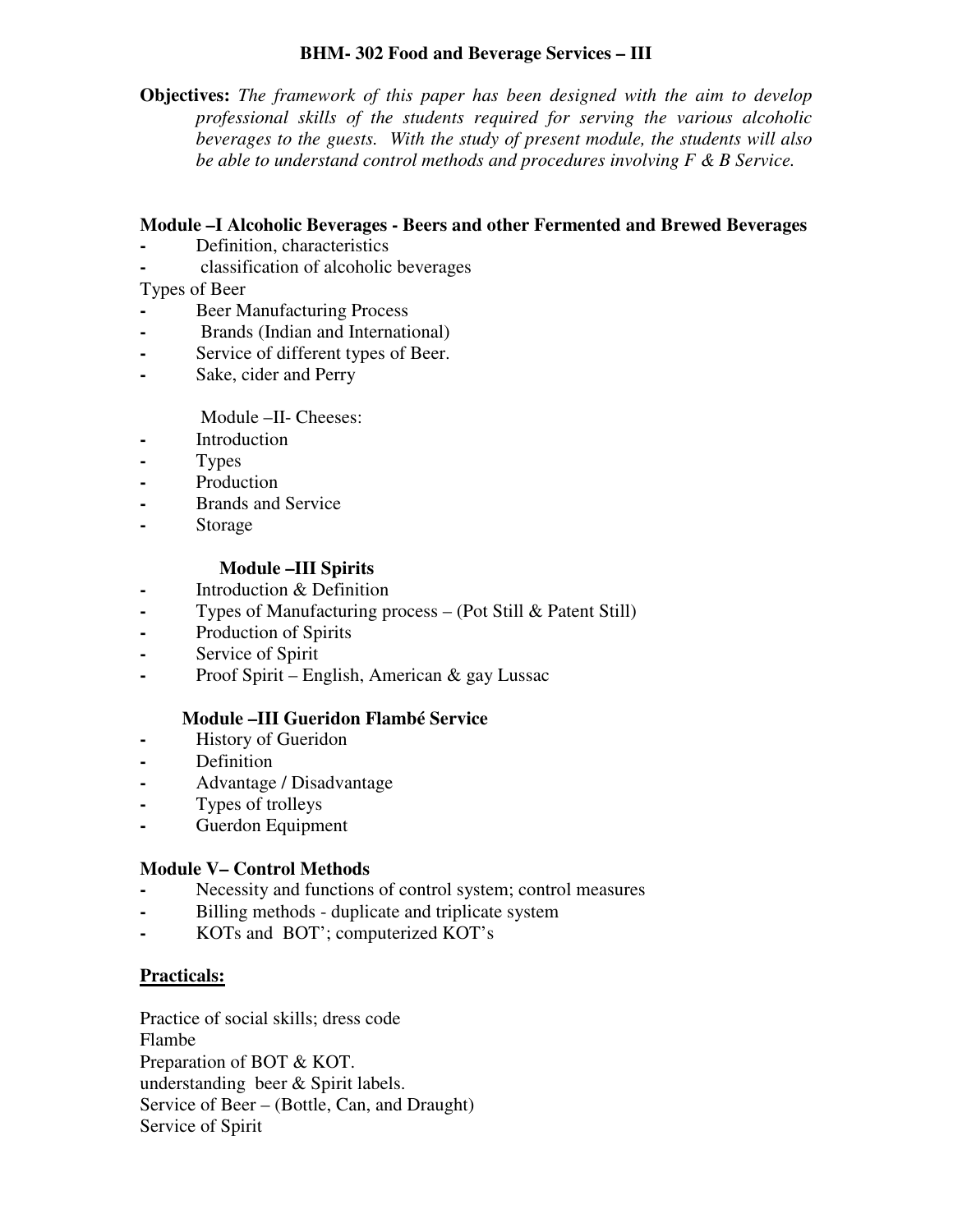## BHM- 302 Food and Beverage Services – III

**Objectives:** *The framework of this paper has been designed with the aim to develop professional skills of the students required for serving the various alcoholic beverages to the guests. With the study of present module, the students will also be able to understand control methods and procedures involving F & B Service.*

### Module –I Alcoholic Beverages - Beers and other Fermented and Brewed Beverages

- Definition, characteristics
- classification of alcoholic beverages

Types of Beer

- Beer Manufacturing Process
- Brands (Indian and International)
- Service of different types of Beer.
- Sake, cider and Perry

Module –II- Cheeses:

- Introduction
- Types
- Production
- Brands and Service
- Storage

### Module –III Spirits

- Introduction & Definition
- Types of Manufacturing process – (Pot Still & Patent Still)
- Production of Spirits
- Service of Spirit
- Proof Spirit – English, American & gay Lussac

### Module –III Gueridon Flambé Service

- History of Gueridon
- Definition
- Advantage / Disadvantage
- Types of trolleys
- Guerdon Equipment

### Module V– Control Methods

- Necessity and functions of control system; control measures
- Billing methods - duplicate and triplicate system
- KOTs and BOT'; computerized KOT's

### Practicals:

Practice of social skills; dress code
Flambe
Preparation of BOT & KOT.
understanding beer & Spirit labels.
Service of Beer – (Bottle, Can, and Draught)
Service of Spirit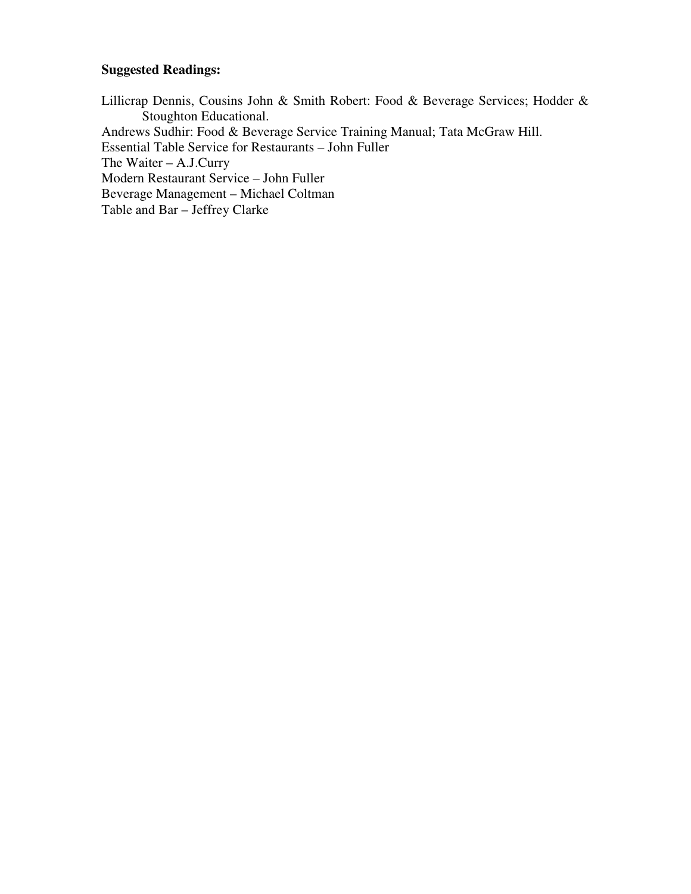**Suggested Readings:**

Lillicrap Dennis, Cousins John & Smith Robert: Food & Beverage Services; Hodder & Stoughton Educational.
Andrews Sudhir: Food & Beverage Service Training Manual; Tata McGraw Hill.
Essential Table Service for Restaurants – John Fuller
The Waiter – A.J.Curry
Modern Restaurant Service – John Fuller
Beverage Management – Michael Coltman
Table and Bar – Jeffrey Clarke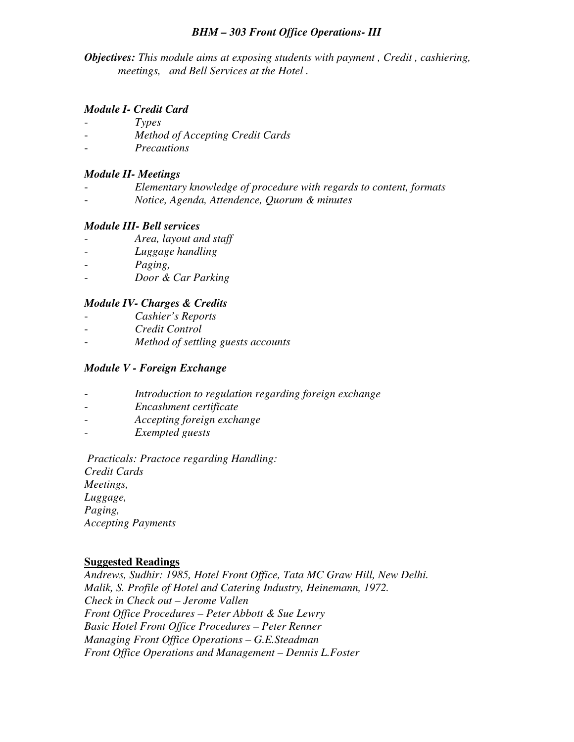## *BHM – 303 Front Office Operations- III*

***Objectives:*** *This module aims at exposing students with payment , Credit , cashiering, meetings,  and Bell Services at the Hotel .*

### *Module I- Credit Card*

- *Types*
- *Method of Accepting Credit Cards*
- *Precautions*

### *Module II- Meetings*

- *Elementary knowledge of procedure with regards to content, formats*
- *Notice, Agenda, Attendence, Quorum & minutes*

### *Module III- Bell services*

- *Area, layout and staff*
- *Luggage handling*
- *Paging,*
- *Door & Car Parking*

### *Module IV- Charges & Credits*

- *Cashier's Reports*
- *Credit Control*
- *Method of settling guests accounts*

### *Module V - Foreign Exchange*

- *Introduction to regulation regarding foreign exchange*
- *Encashment certificate*
- *Accepting foreign exchange*
- *Exempted guests*

*Practicals: Practoce regarding Handling:*
*Credit Cards*
*Meetings,*
*Luggage,*
*Paging,*
*Accepting Payments*

**Suggested Readings**

*Andrews, Sudhir: 1985, Hotel Front Office, Tata MC Graw Hill, New Delhi.*
*Malik, S. Profile of Hotel and Catering Industry, Heinemann, 1972.*
*Check in Check out – Jerome Vallen*
*Front Office Procedures – Peter Abbott & Sue Lewry*
*Basic Hotel Front Office Procedures – Peter Renner*
*Managing Front Office Operations – G.E.Steadman*
*Front Office Operations and Management – Dennis L.Foster*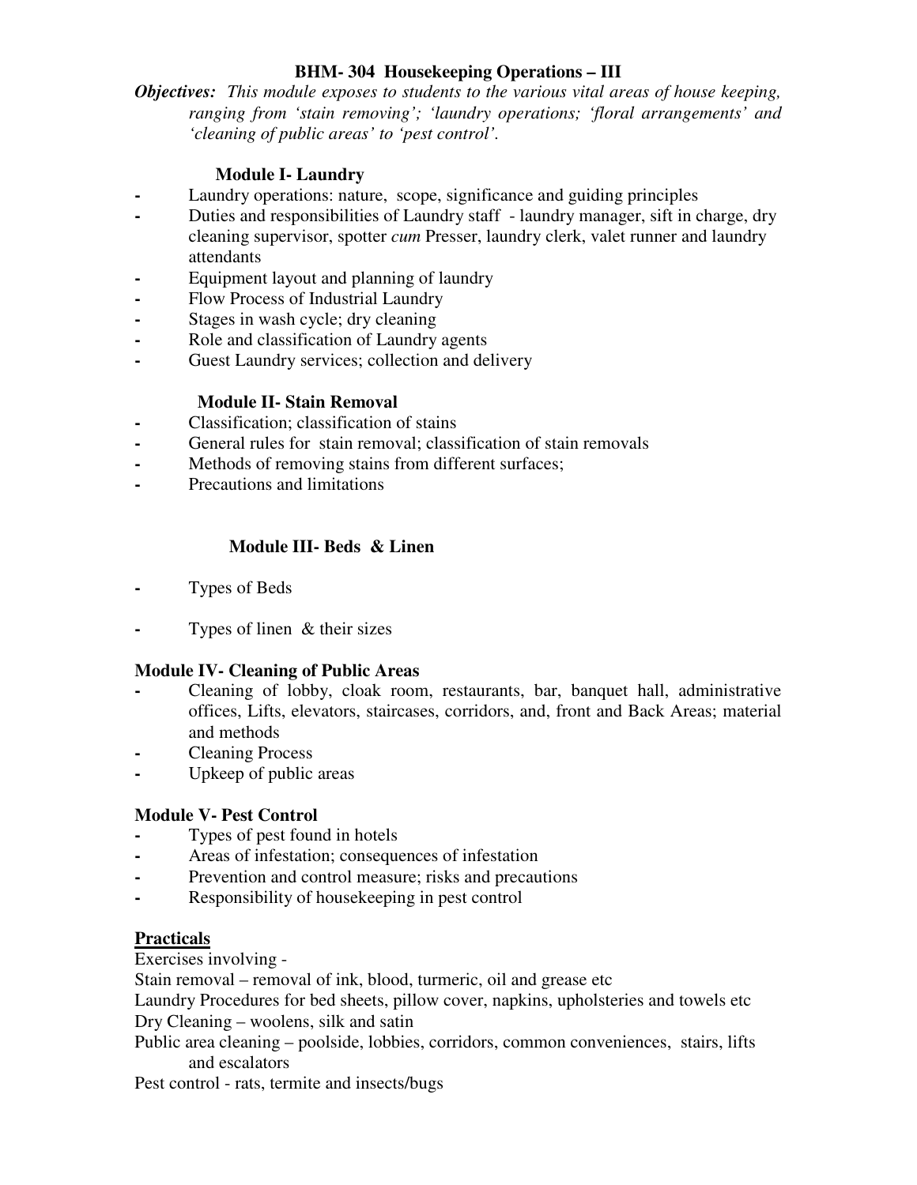## BHM- 304 Housekeeping Operations – III

***Objectives:*** *This module exposes to students to the various vital areas of house keeping, ranging from 'stain removing'; 'laundry operations; 'floral arrangements' and 'cleaning of public areas' to 'pest control'.*

### Module I- Laundry

- Laundry operations: nature, scope, significance and guiding principles
- Duties and responsibilities of Laundry staff - laundry manager, sift in charge, dry cleaning supervisor, spotter *cum* Presser, laundry clerk, valet runner and laundry attendants
- Equipment layout and planning of laundry
- Flow Process of Industrial Laundry
- Stages in wash cycle; dry cleaning
- Role and classification of Laundry agents
- Guest Laundry services; collection and delivery

### Module II- Stain Removal

- Classification; classification of stains
- General rules for stain removal; classification of stain removals
- Methods of removing stains from different surfaces;
- Precautions and limitations

### Module III- Beds & Linen

- Types of Beds
- Types of linen & their sizes

### Module IV- Cleaning of Public Areas

- Cleaning of lobby, cloak room, restaurants, bar, banquet hall, administrative offices, Lifts, elevators, staircases, corridors, and, front and Back Areas; material and methods
- Cleaning Process
- Upkeep of public areas

### Module V- Pest Control

- Types of pest found in hotels
- Areas of infestation; consequences of infestation
- Prevention and control measure; risks and precautions
- Responsibility of housekeeping in pest control

### Practicals

Exercises involving -

Stain removal – removal of ink, blood, turmeric, oil and grease etc

Laundry Procedures for bed sheets, pillow cover, napkins, upholsteries and towels etc

Dry Cleaning – woolens, silk and satin

Public area cleaning – poolside, lobbies, corridors, common conveniences, stairs, lifts and escalators

Pest control - rats, termite and insects/bugs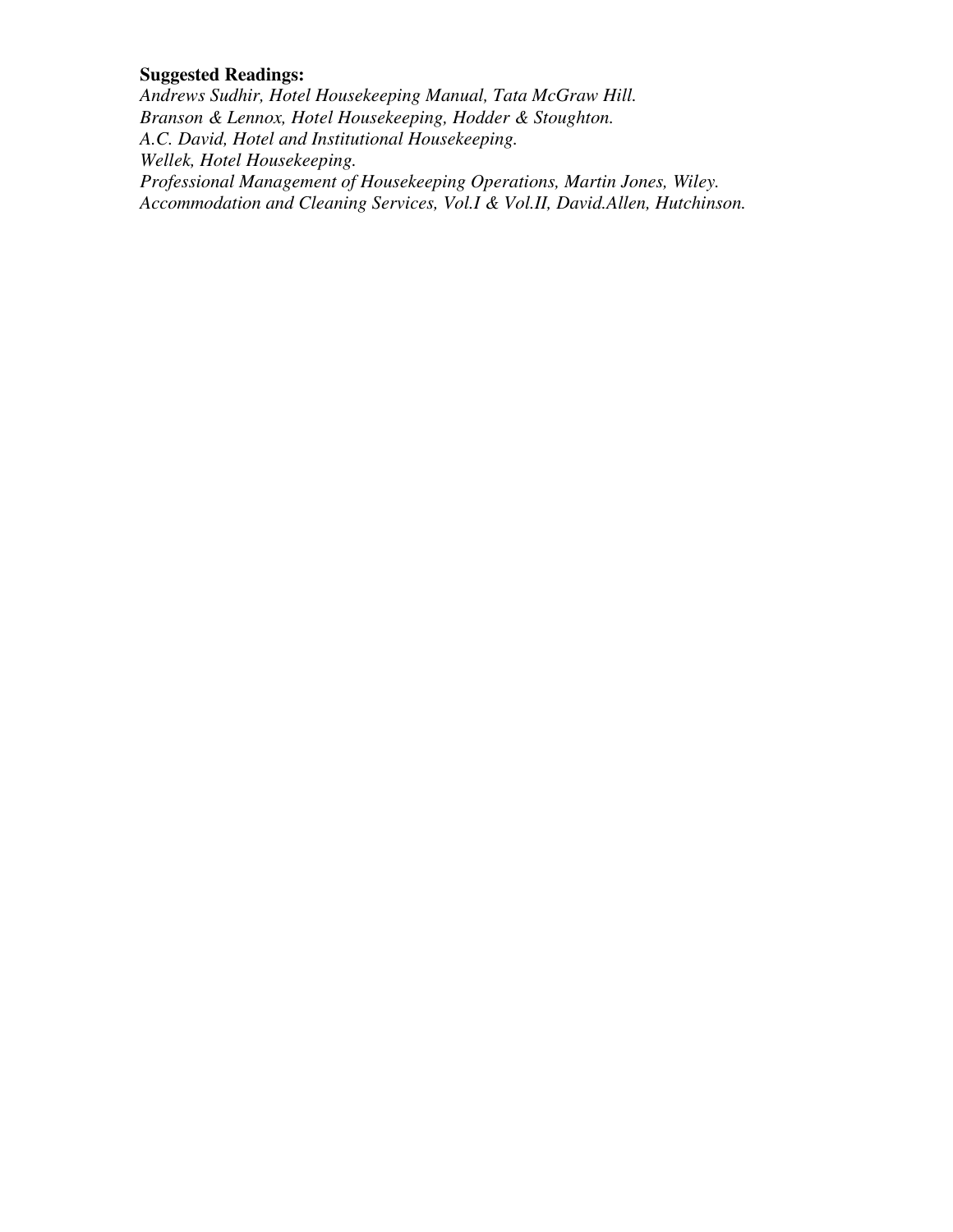**Suggested Readings:**

*Andrews Sudhir, Hotel Housekeeping Manual, Tata McGraw Hill.*
*Branson & Lennox, Hotel Housekeeping, Hodder & Stoughton.*
*A.C. David, Hotel and Institutional Housekeeping.*
*Wellek, Hotel Housekeeping.*
*Professional Management of Housekeeping Operations, Martin Jones, Wiley.*
*Accommodation and Cleaning Services, Vol.I & Vol.II, David.Allen, Hutchinson.*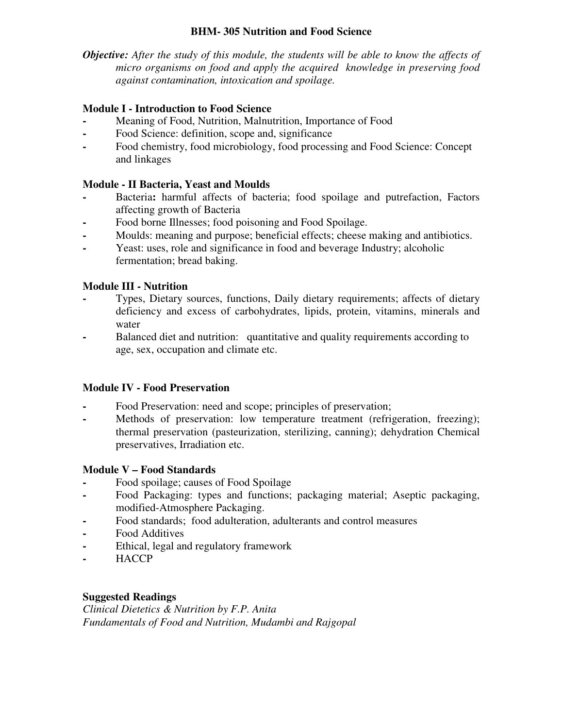# BHM- 305 Nutrition and Food Science

***Objective:*** *After the study of this module, the students will be able to know the affects of micro organisms on food and apply the acquired knowledge in preserving food against contamination, intoxication and spoilage.*

## Module I - Introduction to Food Science

- Meaning of Food, Nutrition, Malnutrition, Importance of Food
- Food Science: definition, scope and, significance
- Food chemistry, food microbiology, food processing and Food Science: Concept and linkages

## Module - II Bacteria, Yeast and Moulds

- Bacteria**:** harmful affects of bacteria; food spoilage and putrefaction, Factors affecting growth of Bacteria
- Food borne Illnesses; food poisoning and Food Spoilage.
- Moulds: meaning and purpose; beneficial effects; cheese making and antibiotics.
- Yeast: uses, role and significance in food and beverage Industry; alcoholic fermentation; bread baking.

## Module III - Nutrition

- Types, Dietary sources, functions, Daily dietary requirements; affects of dietary deficiency and excess of carbohydrates, lipids, protein, vitamins, minerals and water
- Balanced diet and nutrition: quantitative and quality requirements according to age, sex, occupation and climate etc.

## Module IV - Food Preservation

- Food Preservation: need and scope; principles of preservation;
- Methods of preservation: low temperature treatment (refrigeration, freezing); thermal preservation (pasteurization, sterilizing, canning); dehydration Chemical preservatives, Irradiation etc.

## Module V – Food Standards

- Food spoilage; causes of Food Spoilage
- Food Packaging: types and functions; packaging material; Aseptic packaging, modified-Atmosphere Packaging.
- Food standards; food adulteration, adulterants and control measures
- Food Additives
- Ethical, legal and regulatory framework
- HACCP

## Suggested Readings

*Clinical Dietetics & Nutrition by F.P. Anita*
*Fundamentals of Food and Nutrition, Mudambi and Rajgopal*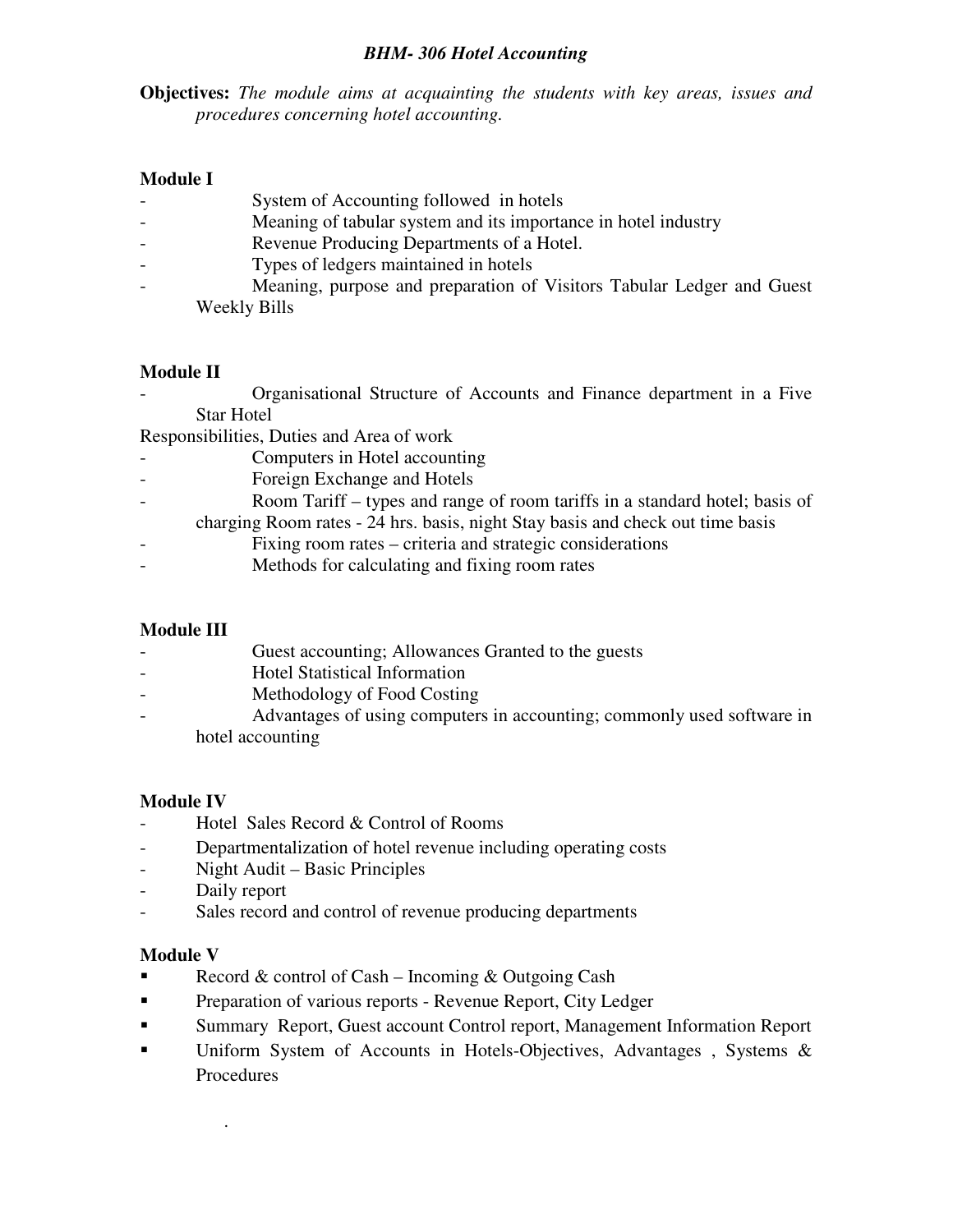## *BHM- 306 Hotel Accounting*

**Objectives:** *The module aims at acquainting the students with key areas, issues and procedures concerning hotel accounting.*

### Module I

- System of Accounting followed in hotels
- Meaning of tabular system and its importance in hotel industry
- Revenue Producing Departments of a Hotel.
- Types of ledgers maintained in hotels
- Meaning, purpose and preparation of Visitors Tabular Ledger and Guest Weekly Bills

### Module II

- Organisational Structure of Accounts and Finance department in a Five Star Hotel

Responsibilities, Duties and Area of work

- Computers in Hotel accounting
- Foreign Exchange and Hotels
- Room Tariff – types and range of room tariffs in a standard hotel; basis of charging Room rates - 24 hrs. basis, night Stay basis and check out time basis
- Fixing room rates – criteria and strategic considerations
- Methods for calculating and fixing room rates

### Module III

- Guest accounting; Allowances Granted to the guests
- Hotel Statistical Information
- Methodology of Food Costing
- Advantages of using computers in accounting; commonly used software in hotel accounting

### Module IV

- Hotel Sales Record & Control of Rooms
- Departmentalization of hotel revenue including operating costs
- Night Audit – Basic Principles
- Daily report
- Sales record and control of revenue producing departments

### Module V

- Record & control of Cash – Incoming & Outgoing Cash
- Preparation of various reports - Revenue Report, City Ledger
- Summary Report, Guest account Control report, Management Information Report
- Uniform System of Accounts in Hotels-Objectives, Advantages , Systems & Procedures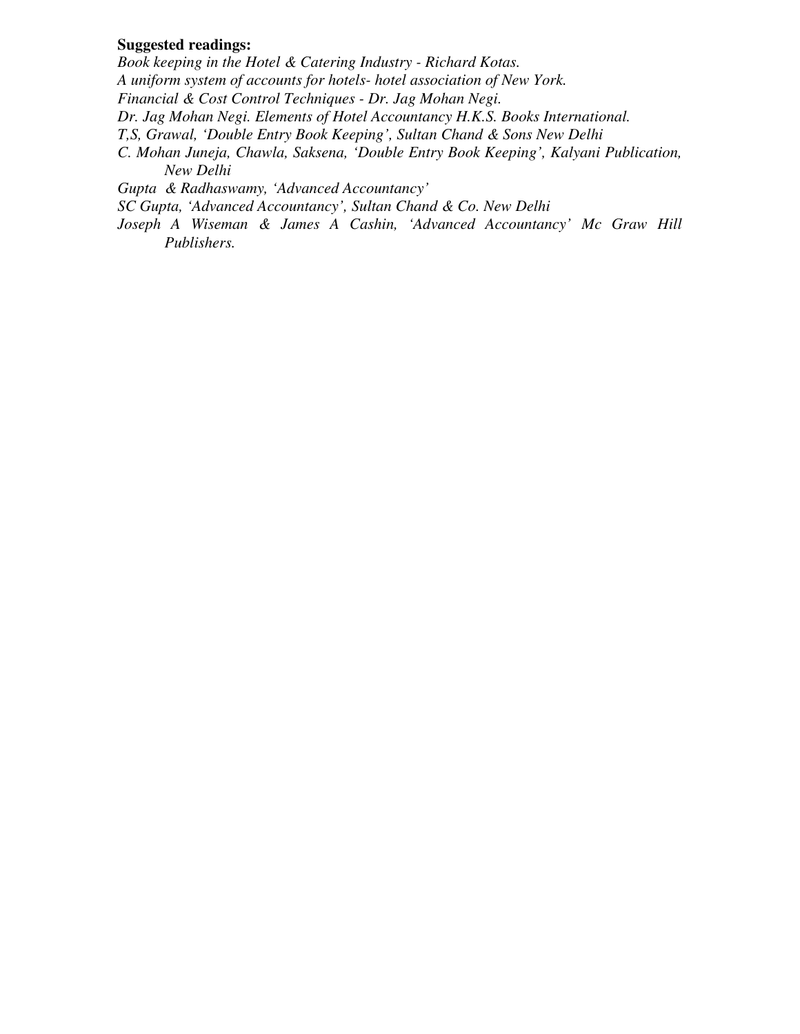**Suggested readings:**

*Book keeping in the Hotel & Catering Industry - Richard Kotas.*
*A uniform system of accounts for hotels- hotel association of New York.*
*Financial & Cost Control Techniques - Dr. Jag Mohan Negi.*
*Dr. Jag Mohan Negi. Elements of Hotel Accountancy H.K.S. Books International.*
*T,S, Grawal, 'Double Entry Book Keeping', Sultan Chand & Sons New Delhi*
*C. Mohan Juneja, Chawla, Saksena, 'Double Entry Book Keeping', Kalyani Publication, New Delhi*
*Gupta & Radhaswamy, 'Advanced Accountancy'*
*SC Gupta, 'Advanced Accountancy', Sultan Chand & Co. New Delhi*
*Joseph A Wiseman & James A Cashin, 'Advanced Accountancy' Mc Graw Hill Publishers.*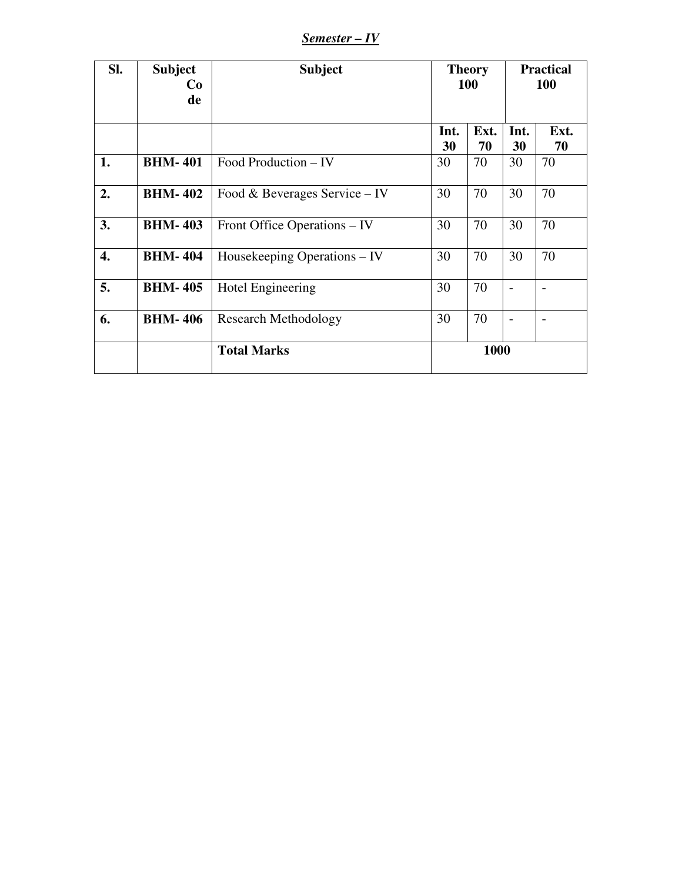***Semester – IV***

| Sl. | Subject Code | Subject | Theory 100 | | Practical 100 | |
|---|---|---|---|---|---|---|
| | | | **Int. 30** | **Ext. 70** | **Int. 30** | **Ext. 70** |
| **1.** | **BHM- 401** | Food Production – IV | 30 | 70 | 30 | 70 |
| **2.** | **BHM- 402** | Food & Beverages Service – IV | 30 | 70 | 30 | 70 |
| **3.** | **BHM- 403** | Front Office Operations – IV | 30 | 70 | 30 | 70 |
| **4.** | **BHM- 404** | Housekeeping Operations – IV | 30 | 70 | 30 | 70 |
| **5.** | **BHM- 405** | Hotel Engineering | 30 | 70 | - | - |
| **6.** | **BHM- 406** | Research Methodology | 30 | 70 | - | - |
| | | **Total Marks** | **1000** | | | |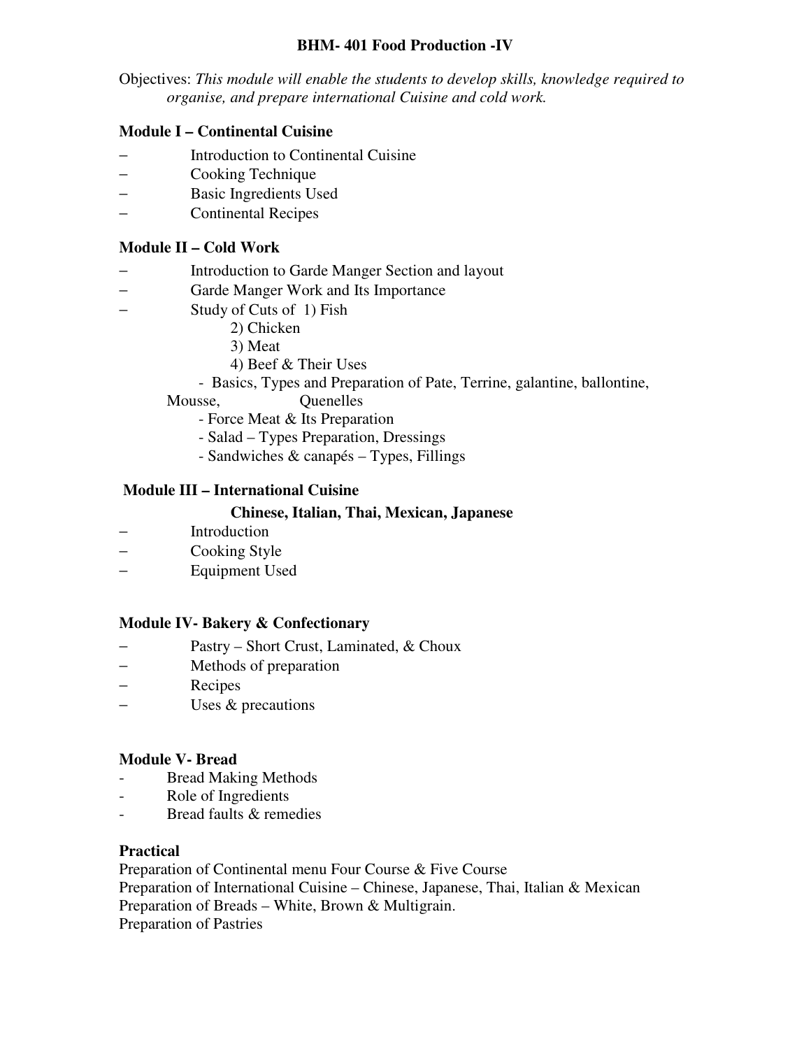# BHM- 401 Food Production -IV

Objectives: *This module will enable the students to develop skills, knowledge required to organise, and prepare international Cuisine and cold work.*

## Module I – Continental Cuisine

- Introduction to Continental Cuisine
- Cooking Technique
- Basic Ingredients Used
- Continental Recipes

## Module II – Cold Work

- Introduction to Garde Manger Section and layout
- Garde Manger Work and Its Importance
- Study of Cuts of 1) Fish
  - 2) Chicken
  - 3) Meat
  - 4) Beef & Their Uses
- Basics, Types and Preparation of Pate, Terrine, galantine, ballontine, Mousse, Quenelles
- Force Meat & Its Preparation
- Salad – Types Preparation, Dressings
- Sandwiches & canapés – Types, Fillings

## Module III – International Cuisine

### Chinese, Italian, Thai, Mexican, Japanese

- Introduction
- Cooking Style
- Equipment Used

## Module IV- Bakery & Confectionary

- Pastry – Short Crust, Laminated, & Choux
- Methods of preparation
- Recipes
- Uses & precautions

## Module V- Bread

- Bread Making Methods
- Role of Ingredients
- Bread faults & remedies

## Practical

Preparation of Continental menu Four Course & Five Course
Preparation of International Cuisine – Chinese, Japanese, Thai, Italian & Mexican
Preparation of Breads – White, Brown & Multigrain.
Preparation of Pastries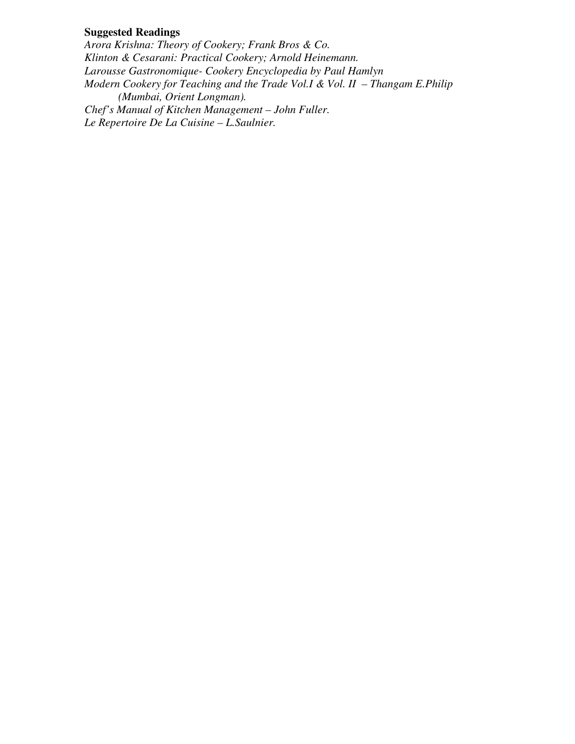**Suggested Readings**

*Arora Krishna: Theory of Cookery; Frank Bros & Co.*
*Klinton & Cesarani: Practical Cookery; Arnold Heinemann.*
*Larousse Gastronomique- Cookery Encyclopedia by Paul Hamlyn*
*Modern Cookery for Teaching and the Trade Vol.I & Vol. II – Thangam E.Philip (Mumbai, Orient Longman).*
*Chef's Manual of Kitchen Management – John Fuller.*
*Le Repertoire De La Cuisine – L.Saulnier.*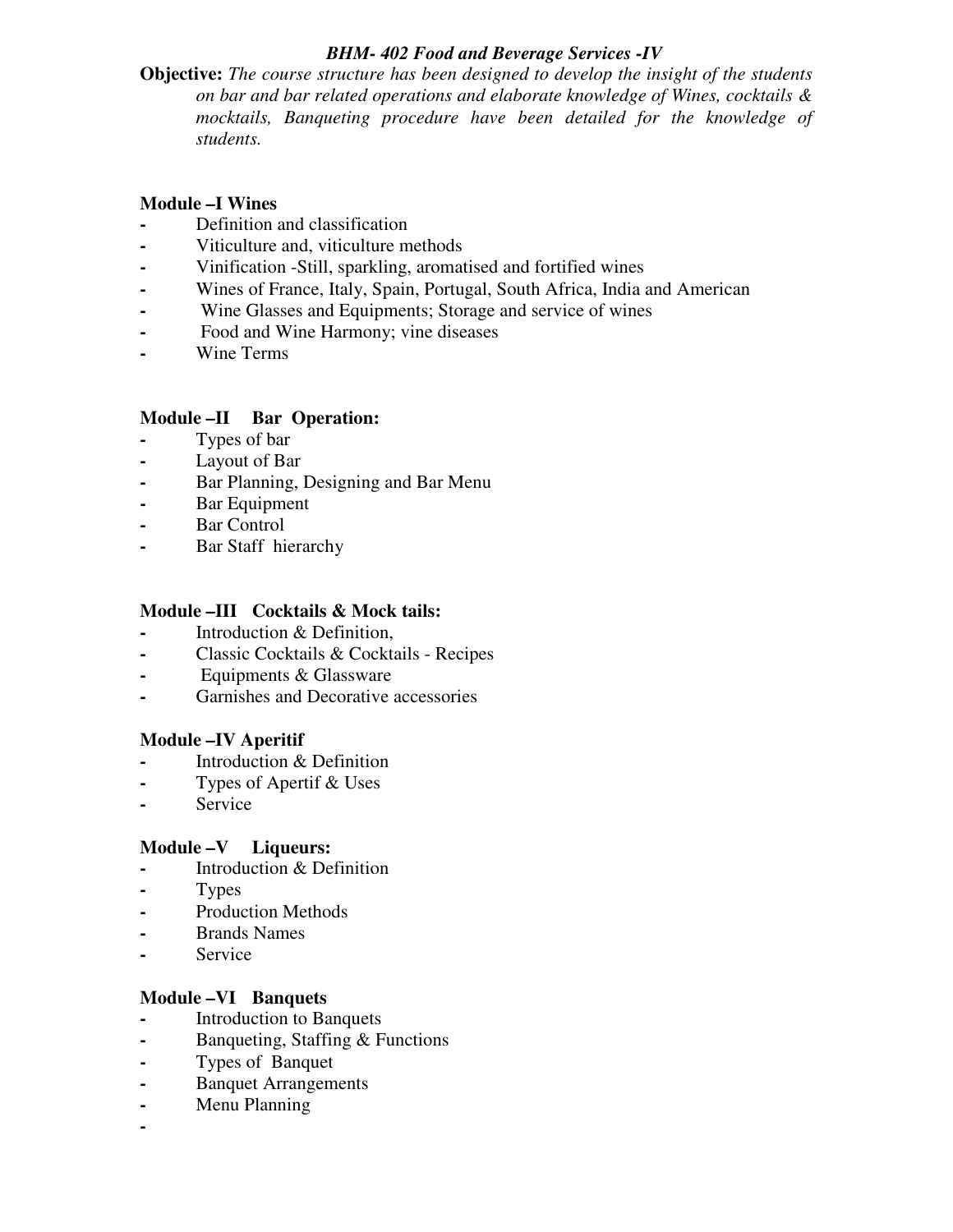## *BHM- 402 Food and Beverage Services -IV*

**Objective:** *The course structure has been designed to develop the insight of the students on bar and bar related operations and elaborate knowledge of Wines, cocktails & mocktails, Banqueting procedure have been detailed for the knowledge of students.*

### Module –I Wines

- Definition and classification
- Viticulture and, viticulture methods
- Vinification -Still, sparkling, aromatised and fortified wines
- Wines of France, Italy, Spain, Portugal, South Africa, India and American
- Wine Glasses and Equipments; Storage and service of wines
- Food and Wine Harmony; vine diseases
- Wine Terms

### Module –II Bar Operation:

- Types of bar
- Layout of Bar
- Bar Planning, Designing and Bar Menu
- Bar Equipment
- Bar Control
- Bar Staff hierarchy

### Module –III Cocktails & Mock tails:

- Introduction & Definition,
- Classic Cocktails & Cocktails - Recipes
- Equipments & Glassware
- Garnishes and Decorative accessories

### Module –IV Aperitif

- Introduction & Definition
- Types of Apertif & Uses
- Service

### Module –V Liqueurs:

- Introduction & Definition
- Types
- Production Methods
- Brands Names
- Service

### Module –VI Banquets

- Introduction to Banquets
- Banqueting, Staffing & Functions
- Types of Banquet
- Banquet Arrangements
- Menu Planning
-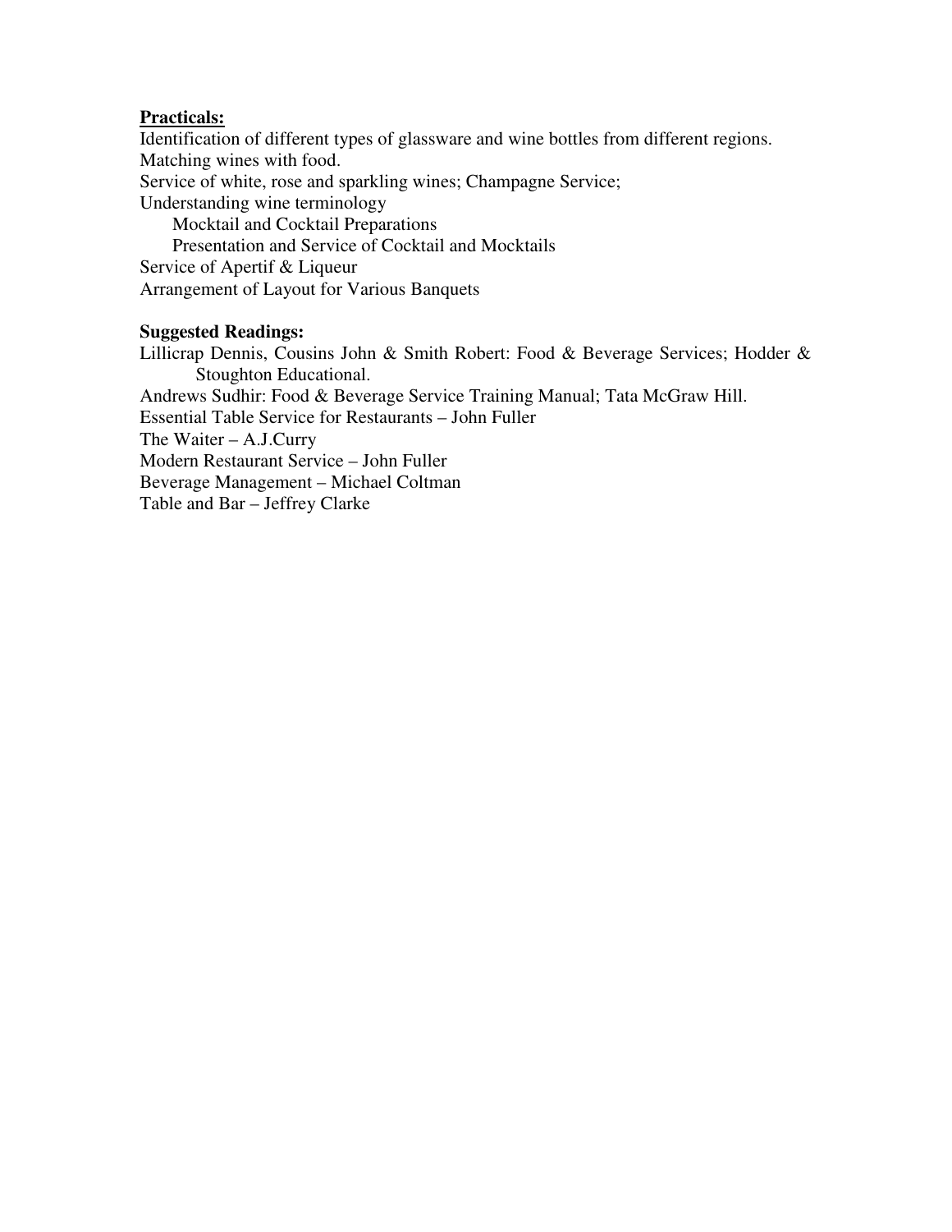**Practicals:**

Identification of different types of glassware and wine bottles from different regions.
Matching wines with food.
Service of white, rose and sparkling wines; Champagne Service;
Understanding wine terminology
  Mocktail and Cocktail Preparations
  Presentation and Service of Cocktail and Mocktails
Service of Apertif & Liqueur
Arrangement of Layout for Various Banquets

**Suggested Readings:**

Lillicrap Dennis, Cousins John & Smith Robert: Food & Beverage Services; Hodder & Stoughton Educational.
Andrews Sudhir: Food & Beverage Service Training Manual; Tata McGraw Hill.
Essential Table Service for Restaurants – John Fuller
The Waiter – A.J.Curry
Modern Restaurant Service – John Fuller
Beverage Management – Michael Coltman
Table and Bar – Jeffrey Clarke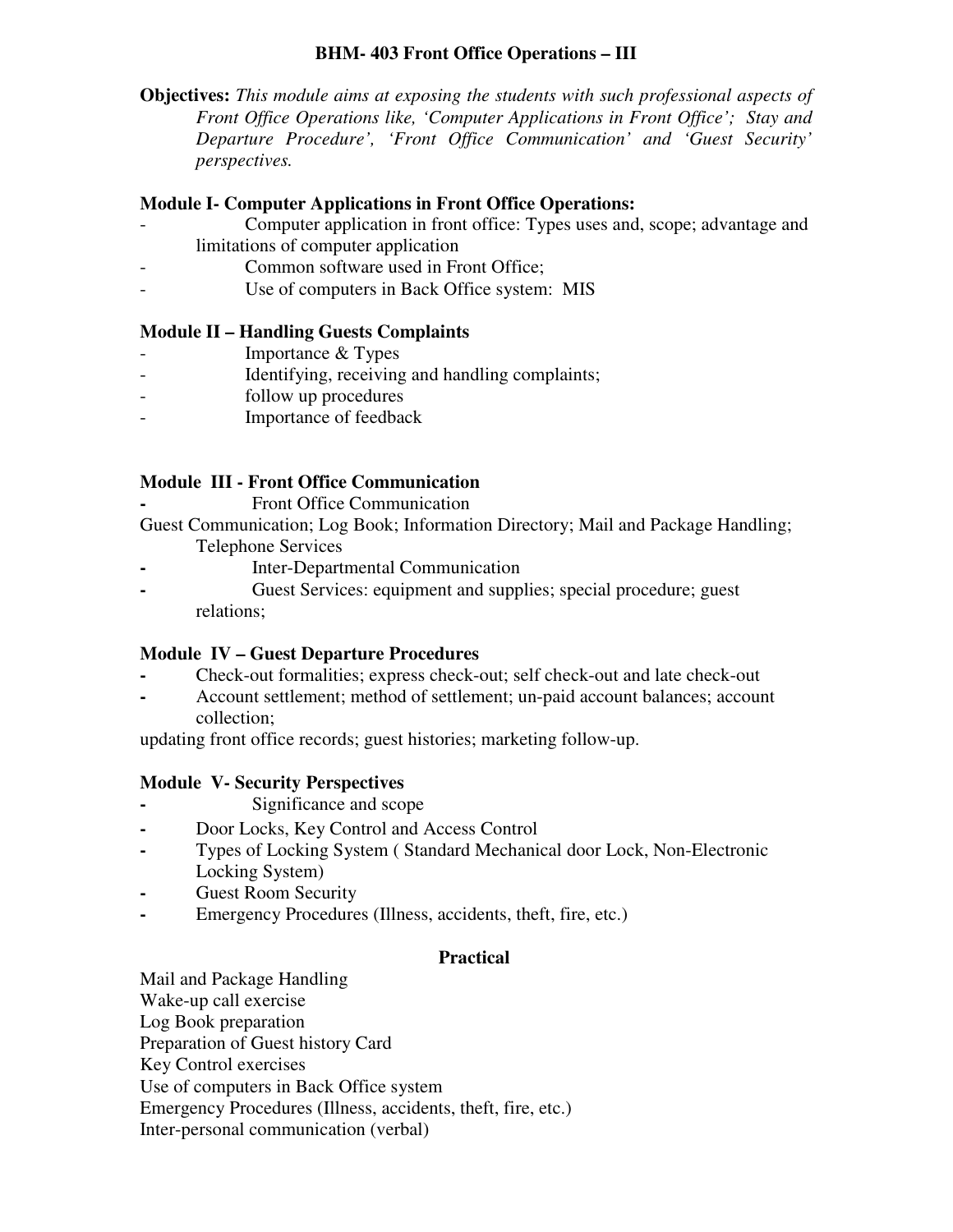## BHM- 403 Front Office Operations – III

**Objectives:** *This module aims at exposing the students with such professional aspects of Front Office Operations like, 'Computer Applications in Front Office'; Stay and Departure Procedure', 'Front Office Communication' and 'Guest Security' perspectives.*

### Module I- Computer Applications in Front Office Operations:

- Computer application in front office: Types uses and, scope; advantage and limitations of computer application
- Common software used in Front Office;
- Use of computers in Back Office system: MIS

### Module II – Handling Guests Complaints

- Importance & Types
- Identifying, receiving and handling complaints;
- follow up procedures
- Importance of feedback

### Module III - Front Office Communication

- Front Office Communication

Guest Communication; Log Book; Information Directory; Mail and Package Handling; Telephone Services

- Inter-Departmental Communication
- Guest Services: equipment and supplies; special procedure; guest relations;

### Module IV – Guest Departure Procedures

- Check-out formalities; express check-out; self check-out and late check-out
- Account settlement; method of settlement; un-paid account balances; account collection;

updating front office records; guest histories; marketing follow-up.

### Module V- Security Perspectives

- Significance and scope
- Door Locks, Key Control and Access Control
- Types of Locking System ( Standard Mechanical door Lock, Non-Electronic Locking System)
- Guest Room Security
- Emergency Procedures (Illness, accidents, theft, fire, etc.)

### Practical

Mail and Package Handling
Wake-up call exercise
Log Book preparation
Preparation of Guest history Card
Key Control exercises
Use of computers in Back Office system
Emergency Procedures (Illness, accidents, theft, fire, etc.)
Inter-personal communication (verbal)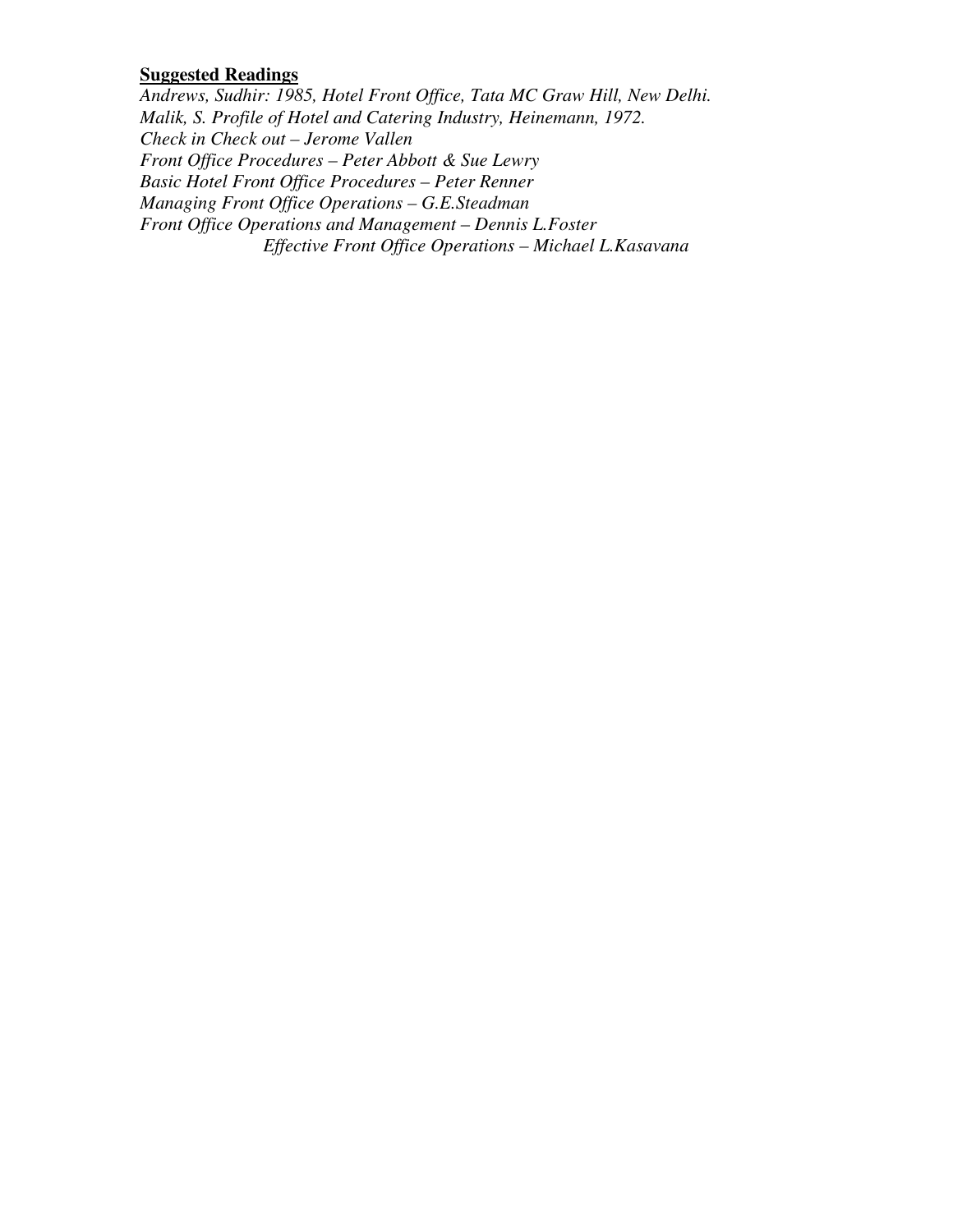**Suggested Readings**

*Andrews, Sudhir: 1985, Hotel Front Office, Tata MC Graw Hill, New Delhi.*
*Malik, S. Profile of Hotel and Catering Industry, Heinemann, 1972.*
*Check in Check out – Jerome Vallen*
*Front Office Procedures – Peter Abbott & Sue Lewry*
*Basic Hotel Front Office Procedures – Peter Renner*
*Managing Front Office Operations – G.E.Steadman*
*Front Office Operations and Management – Dennis L.Foster*
*Effective Front Office Operations – Michael L.Kasavana*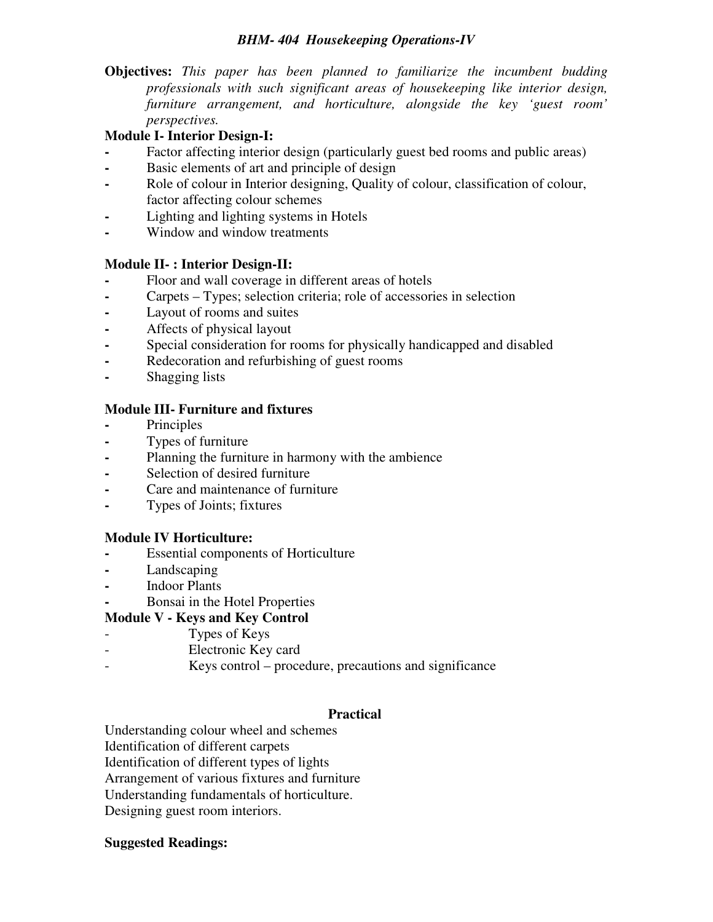## *BHM- 404 Housekeeping Operations-IV*

**Objectives:** *This paper has been planned to familiarize the incumbent budding professionals with such significant areas of housekeeping like interior design, furniture arrangement, and horticulture, alongside the key 'guest room' perspectives.*

**Module I- Interior Design-I:**

- Factor affecting interior design (particularly guest bed rooms and public areas)
- Basic elements of art and principle of design
- Role of colour in Interior designing, Quality of colour, classification of colour, factor affecting colour schemes
- Lighting and lighting systems in Hotels
- Window and window treatments

**Module II- : Interior Design-II:**

- Floor and wall coverage in different areas of hotels
- Carpets – Types; selection criteria; role of accessories in selection
- Layout of rooms and suites
- Affects of physical layout
- Special consideration for rooms for physically handicapped and disabled
- Redecoration and refurbishing of guest rooms
- Shagging lists

**Module III- Furniture and fixtures**

- Principles
- Types of furniture
- Planning the furniture in harmony with the ambience
- Selection of desired furniture
- Care and maintenance of furniture
- Types of Joints; fixtures

**Module IV Horticulture:**

- Essential components of Horticulture
- Landscaping
- Indoor Plants
- Bonsai in the Hotel Properties

**Module V - Keys and Key Control**

- Types of Keys
- Electronic Key card
- Keys control – procedure, precautions and significance

**Practical**

Understanding colour wheel and schemes
Identification of different carpets
Identification of different types of lights
Arrangement of various fixtures and furniture
Understanding fundamentals of horticulture.
Designing guest room interiors.

**Suggested Readings:**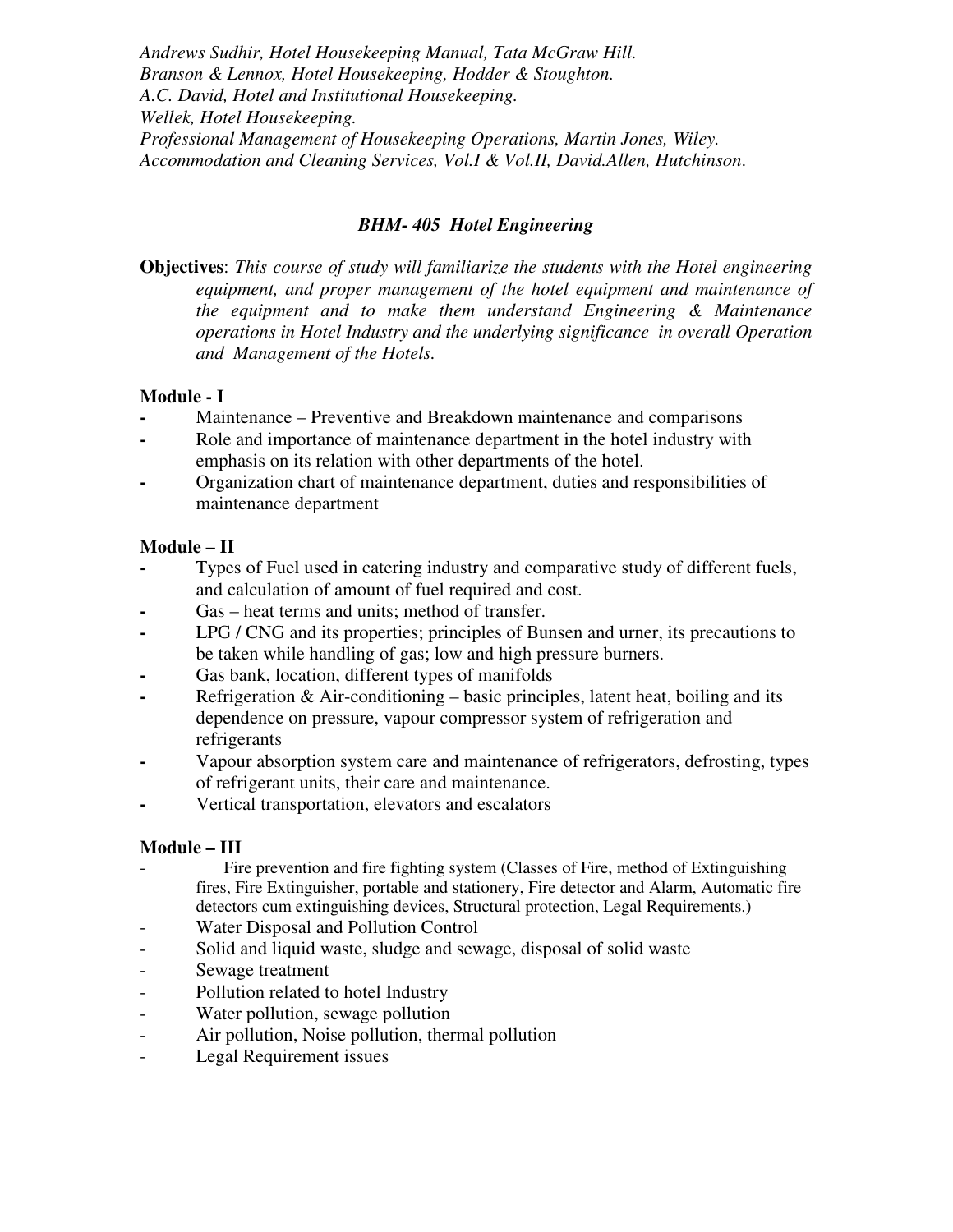*Andrews Sudhir, Hotel Housekeeping Manual, Tata McGraw Hill.*
*Branson & Lennox, Hotel Housekeeping, Hodder & Stoughton.*
*A.C. David, Hotel and Institutional Housekeeping.*
*Wellek, Hotel Housekeeping.*
*Professional Management of Housekeeping Operations, Martin Jones, Wiley.*
*Accommodation and Cleaning Services, Vol.I & Vol.II, David.Allen, Hutchinson.*

## *BHM- 405 Hotel Engineering*

**Objectives**: *This course of study will familiarize the students with the Hotel engineering equipment, and proper management of the hotel equipment and maintenance of the equipment and to make them understand Engineering & Maintenance operations in Hotel Industry and the underlying significance in overall Operation and Management of the Hotels.*

### Module - I

- Maintenance – Preventive and Breakdown maintenance and comparisons
- Role and importance of maintenance department in the hotel industry with emphasis on its relation with other departments of the hotel.
- Organization chart of maintenance department, duties and responsibilities of maintenance department

### Module – II

- Types of Fuel used in catering industry and comparative study of different fuels, and calculation of amount of fuel required and cost.
- Gas – heat terms and units; method of transfer.
- LPG / CNG and its properties; principles of Bunsen and urner, its precautions to be taken while handling of gas; low and high pressure burners.
- Gas bank, location, different types of manifolds
- Refrigeration & Air-conditioning – basic principles, latent heat, boiling and its dependence on pressure, vapour compressor system of refrigeration and refrigerants
- Vapour absorption system care and maintenance of refrigerators, defrosting, types of refrigerant units, their care and maintenance.
- Vertical transportation, elevators and escalators

### Module – III

- Fire prevention and fire fighting system (Classes of Fire, method of Extinguishing fires, Fire Extinguisher, portable and stationery, Fire detector and Alarm, Automatic fire detectors cum extinguishing devices, Structural protection, Legal Requirements.)
- Water Disposal and Pollution Control
- Solid and liquid waste, sludge and sewage, disposal of solid waste
- Sewage treatment
- Pollution related to hotel Industry
- Water pollution, sewage pollution
- Air pollution, Noise pollution, thermal pollution
- Legal Requirement issues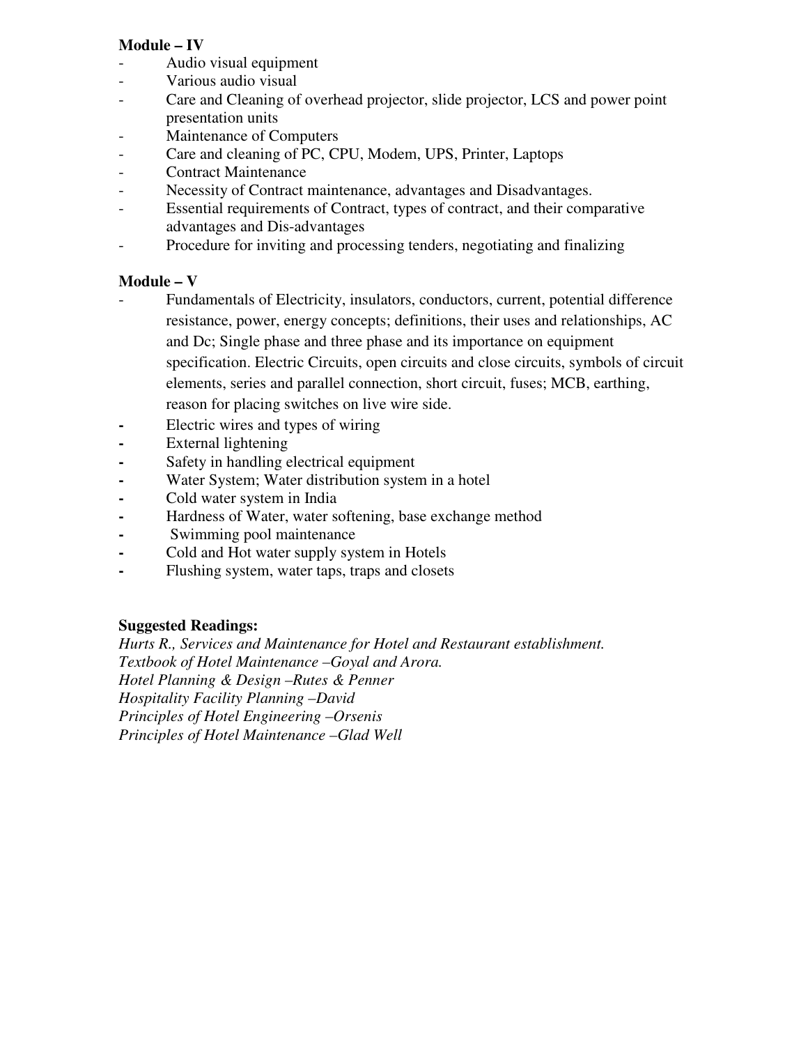**Module – IV**

- Audio visual equipment
- Various audio visual
- Care and Cleaning of overhead projector, slide projector, LCS and power point presentation units
- Maintenance of Computers
- Care and cleaning of PC, CPU, Modem, UPS, Printer, Laptops
- Contract Maintenance
- Necessity of Contract maintenance, advantages and Disadvantages.
- Essential requirements of Contract, types of contract, and their comparative advantages and Dis-advantages
- Procedure for inviting and processing tenders, negotiating and finalizing

**Module – V**

- Fundamentals of Electricity, insulators, conductors, current, potential difference resistance, power, energy concepts; definitions, their uses and relationships, AC and Dc; Single phase and three phase and its importance on equipment specification. Electric Circuits, open circuits and close circuits, symbols of circuit elements, series and parallel connection, short circuit, fuses; MCB, earthing, reason for placing switches on live wire side.
- Electric wires and types of wiring
- External lightening
- Safety in handling electrical equipment
- Water System; Water distribution system in a hotel
- Cold water system in India
- Hardness of Water, water softening, base exchange method
- Swimming pool maintenance
- Cold and Hot water supply system in Hotels
- Flushing system, water taps, traps and closets

**Suggested Readings:**

*Hurts R., Services and Maintenance for Hotel and Restaurant establishment.*
*Textbook of Hotel Maintenance –Goyal and Arora.*
*Hotel Planning & Design –Rutes & Penner*
*Hospitality Facility Planning –David*
*Principles of Hotel Engineering –Orsenis*
*Principles of Hotel Maintenance –Glad Well*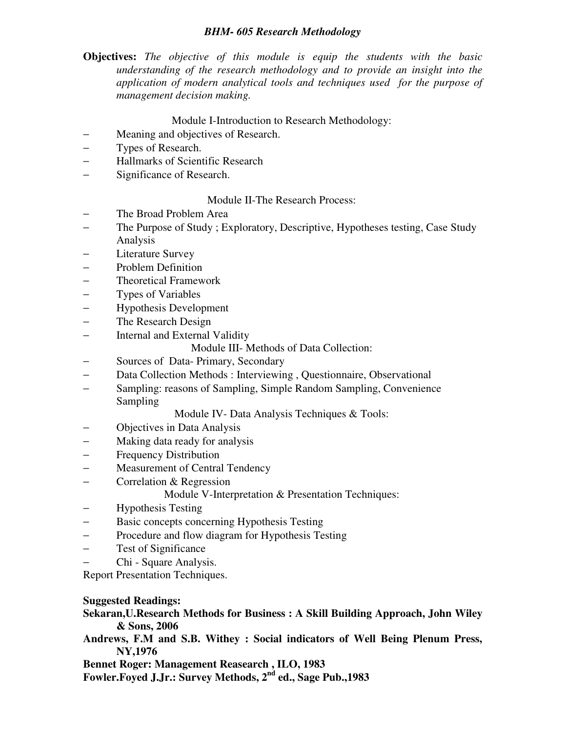## *BHM- 605 Research Methodology*

**Objectives:** *The objective of this module is equip the students with the basic understanding of the research methodology and to provide an insight into the application of modern analytical tools and techniques used for the purpose of management decision making.*

### Module I-Introduction to Research Methodology:

- Meaning and objectives of Research.
- Types of Research.
- Hallmarks of Scientific Research
- Significance of Research.

### Module II-The Research Process:

- The Broad Problem Area
- The Purpose of Study ; Exploratory, Descriptive, Hypotheses testing, Case Study Analysis
- Literature Survey
- Problem Definition
- Theoretical Framework
- Types of Variables
- Hypothesis Development
- The Research Design
- Internal and External Validity

### Module III- Methods of Data Collection:

- Sources of Data- Primary, Secondary
- Data Collection Methods : Interviewing , Questionnaire, Observational
- Sampling: reasons of Sampling, Simple Random Sampling, Convenience Sampling

### Module IV- Data Analysis Techniques & Tools:

- Objectives in Data Analysis
- Making data ready for analysis
- Frequency Distribution
- Measurement of Central Tendency
- Correlation & Regression

### Module V-Interpretation & Presentation Techniques:

- Hypothesis Testing
- Basic concepts concerning Hypothesis Testing
- Procedure and flow diagram for Hypothesis Testing
- Test of Significance
- Chi - Square Analysis.

Report Presentation Techniques.

**Suggested Readings:**

**Sekaran,U.Research Methods for Business : A Skill Building Approach, John Wiley & Sons, 2006**

**Andrews, F.M and S.B. Withey : Social indicators of Well Being Plenum Press, NY,1976**

**Bennet Roger: Management Reasearch , ILO, 1983**

**Fowler.Foyed J.Jr.: Survey Methods, 2nd ed., Sage Pub.,1983**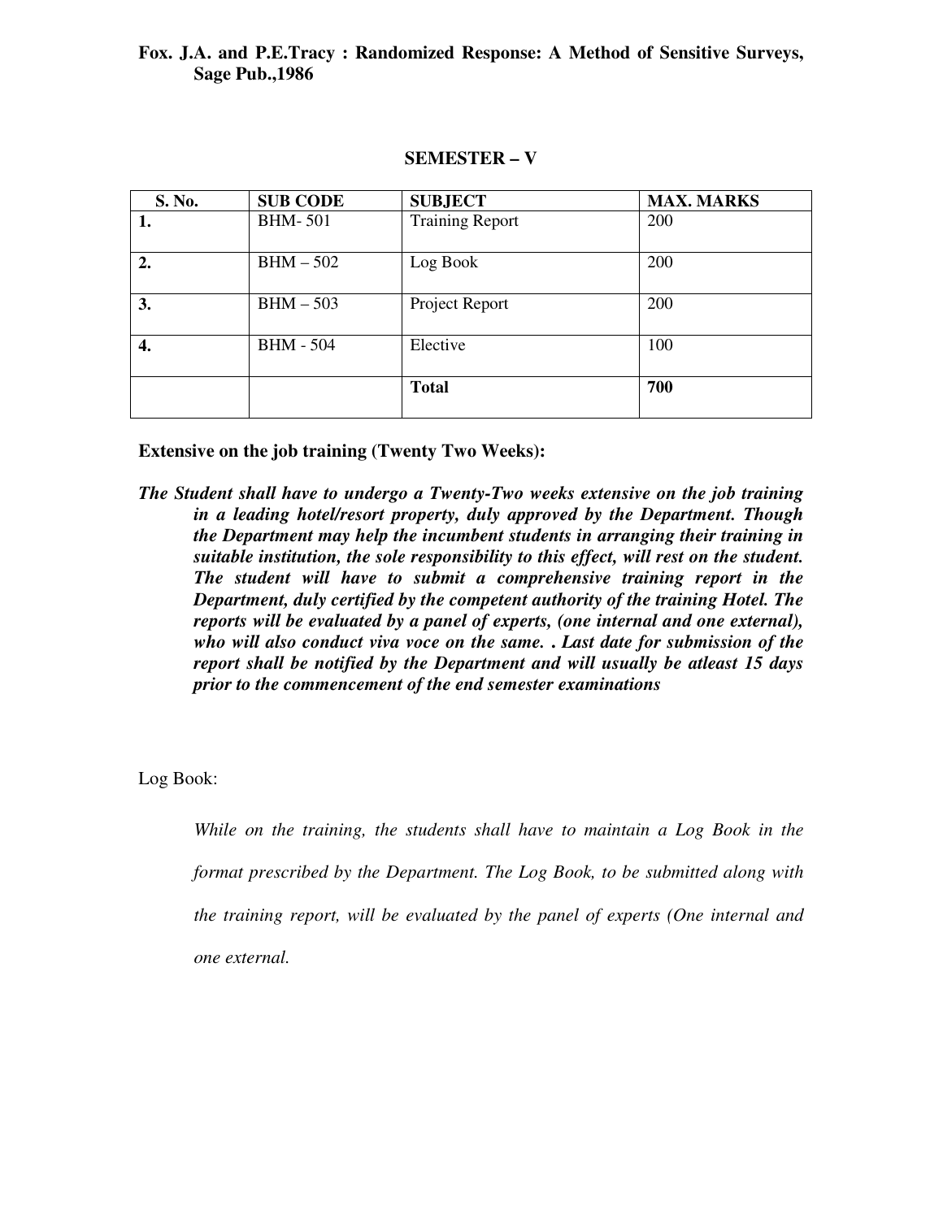**Fox. J.A. and P.E.Tracy : Randomized Response: A Method of Sensitive Surveys, Sage Pub.,1986**

## SEMESTER – V

| S. No. | SUB CODE | SUBJECT | MAX. MARKS |
|---|---|---|---|
| **1.** | BHM- 501 | Training Report | 200 |
| **2.** | BHM – 502 | Log Book | 200 |
| **3.** | BHM – 503 | Project Report | 200 |
| **4.** | BHM - 504 | Elective | 100 |
| | | **Total** | **700** |

**Extensive on the job training (Twenty Two Weeks):**

***The Student shall have to undergo a Twenty-Two weeks extensive on the job training in a leading hotel/resort property, duly approved by the Department. Though the Department may help the incumbent students in arranging their training in suitable institution, the sole responsibility to this effect, will rest on the student. The student will have to submit a comprehensive training report in the Department, duly certified by the competent authority of the training Hotel. The reports will be evaluated by a panel of experts, (one internal and one external), who will also conduct viva voce on the same. . Last date for submission of the report shall be notified by the Department and will usually be atleast 15 days prior to the commencement of the end semester examinations***

Log Book:

*While on the training, the students shall have to maintain a Log Book in the format prescribed by the Department. The Log Book, to be submitted along with the training report, will be evaluated by the panel of experts (One internal and one external.*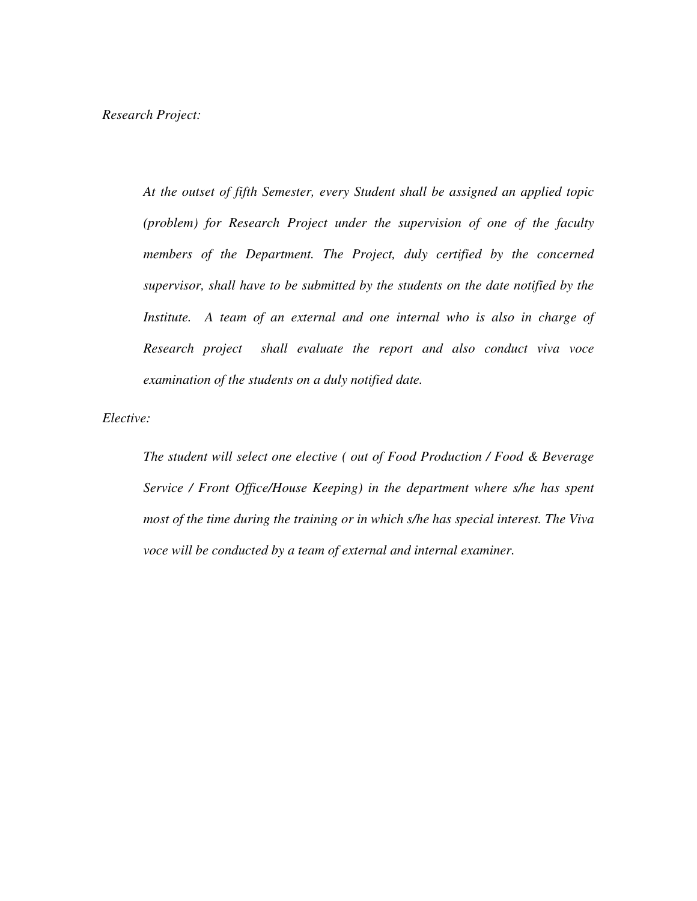*Research Project:*

*At the outset of fifth Semester, every Student shall be assigned an applied topic (problem) for Research Project under the supervision of one of the faculty members of the Department. The Project, duly certified by the concerned supervisor, shall have to be submitted by the students on the date notified by the Institute. A team of an external and one internal who is also in charge of Research project shall evaluate the report and also conduct viva voce examination of the students on a duly notified date.*

*Elective:*

*The student will select one elective ( out of Food Production / Food & Beverage Service / Front Office/House Keeping) in the department where s/he has spent most of the time during the training or in which s/he has special interest. The Viva voce will be conducted by a team of external and internal examiner.*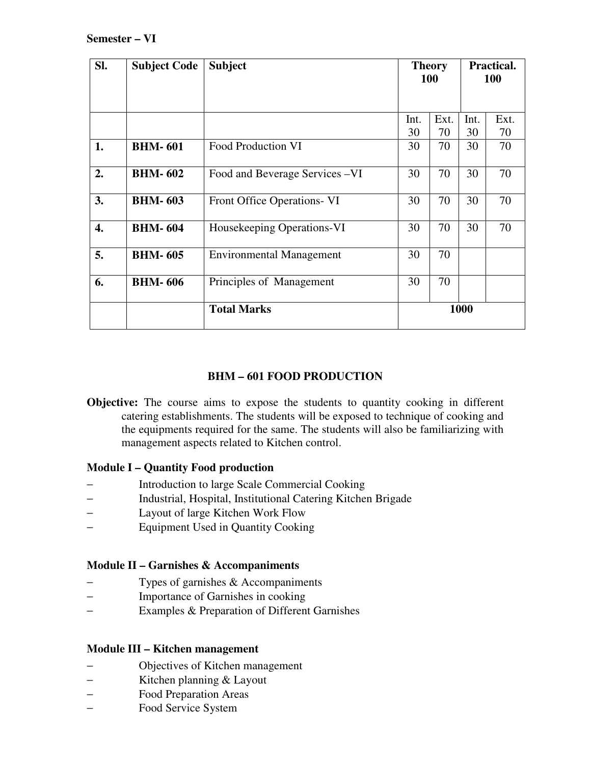**Semester – VI**

| Sl. | Subject Code | Subject | Theory 100 | | Practical. 100 | |
|---|---|---|---|---|---|---|
| | | | Int. 30 | Ext. 70 | Int. 30 | Ext. 70 |
| **1.** | **BHM- 601** | Food Production VI | 30 | 70 | 30 | 70 |
| **2.** | **BHM- 602** | Food and Beverage Services –VI | 30 | 70 | 30 | 70 |
| **3.** | **BHM- 603** | Front Office Operations- VI | 30 | 70 | 30 | 70 |
| **4.** | **BHM- 604** | Housekeeping Operations-VI | 30 | 70 | 30 | 70 |
| **5.** | **BHM- 605** | Environmental Management | 30 | 70 | | |
| **6.** | **BHM- 606** | Principles of Management | 30 | 70 | | |
| | | **Total Marks** | **1000** | | | |

## BHM – 601 FOOD PRODUCTION

**Objective:** The course aims to expose the students to quantity cooking in different catering establishments. The students will be exposed to technique of cooking and the equipments required for the same. The students will also be familiarizing with management aspects related to Kitchen control.

**Module I – Quantity Food production**

- Introduction to large Scale Commercial Cooking
- Industrial, Hospital, Institutional Catering Kitchen Brigade
- Layout of large Kitchen Work Flow
- Equipment Used in Quantity Cooking

**Module II – Garnishes & Accompaniments**

- Types of garnishes & Accompaniments
- Importance of Garnishes in cooking
- Examples & Preparation of Different Garnishes

**Module III – Kitchen management**

- Objectives of Kitchen management
- Kitchen planning & Layout
- Food Preparation Areas
- Food Service System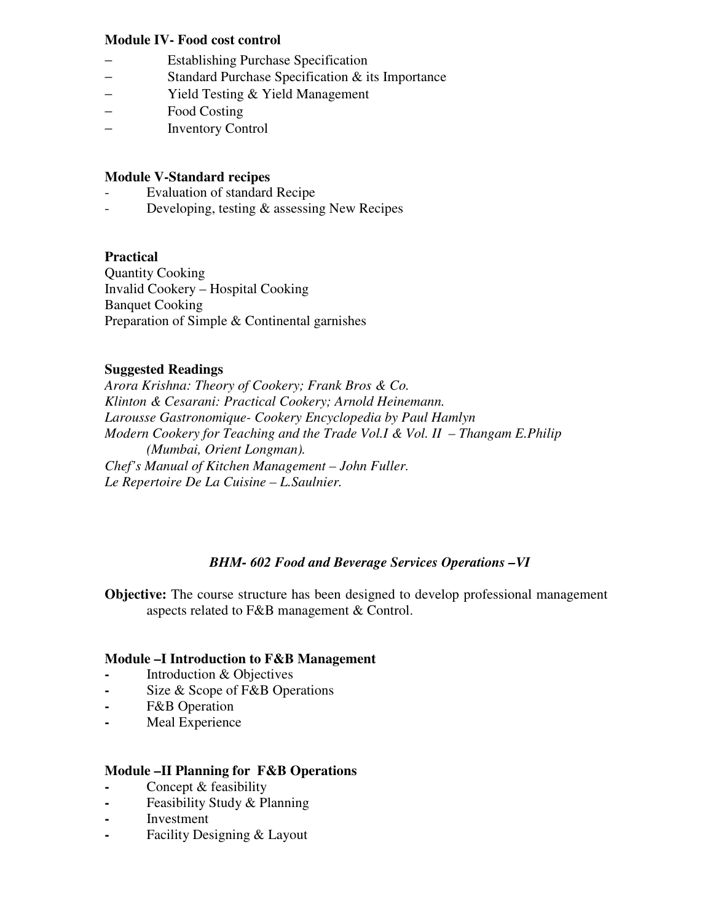**Module IV- Food cost control**

- Establishing Purchase Specification
- Standard Purchase Specification & its Importance
- Yield Testing & Yield Management
- Food Costing
- Inventory Control

**Module V-Standard recipes**

- Evaluation of standard Recipe
- Developing, testing & assessing New Recipes

**Practical**

Quantity Cooking
Invalid Cookery – Hospital Cooking
Banquet Cooking
Preparation of Simple & Continental garnishes

**Suggested Readings**

*Arora Krishna: Theory of Cookery; Frank Bros & Co.*
*Klinton & Cesarani: Practical Cookery; Arnold Heinemann.*
*Larousse Gastronomique- Cookery Encyclopedia by Paul Hamlyn*
*Modern Cookery for Teaching and the Trade Vol.I & Vol. II – Thangam E.Philip (Mumbai, Orient Longman).*
*Chef's Manual of Kitchen Management – John Fuller.*
*Le Repertoire De La Cuisine – L.Saulnier.*

## *BHM- 602 Food and Beverage Services Operations –VI*

**Objective:** The course structure has been designed to develop professional management aspects related to F&B management & Control.

**Module –I Introduction to F&B Management**

- Introduction & Objectives
- Size & Scope of F&B Operations
- F&B Operation
- Meal Experience

**Module –II Planning for F&B Operations**

- Concept & feasibility
- Feasibility Study & Planning
- Investment
- Facility Designing & Layout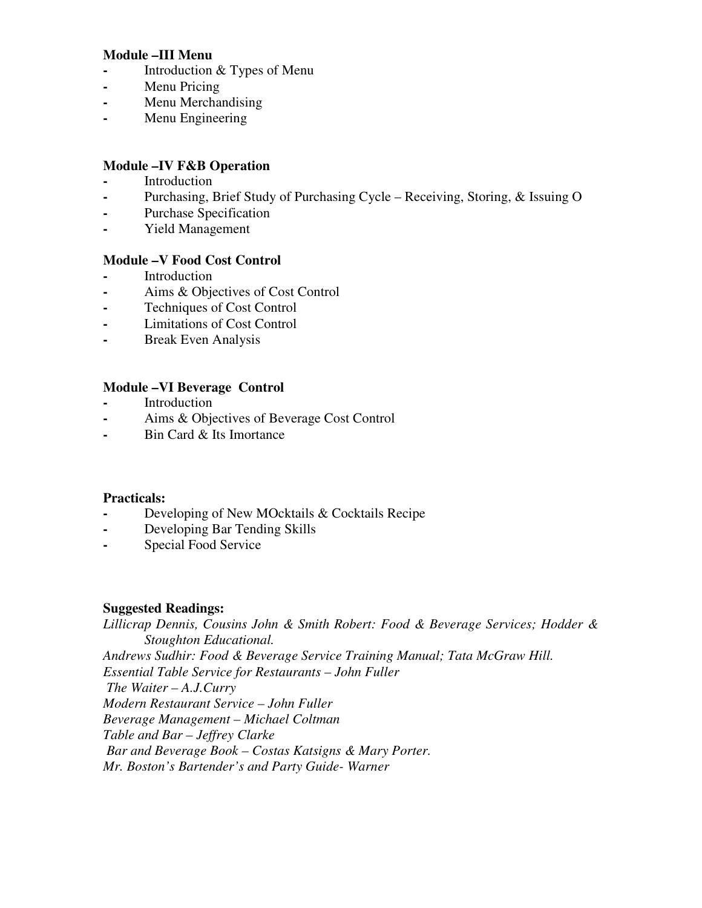**Module –III Menu**

- Introduction & Types of Menu
- Menu Pricing
- Menu Merchandising
- Menu Engineering

**Module –IV F&B Operation**

- Introduction
- Purchasing, Brief Study of Purchasing Cycle – Receiving, Storing, & Issuing O
- Purchase Specification
- Yield Management

**Module –V Food Cost Control**

- Introduction
- Aims & Objectives of Cost Control
- Techniques of Cost Control
- Limitations of Cost Control
- Break Even Analysis

**Module –VI Beverage Control**

- Introduction
- Aims & Objectives of Beverage Cost Control
- Bin Card & Its Imortance

**Practicals:**

- Developing of New MOcktails & Cocktails Recipe
- Developing Bar Tending Skills
- Special Food Service

**Suggested Readings:**

*Lillicrap Dennis, Cousins John & Smith Robert: Food & Beverage Services; Hodder & Stoughton Educational.*
*Andrews Sudhir: Food & Beverage Service Training Manual; Tata McGraw Hill.*
*Essential Table Service for Restaurants – John Fuller*
*The Waiter – A.J.Curry*
*Modern Restaurant Service – John Fuller*
*Beverage Management – Michael Coltman*
*Table and Bar – Jeffrey Clarke*
*Bar and Beverage Book – Costas Katsigns & Mary Porter.*
*Mr. Boston's Bartender's and Party Guide- Warner*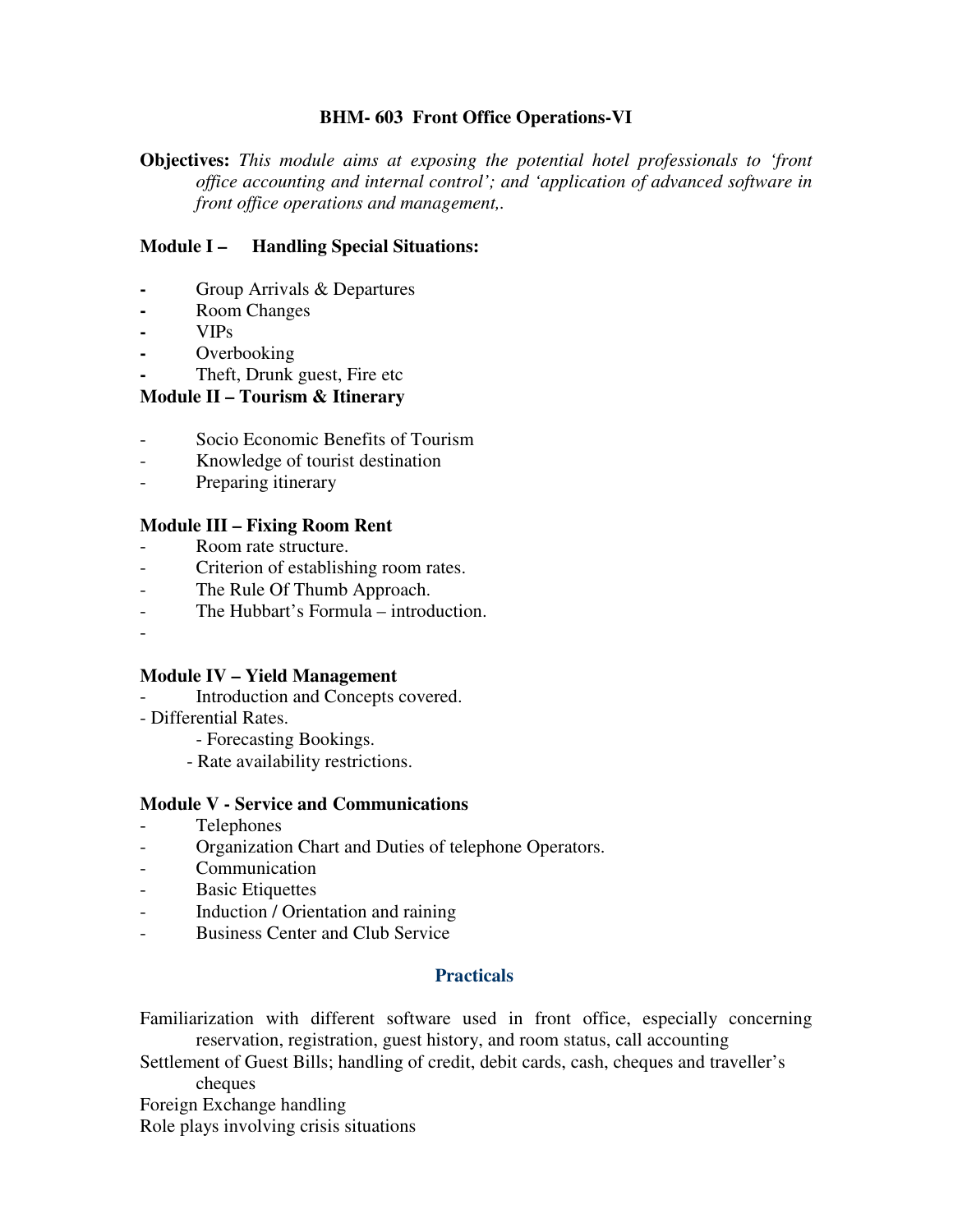## BHM- 603 Front Office Operations-VI

**Objectives:** *This module aims at exposing the potential hotel professionals to 'front office accounting and internal control'; and 'application of advanced software in front office operations and management,.*

### Module I – Handling Special Situations:

- Group Arrivals & Departures
- Room Changes
- VIPs
- Overbooking
- Theft, Drunk guest, Fire etc

### Module II – Tourism & Itinerary

- Socio Economic Benefits of Tourism
- Knowledge of tourist destination
- Preparing itinerary

### Module III – Fixing Room Rent

- Room rate structure.
- Criterion of establishing room rates.
- The Rule Of Thumb Approach.
- The Hubbart's Formula – introduction.
-

### Module IV – Yield Management

- Introduction and Concepts covered.
- Differential Rates.
  - Forecasting Bookings.
  - Rate availability restrictions.

### Module V - Service and Communications

- Telephones
- Organization Chart and Duties of telephone Operators.
- Communication
- Basic Etiquettes
- Induction / Orientation and raining
- Business Center and Club Service

## Practicals

Familiarization with different software used in front office, especially concerning reservation, registration, guest history, and room status, call accounting

Settlement of Guest Bills; handling of credit, debit cards, cash, cheques and traveller's cheques

Foreign Exchange handling

Role plays involving crisis situations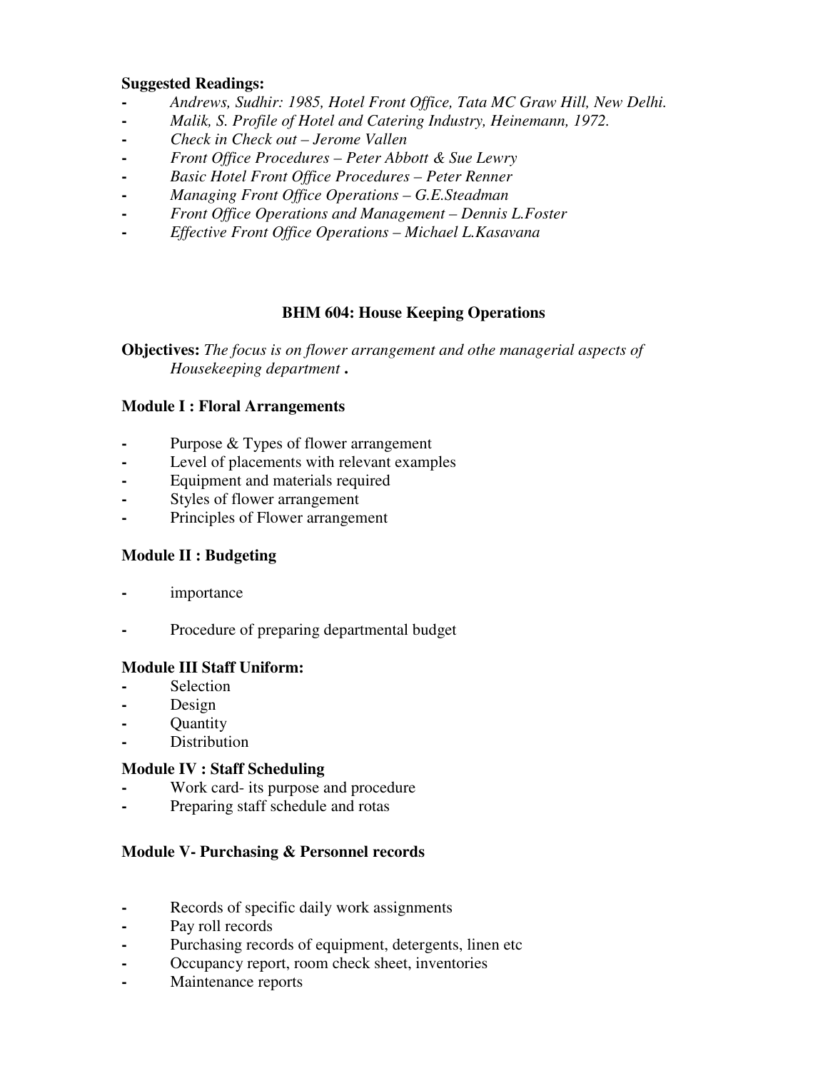**Suggested Readings:**

- *Andrews, Sudhir: 1985, Hotel Front Office, Tata MC Graw Hill, New Delhi.*
- *Malik, S. Profile of Hotel and Catering Industry, Heinemann, 1972.*
- *Check in Check out – Jerome Vallen*
- *Front Office Procedures – Peter Abbott & Sue Lewry*
- *Basic Hotel Front Office Procedures – Peter Renner*
- *Managing Front Office Operations – G.E.Steadman*
- *Front Office Operations and Management – Dennis L.Foster*
- *Effective Front Office Operations – Michael L.Kasavana*

## BHM 604: House Keeping Operations

**Objectives:** *The focus is on flower arrangement and othe managerial aspects of Housekeeping department* **.**

### Module I : Floral Arrangements

- Purpose & Types of flower arrangement
- Level of placements with relevant examples
- Equipment and materials required
- Styles of flower arrangement
- Principles of Flower arrangement

### Module II : Budgeting

- importance
- Procedure of preparing departmental budget

### Module III Staff Uniform:

- Selection
- Design
- Quantity
- Distribution

### Module IV : Staff Scheduling

- Work card- its purpose and procedure
- Preparing staff schedule and rotas

### Module V- Purchasing & Personnel records

- Records of specific daily work assignments
- Pay roll records
- Purchasing records of equipment, detergents, linen etc
- Occupancy report, room check sheet, inventories
- Maintenance reports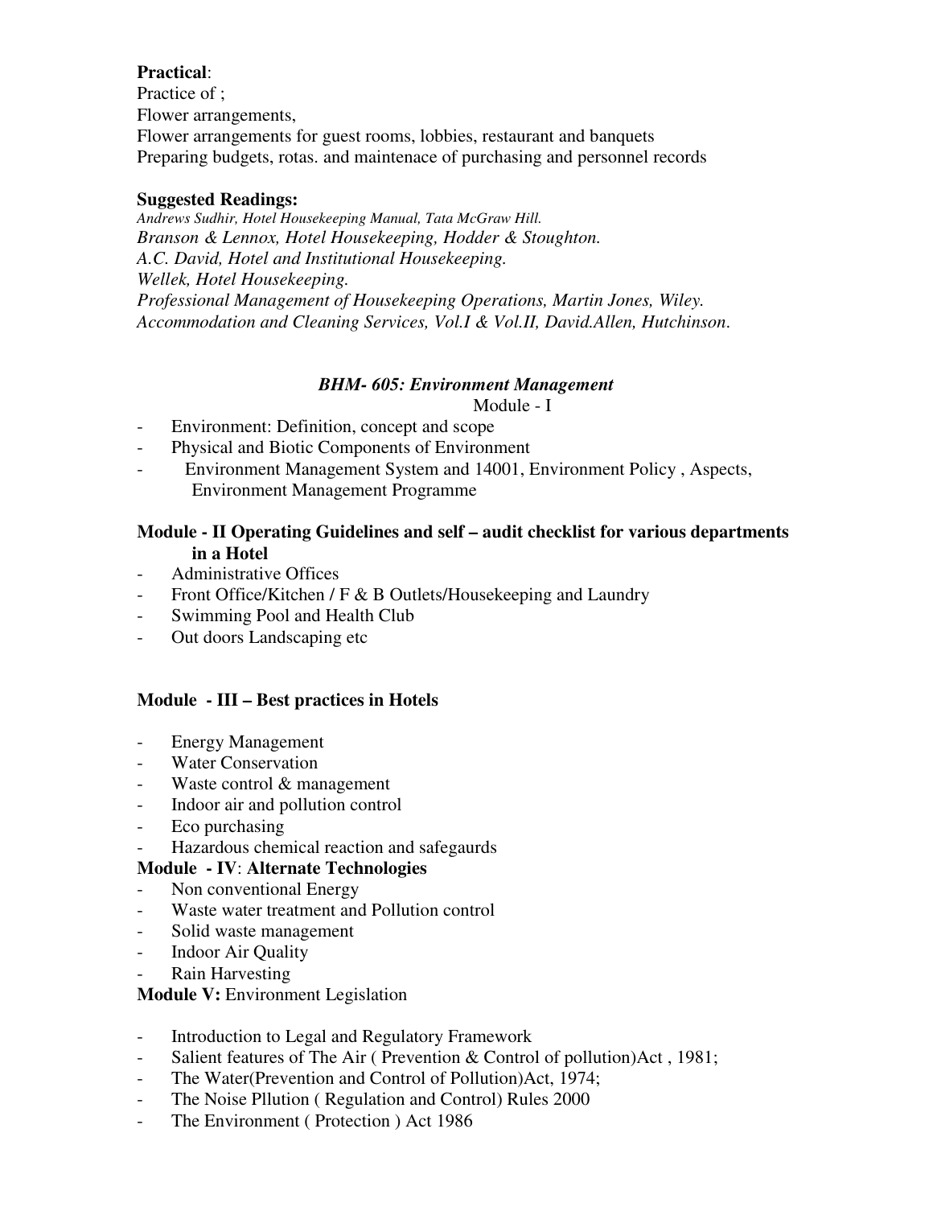**Practical**:
Practice of ;
Flower arrangements,
Flower arrangements for guest rooms, lobbies, restaurant and banquets
Preparing budgets, rotas. and maintenace of purchasing and personnel records

**Suggested Readings:**
*Andrews Sudhir, Hotel Housekeeping Manual, Tata McGraw Hill.*
*Branson & Lennox, Hotel Housekeeping, Hodder & Stoughton.*
*A.C. David, Hotel and Institutional Housekeeping.*
*Wellek, Hotel Housekeeping.*
*Professional Management of Housekeeping Operations, Martin Jones, Wiley.*
*Accommodation and Cleaning Services, Vol.I & Vol.II, David.Allen, Hutchinson.*

## *BHM- 605: Environment Management*

Module - I

- Environment: Definition, concept and scope
- Physical and Biotic Components of Environment
- Environment Management System and 14001, Environment Policy , Aspects, Environment Management Programme

**Module - II Operating Guidelines and self – audit checklist for various departments in a Hotel**

- Administrative Offices
- Front Office/Kitchen / F & B Outlets/Housekeeping and Laundry
- Swimming Pool and Health Club
- Out doors Landscaping etc

**Module - III – Best practices in Hotels**

- Energy Management
- Water Conservation
- Waste control & management
- Indoor air and pollution control
- Eco purchasing
- Hazardous chemical reaction and safegaurds

**Module - IV**: **Alternate Technologies**

- Non conventional Energy
- Waste water treatment and Pollution control
- Solid waste management
- Indoor Air Quality
- Rain Harvesting

**Module V:** Environment Legislation

- Introduction to Legal and Regulatory Framework
- Salient features of The Air ( Prevention & Control of pollution)Act , 1981;
- The Water(Prevention and Control of Pollution)Act, 1974;
- The Noise Pllution ( Regulation and Control) Rules 2000
- The Environment ( Protection ) Act 1986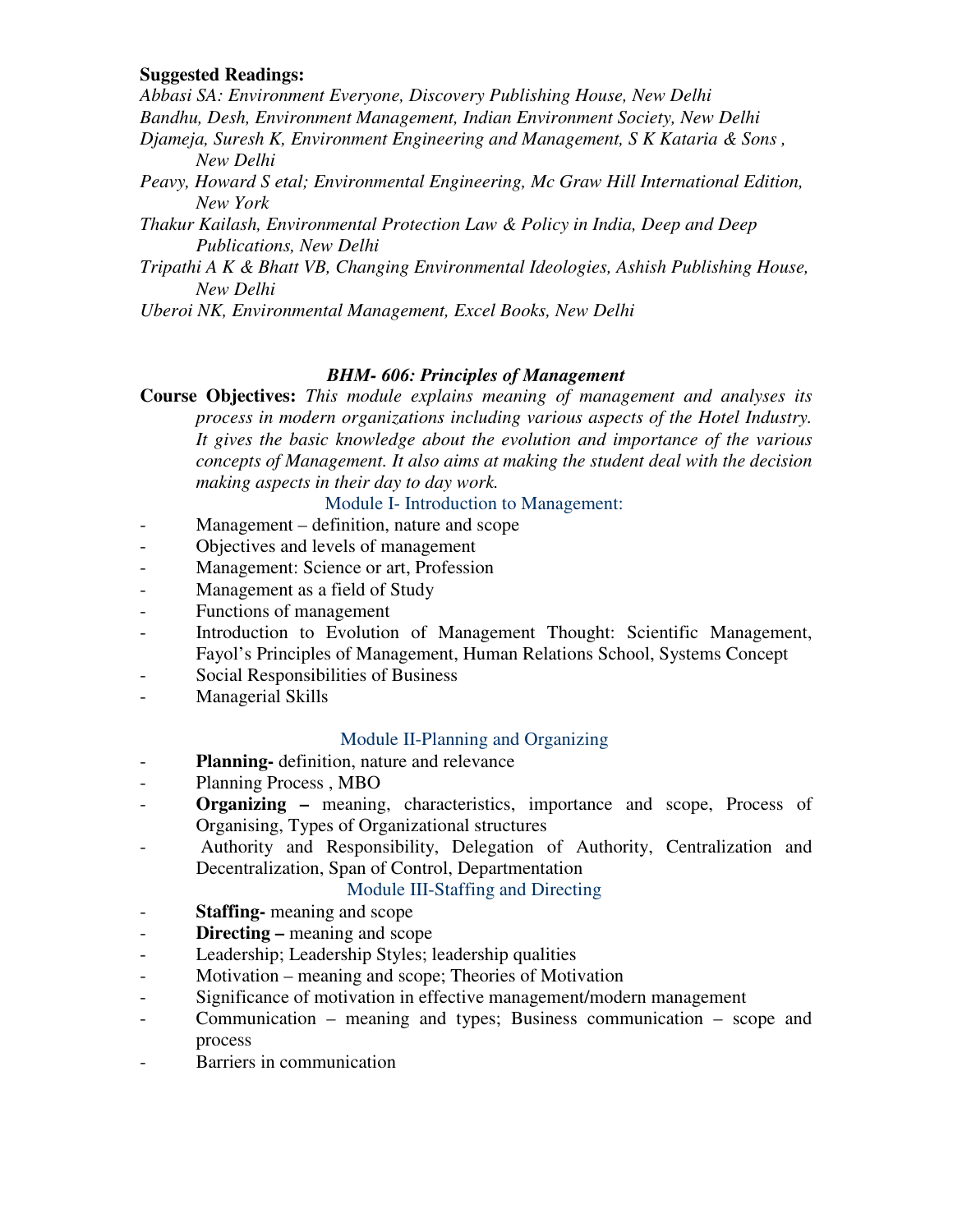**Suggested Readings:**

*Abbasi SA: Environment Everyone, Discovery Publishing House, New Delhi*

*Bandhu, Desh, Environment Management, Indian Environment Society, New Delhi*

*Djameja, Suresh K, Environment Engineering and Management, S K Kataria & Sons , New Delhi*

*Peavy, Howard S etal; Environmental Engineering, Mc Graw Hill International Edition, New York*

*Thakur Kailash, Environmental Protection Law & Policy in India, Deep and Deep Publications, New Delhi*

*Tripathi A K & Bhatt VB, Changing Environmental Ideologies, Ashish Publishing House, New Delhi*

*Uberoi NK, Environmental Management, Excel Books, New Delhi*

## *BHM- 606: Principles of Management*

**Course Objectives:** *This module explains meaning of management and analyses its process in modern organizations including various aspects of the Hotel Industry. It gives the basic knowledge about the evolution and importance of the various concepts of Management. It also aims at making the student deal with the decision making aspects in their day to day work.*

### Module I- Introduction to Management:

- Management – definition, nature and scope
- Objectives and levels of management
- Management: Science or art, Profession
- Management as a field of Study
- Functions of management
- Introduction to Evolution of Management Thought: Scientific Management, Fayol's Principles of Management, Human Relations School, Systems Concept
- Social Responsibilities of Business
- Managerial Skills

### Module II-Planning and Organizing

- **Planning-** definition, nature and relevance
- Planning Process , MBO
- **Organizing –** meaning, characteristics, importance and scope, Process of Organising, Types of Organizational structures
- Authority and Responsibility, Delegation of Authority, Centralization and Decentralization, Span of Control, Departmentation

### Module III-Staffing and Directing

- **Staffing-** meaning and scope
- **Directing –** meaning and scope
- Leadership; Leadership Styles; leadership qualities
- Motivation – meaning and scope; Theories of Motivation
- Significance of motivation in effective management/modern management
- Communication – meaning and types; Business communication – scope and process
- Barriers in communication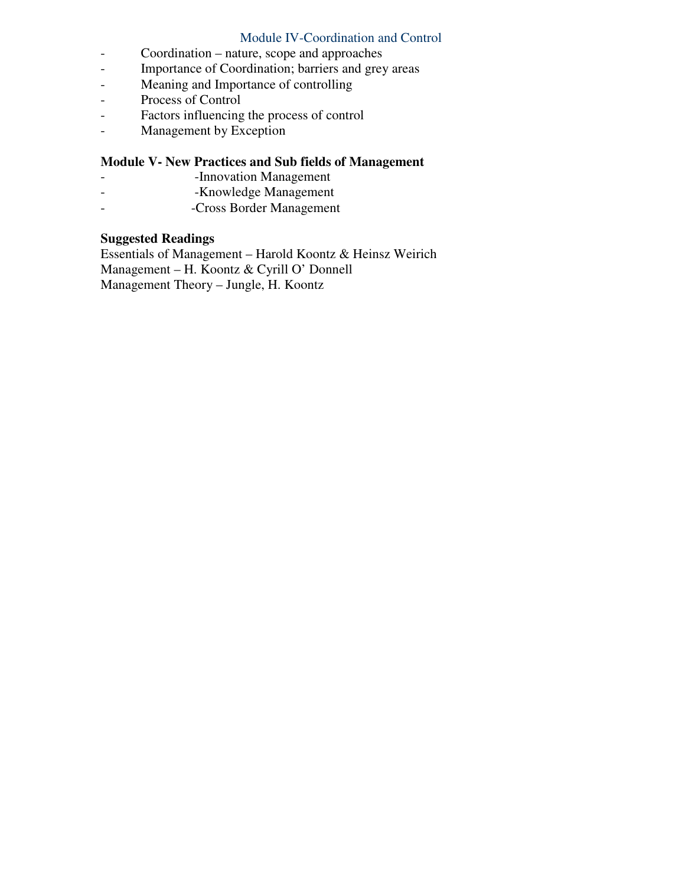## Module IV-Coordination and Control

- Coordination – nature, scope and approaches
- Importance of Coordination; barriers and grey areas
- Meaning and Importance of controlling
- Process of Control
- Factors influencing the process of control
- Management by Exception

**Module V- New Practices and Sub fields of Management**

- -Innovation Management
- -Knowledge Management
- -Cross Border Management

**Suggested Readings**

Essentials of Management – Harold Koontz & Heinsz Weirich
Management – H. Koontz & Cyrill O' Donnell
Management Theory – Jungle, H. Koontz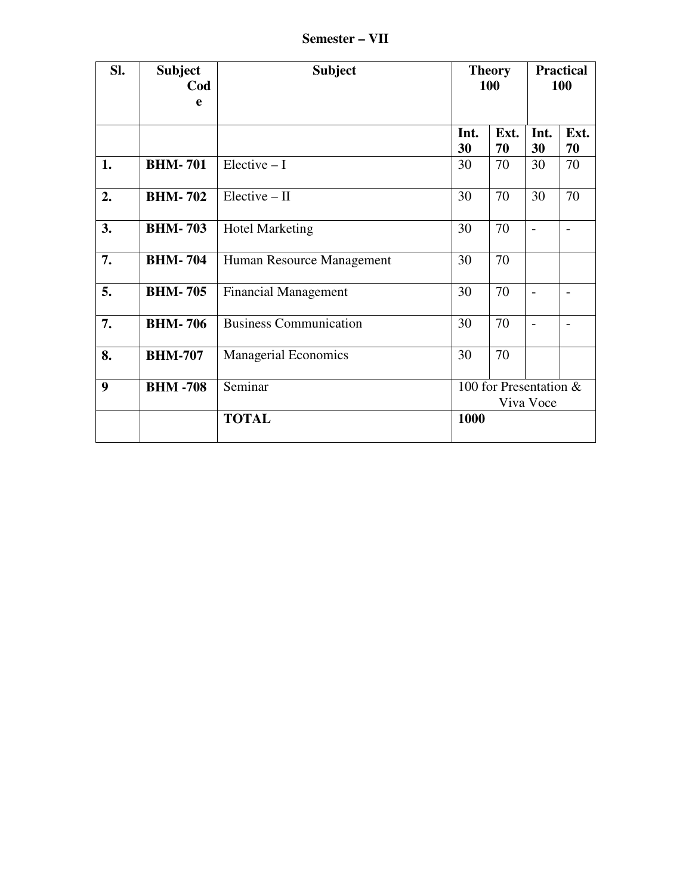**Semester – VII**

| Sl. | Subject Code | Subject | Theory 100 | | Practical 100 | |
|---|---|---|---|---|---|---|
| | | | **Int. 30** | **Ext. 70** | **Int. 30** | **Ext. 70** |
| **1.** | **BHM- 701** | Elective – I | 30 | 70 | 30 | 70 |
| **2.** | **BHM- 702** | Elective – II | 30 | 70 | 30 | 70 |
| **3.** | **BHM- 703** | Hotel Marketing | 30 | 70 | - | - |
| **7.** | **BHM- 704** | Human Resource Management | 30 | 70 | | |
| **5.** | **BHM- 705** | Financial Management | 30 | 70 | - | - |
| **7.** | **BHM- 706** | Business Communication | 30 | 70 | - | - |
| **8.** | **BHM-707** | Managerial Economics | 30 | 70 | | |
| **9** | **BHM -708** | Seminar | 100 for Presentation & Viva Voce | | | |
| | | **TOTAL** | **1000** | | | |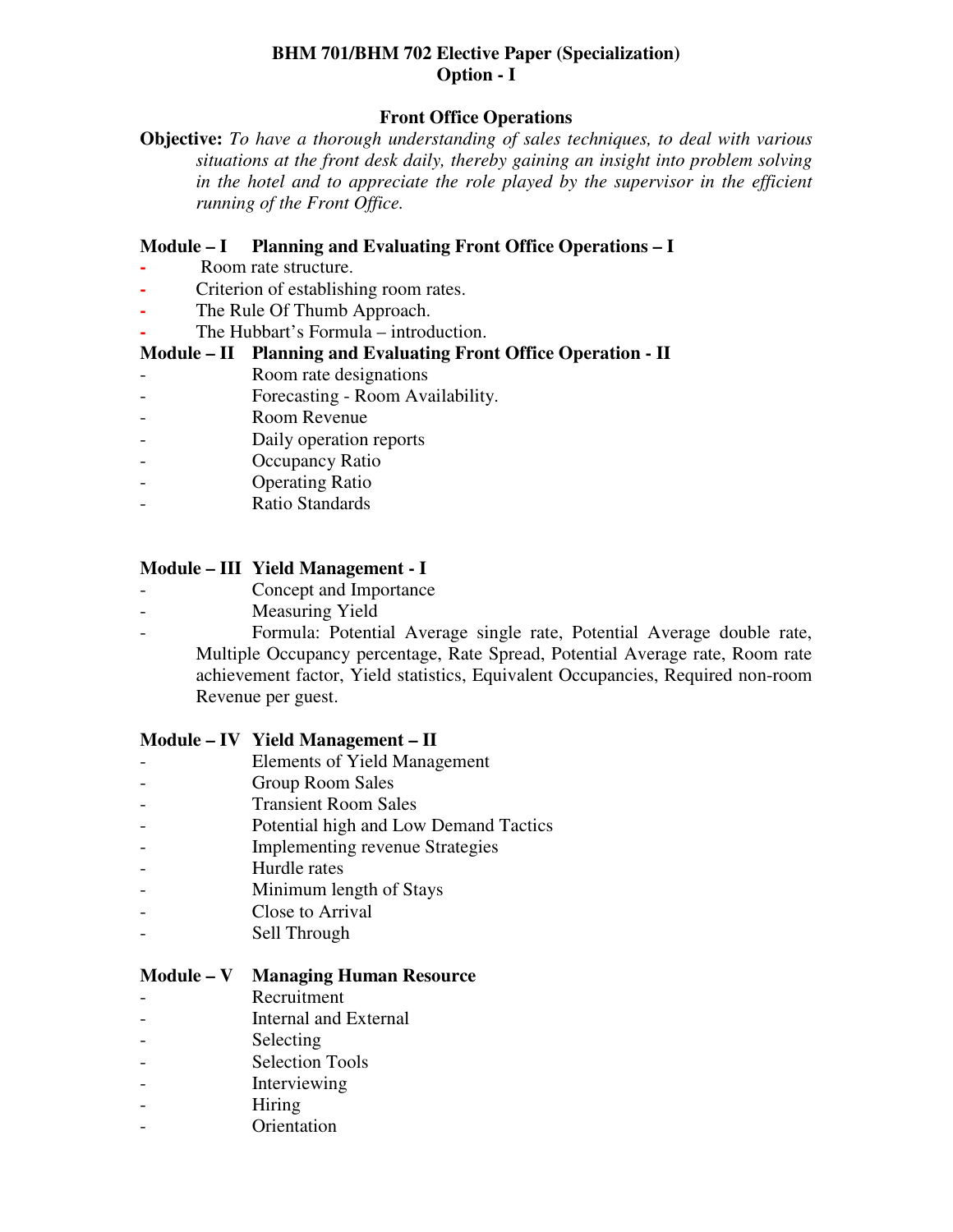**BHM 701/BHM 702 Elective Paper (Specialization)**
**Option - I**

## Front Office Operations

**Objective:** *To have a thorough understanding of sales techniques, to deal with various situations at the front desk daily, thereby gaining an insight into problem solving in the hotel and to appreciate the role played by the supervisor in the efficient running of the Front Office.*

### Module – I Planning and Evaluating Front Office Operations – I

- Room rate structure.
- Criterion of establishing room rates.
- The Rule Of Thumb Approach.
- The Hubbart's Formula – introduction.

### Module – II Planning and Evaluating Front Office Operation - II

- Room rate designations
- Forecasting - Room Availability.
- Room Revenue
- Daily operation reports
- Occupancy Ratio
- Operating Ratio
- Ratio Standards

### Module – III Yield Management - I

- Concept and Importance
- Measuring Yield
- Formula: Potential Average single rate, Potential Average double rate, Multiple Occupancy percentage, Rate Spread, Potential Average rate, Room rate achievement factor, Yield statistics, Equivalent Occupancies, Required non-room Revenue per guest.

### Module – IV Yield Management – II

- Elements of Yield Management
- Group Room Sales
- Transient Room Sales
- Potential high and Low Demand Tactics
- Implementing revenue Strategies
- Hurdle rates
- Minimum length of Stays
- Close to Arrival
- Sell Through

### Module – V Managing Human Resource

- Recruitment
- Internal and External
- Selecting
- Selection Tools
- Interviewing
- Hiring
- Orientation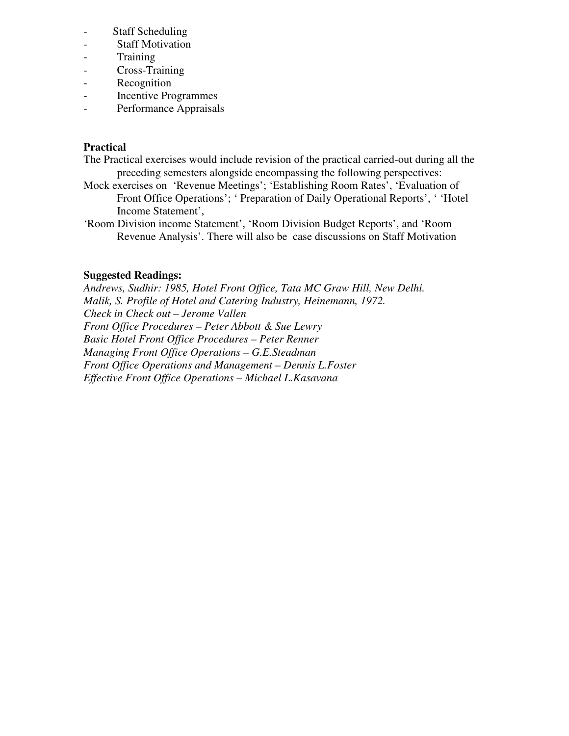- Staff Scheduling
- Staff Motivation
- Training
- Cross-Training
- Recognition
- Incentive Programmes
- Performance Appraisals

**Practical**

The Practical exercises would include revision of the practical carried-out during all the preceding semesters alongside encompassing the following perspectives:

Mock exercises on 'Revenue Meetings'; 'Establishing Room Rates', 'Evaluation of Front Office Operations'; ' Preparation of Daily Operational Reports', ' 'Hotel Income Statement',

'Room Division income Statement', 'Room Division Budget Reports', and 'Room Revenue Analysis'. There will also be case discussions on Staff Motivation

**Suggested Readings:**

*Andrews, Sudhir: 1985, Hotel Front Office, Tata MC Graw Hill, New Delhi.*
*Malik, S. Profile of Hotel and Catering Industry, Heinemann, 1972.*
*Check in Check out – Jerome Vallen*
*Front Office Procedures – Peter Abbott & Sue Lewry*
*Basic Hotel Front Office Procedures – Peter Renner*
*Managing Front Office Operations – G.E.Steadman*
*Front Office Operations and Management – Dennis L.Foster*
*Effective Front Office Operations – Michael L.Kasavana*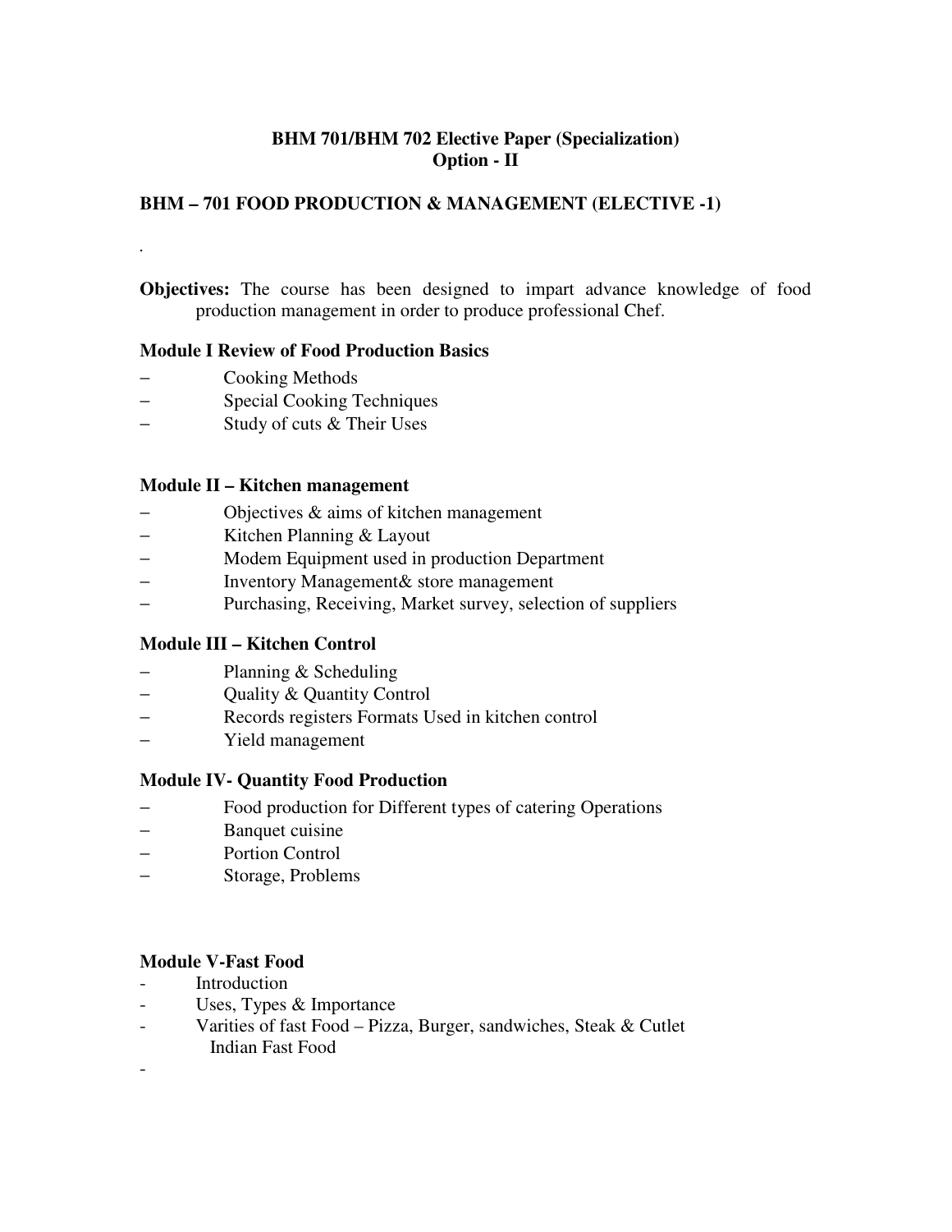**BHM 701/BHM 702 Elective Paper (Specialization)**
**Option - II**

## BHM – 701 FOOD PRODUCTION & MANAGEMENT (ELECTIVE -1)

.

**Objectives:** The course has been designed to impart advance knowledge of food production management in order to produce professional Chef.

### Module I Review of Food Production Basics

- Cooking Methods
- Special Cooking Techniques
- Study of cuts & Their Uses

### Module II – Kitchen management

- Objectives & aims of kitchen management
- Kitchen Planning & Layout
- Modem Equipment used in production Department
- Inventory Management& store management
- Purchasing, Receiving, Market survey, selection of suppliers

### Module III – Kitchen Control

- Planning & Scheduling
- Quality & Quantity Control
- Records registers Formats Used in kitchen control
- Yield management

### Module IV- Quantity Food Production

- Food production for Different types of catering Operations
- Banquet cuisine
- Portion Control
- Storage, Problems

### Module V-Fast Food

- Introduction
- Uses, Types & Importance
- Varities of fast Food – Pizza, Burger, sandwiches, Steak & Cutlet Indian Fast Food
-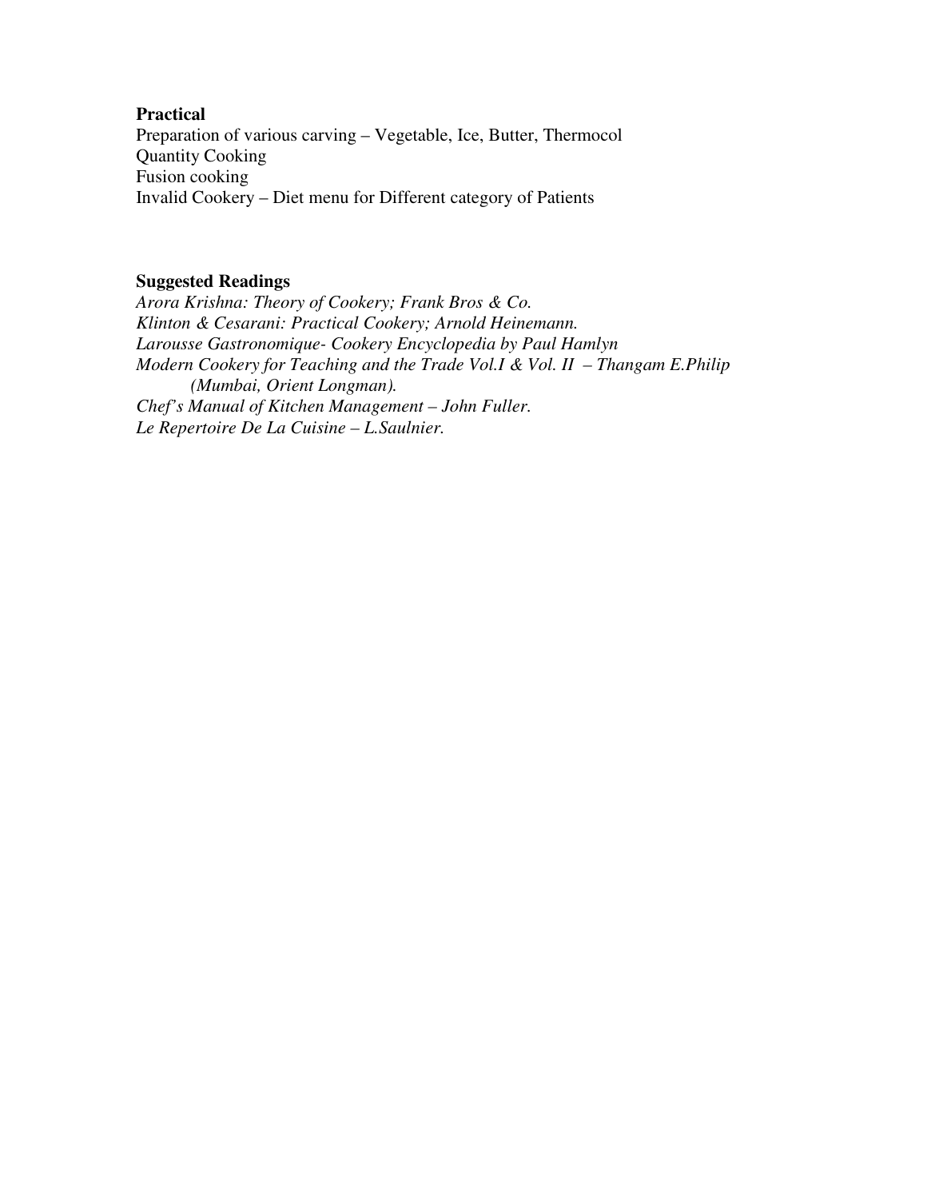**Practical**

Preparation of various carving – Vegetable, Ice, Butter, Thermocol
Quantity Cooking
Fusion cooking
Invalid Cookery – Diet menu for Different category of Patients

**Suggested Readings**

*Arora Krishna: Theory of Cookery; Frank Bros & Co.*
*Klinton & Cesarani: Practical Cookery; Arnold Heinemann.*
*Larousse Gastronomique- Cookery Encyclopedia by Paul Hamlyn*
*Modern Cookery for Teaching and the Trade Vol.I & Vol. II – Thangam E.Philip (Mumbai, Orient Longman).*
*Chef's Manual of Kitchen Management – John Fuller.*
*Le Repertoire De La Cuisine – L.Saulnier.*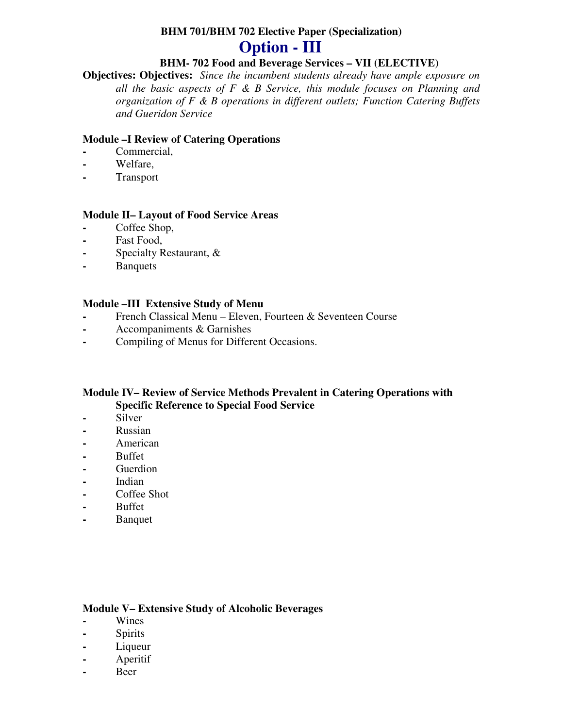**BHM 701/BHM 702 Elective Paper (Specialization)**

# Option - III

**BHM- 702 Food and Beverage Services – VII (ELECTIVE)**

**Objectives: Objectives:** *Since the incumbent students already have ample exposure on all the basic aspects of F & B Service, this module focuses on Planning and organization of F & B operations in different outlets; Function Catering Buffets and Gueridon Service*

**Module –I Review of Catering Operations**

- Commercial,
- Welfare,
- Transport

**Module II– Layout of Food Service Areas**

- Coffee Shop,
- Fast Food,
- Specialty Restaurant, &
- Banquets

**Module –III Extensive Study of Menu**

- French Classical Menu – Eleven, Fourteen & Seventeen Course
- Accompaniments & Garnishes
- Compiling of Menus for Different Occasions.

**Module IV– Review of Service Methods Prevalent in Catering Operations with Specific Reference to Special Food Service**

- Silver
- Russian
- American
- Buffet
- Guerdion
- Indian
- Coffee Shot
- Buffet
- Banquet

**Module V– Extensive Study of Alcoholic Beverages**

- Wines
- Spirits
- Liqueur
- Aperitif
- Beer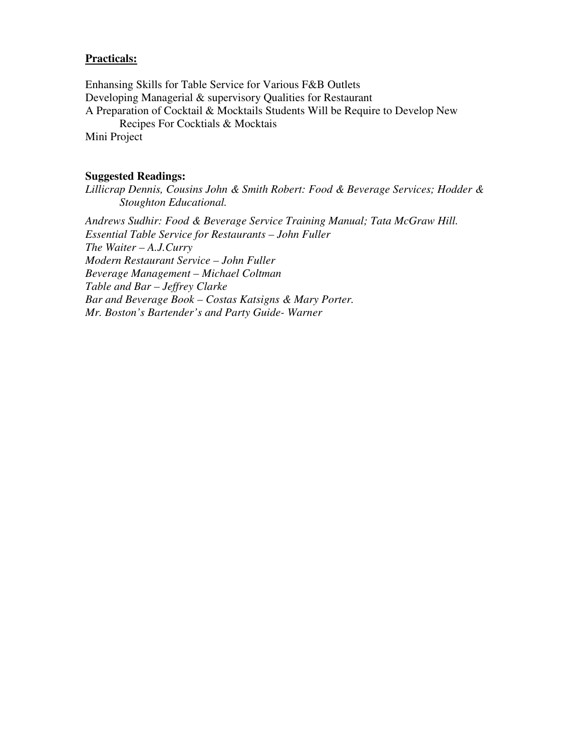**Practicals:**

Enhansing Skills for Table Service for Various F&B Outlets
Developing Managerial & supervisory Qualities for Restaurant
A Preparation of Cocktail & Mocktails Students Will be Require to Develop New Recipes For Cocktials & Mocktais
Mini Project

**Suggested Readings:**

*Lillicrap Dennis, Cousins John & Smith Robert: Food & Beverage Services; Hodder & Stoughton Educational.*

*Andrews Sudhir: Food & Beverage Service Training Manual; Tata McGraw Hill.*
*Essential Table Service for Restaurants – John Fuller*
*The Waiter – A.J.Curry*
*Modern Restaurant Service – John Fuller*
*Beverage Management – Michael Coltman*
*Table and Bar – Jeffrey Clarke*
*Bar and Beverage Book – Costas Katsigns & Mary Porter.*
*Mr. Boston's Bartender's and Party Guide- Warner*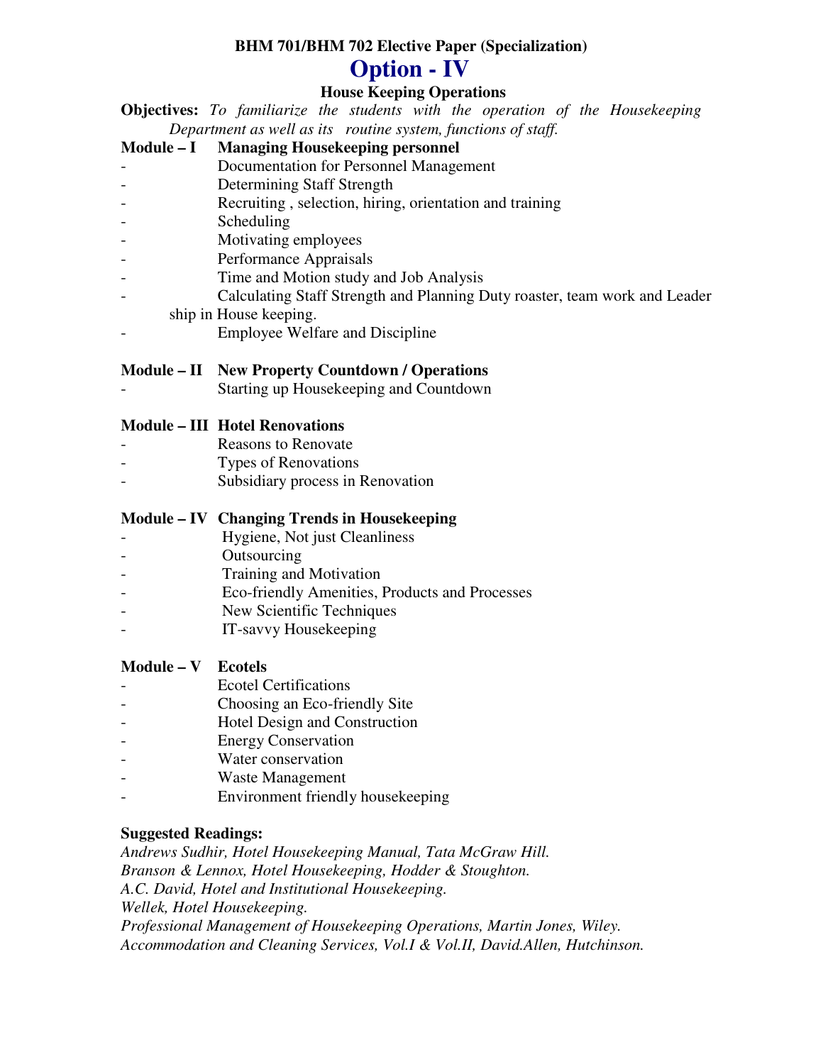**BHM 701/BHM 702 Elective Paper (Specialization)**

# Option - IV

## House Keeping Operations

**Objectives:** *To familiarize the students with the operation of the Housekeeping Department as well as its routine system, functions of staff.*

**Module – I Managing Housekeeping personnel**

- Documentation for Personnel Management
- Determining Staff Strength
- Recruiting , selection, hiring, orientation and training
- Scheduling
- Motivating employees
- Performance Appraisals
- Time and Motion study and Job Analysis
- Calculating Staff Strength and Planning Duty roaster, team work and Leader ship in House keeping.
- Employee Welfare and Discipline

**Module – II New Property Countdown / Operations**

- Starting up Housekeeping and Countdown

**Module – III Hotel Renovations**

- Reasons to Renovate
- Types of Renovations
- Subsidiary process in Renovation

**Module – IV Changing Trends in Housekeeping**

- Hygiene, Not just Cleanliness
- Outsourcing
- Training and Motivation
- Eco-friendly Amenities, Products and Processes
- New Scientific Techniques
- IT-savvy Housekeeping

**Module – V Ecotels**

- Ecotel Certifications
- Choosing an Eco-friendly Site
- Hotel Design and Construction
- Energy Conservation
- Water conservation
- Waste Management
- Environment friendly housekeeping

**Suggested Readings:**

*Andrews Sudhir, Hotel Housekeeping Manual, Tata McGraw Hill.*
*Branson & Lennox, Hotel Housekeeping, Hodder & Stoughton.*
*A.C. David, Hotel and Institutional Housekeeping.*
*Wellek, Hotel Housekeeping.*
*Professional Management of Housekeeping Operations, Martin Jones, Wiley.*
*Accommodation and Cleaning Services, Vol.I & Vol.II, David.Allen, Hutchinson.*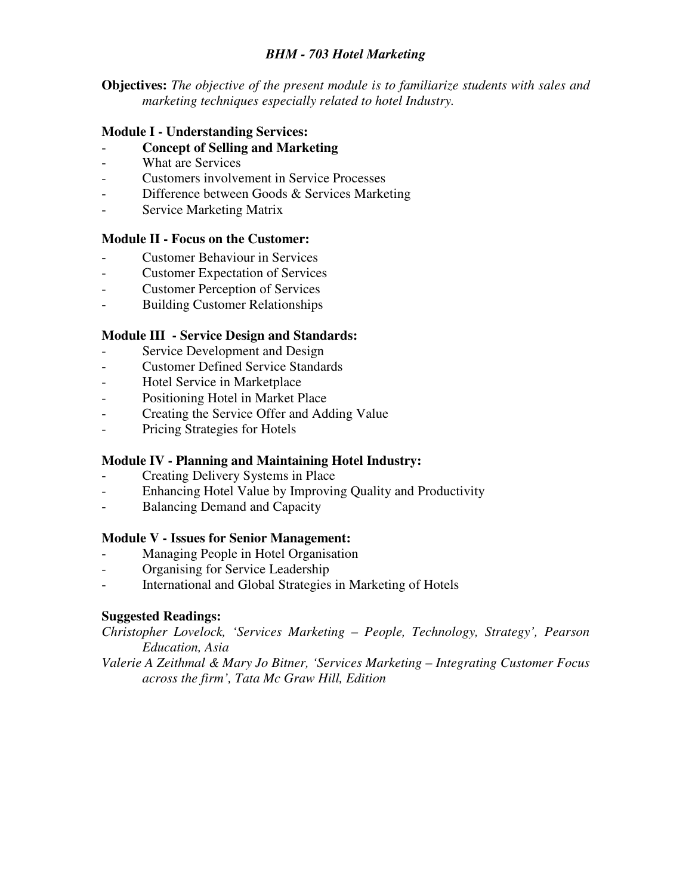## *BHM - 703 Hotel Marketing*

**Objectives:** *The objective of the present module is to familiarize students with sales and marketing techniques especially related to hotel Industry.*

### Module I - Understanding Services:

- **Concept of Selling and Marketing**
- What are Services
- Customers involvement in Service Processes
- Difference between Goods & Services Marketing
- Service Marketing Matrix

### Module II - Focus on the Customer:

- Customer Behaviour in Services
- Customer Expectation of Services
- Customer Perception of Services
- Building Customer Relationships

### Module III - Service Design and Standards:

- Service Development and Design
- Customer Defined Service Standards
- Hotel Service in Marketplace
- Positioning Hotel in Market Place
- Creating the Service Offer and Adding Value
- Pricing Strategies for Hotels

### Module IV - Planning and Maintaining Hotel Industry:

- Creating Delivery Systems in Place
- Enhancing Hotel Value by Improving Quality and Productivity
- Balancing Demand and Capacity

### Module V - Issues for Senior Management:

- Managing People in Hotel Organisation
- Organising for Service Leadership
- International and Global Strategies in Marketing of Hotels

### Suggested Readings:

*Christopher Lovelock, 'Services Marketing – People, Technology, Strategy', Pearson Education, Asia*

*Valerie A Zeithmal & Mary Jo Bitner, 'Services Marketing – Integrating Customer Focus across the firm', Tata Mc Graw Hill, Edition*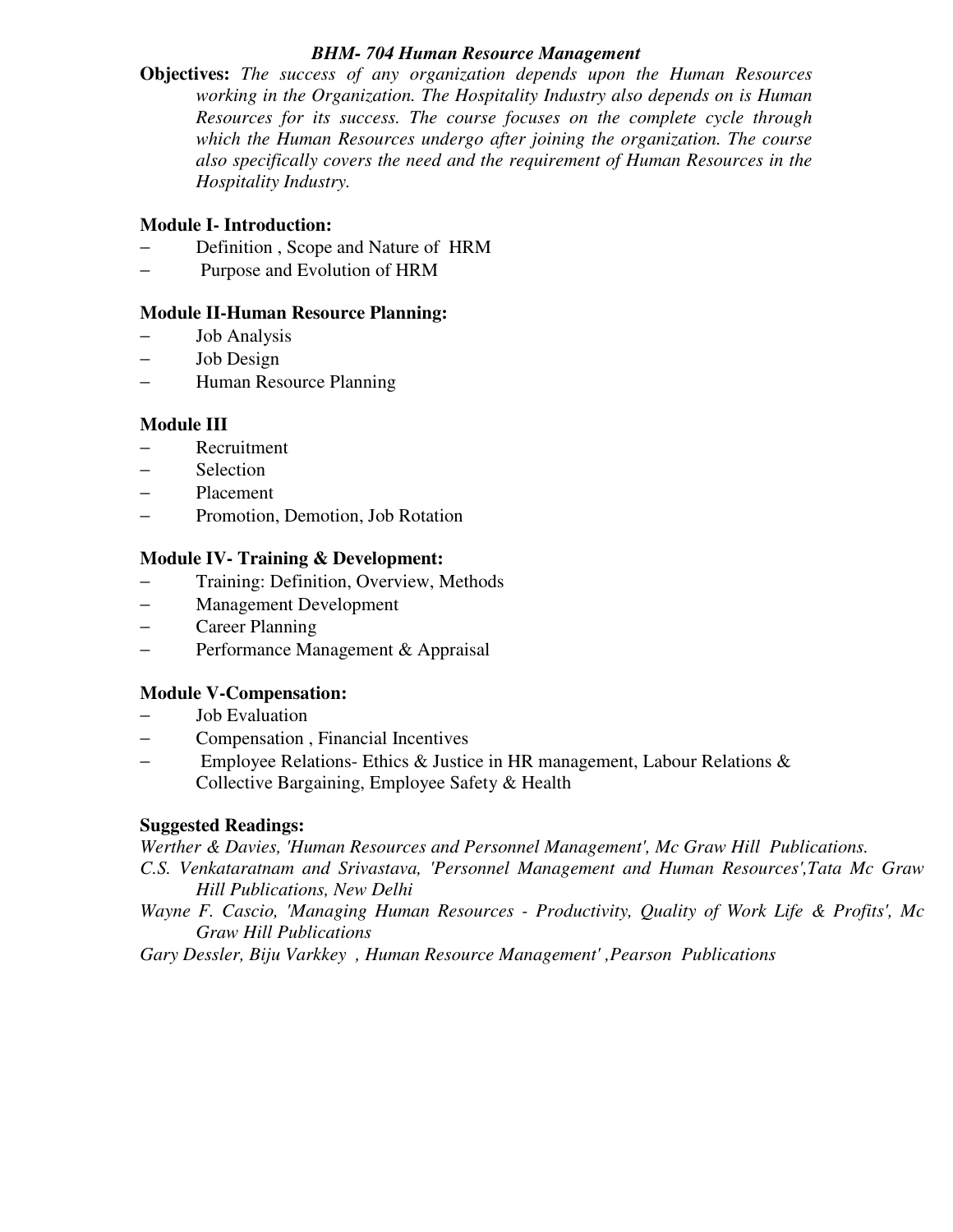### *BHM- 704 Human Resource Management*

**Objectives:** *The success of any organization depends upon the Human Resources working in the Organization. The Hospitality Industry also depends on is Human Resources for its success. The course focuses on the complete cycle through which the Human Resources undergo after joining the organization. The course also specifically covers the need and the requirement of Human Resources in the Hospitality Industry.*

**Module I- Introduction:**

- Definition , Scope and Nature of HRM
- Purpose and Evolution of HRM

**Module II-Human Resource Planning:**

- Job Analysis
- Job Design
- Human Resource Planning

**Module III**

- Recruitment
- Selection
- Placement
- Promotion, Demotion, Job Rotation

**Module IV- Training & Development:**

- Training: Definition, Overview, Methods
- Management Development
- Career Planning
- Performance Management & Appraisal

**Module V-Compensation:**

- Job Evaluation
- Compensation , Financial Incentives
- Employee Relations- Ethics & Justice in HR management, Labour Relations & Collective Bargaining, Employee Safety & Health

**Suggested Readings:**

*Werther & Davies, 'Human Resources and Personnel Management', Mc Graw Hill Publications.*

*C.S. Venkataratnam and Srivastava, 'Personnel Management and Human Resources',Tata Mc Graw Hill Publications, New Delhi*

*Wayne F. Cascio, 'Managing Human Resources - Productivity, Quality of Work Life & Profits', Mc Graw Hill Publications*

*Gary Dessler, Biju Varkkey , Human Resource Management' ,Pearson Publications*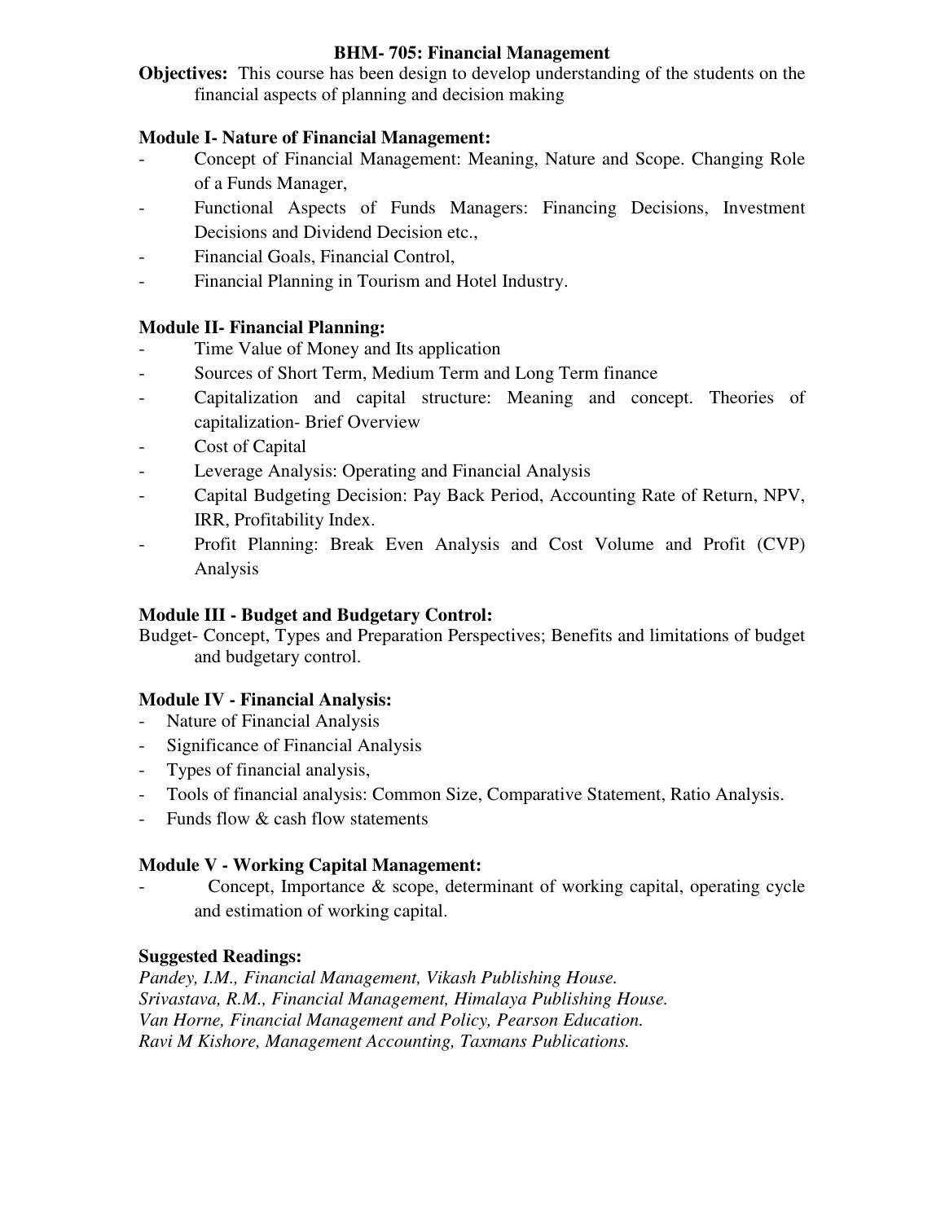## BHM- 705: Financial Management

**Objectives:** This course has been design to develop understanding of the students on the financial aspects of planning and decision making

### Module I- Nature of Financial Management:

- Concept of Financial Management: Meaning, Nature and Scope. Changing Role of a Funds Manager,
- Functional Aspects of Funds Managers: Financing Decisions, Investment Decisions and Dividend Decision etc.,
- Financial Goals, Financial Control,
- Financial Planning in Tourism and Hotel Industry.

### Module II- Financial Planning:

- Time Value of Money and Its application
- Sources of Short Term, Medium Term and Long Term finance
- Capitalization and capital structure: Meaning and concept. Theories of capitalization- Brief Overview
- Cost of Capital
- Leverage Analysis: Operating and Financial Analysis
- Capital Budgeting Decision: Pay Back Period, Accounting Rate of Return, NPV, IRR, Profitability Index.
- Profit Planning: Break Even Analysis and Cost Volume and Profit (CVP) Analysis

### Module III - Budget and Budgetary Control:

Budget- Concept, Types and Preparation Perspectives; Benefits and limitations of budget and budgetary control.

### Module IV - Financial Analysis:

- Nature of Financial Analysis
- Significance of Financial Analysis
- Types of financial analysis,
- Tools of financial analysis: Common Size, Comparative Statement, Ratio Analysis.
- Funds flow & cash flow statements

### Module V - Working Capital Management:

- Concept, Importance & scope, determinant of working capital, operating cycle and estimation of working capital.

### Suggested Readings:

*Pandey, I.M., Financial Management, Vikash Publishing House.*
*Srivastava, R.M., Financial Management, Himalaya Publishing House.*
*Van Horne, Financial Management and Policy, Pearson Education.*
*Ravi M Kishore, Management Accounting, Taxmans Publications.*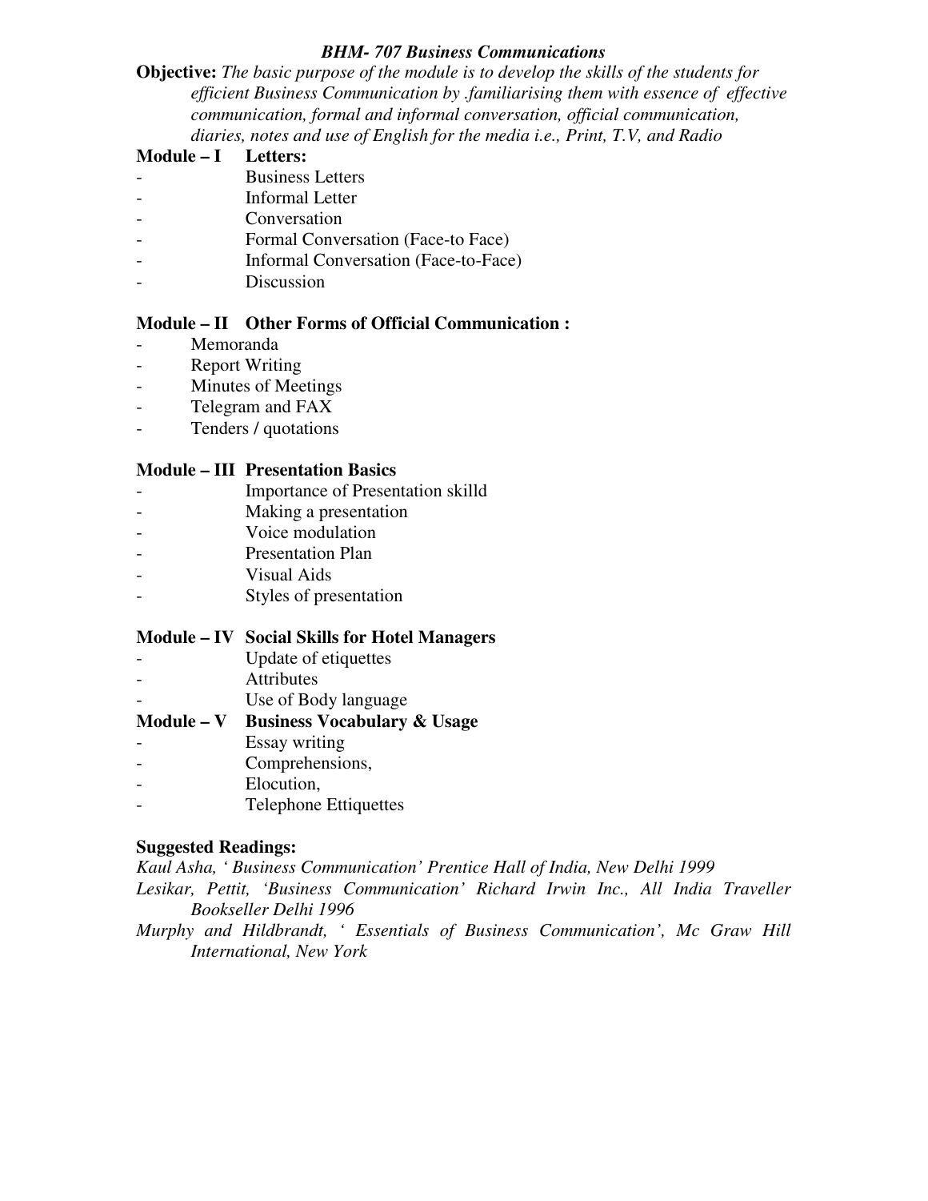### *BHM- 707 Business Communications*

**Objective:** *The basic purpose of the module is to develop the skills of the students for efficient Business Communication by .familiarising them with essence of effective communication, formal and informal conversation, official communication, diaries, notes and use of English for the media i.e., Print, T.V, and Radio*

**Module – I Letters:**

- Business Letters
- Informal Letter
- Conversation
- Formal Conversation (Face-to Face)
- Informal Conversation (Face-to-Face)
- Discussion

**Module – II Other Forms of Official Communication :**

- Memoranda
- Report Writing
- Minutes of Meetings
- Telegram and FAX
- Tenders / quotations

**Module – III Presentation Basics**

- Importance of Presentation skilld
- Making a presentation
- Voice modulation
- Presentation Plan
- Visual Aids
- Styles of presentation

**Module – IV Social Skills for Hotel Managers**

- Update of etiquettes
- Attributes
- Use of Body language

**Module – V Business Vocabulary & Usage**

- Essay writing
- Comprehensions,
- Elocution,
- Telephone Ettiquettes

**Suggested Readings:**

*Kaul Asha, ' Business Communication' Prentice Hall of India, New Delhi 1999*

*Lesikar, Pettit, 'Business Communication' Richard Irwin Inc., All India Traveller Bookseller Delhi 1996*

*Murphy and Hildbrandt, ' Essentials of Business Communication', Mc Graw Hill International, New York*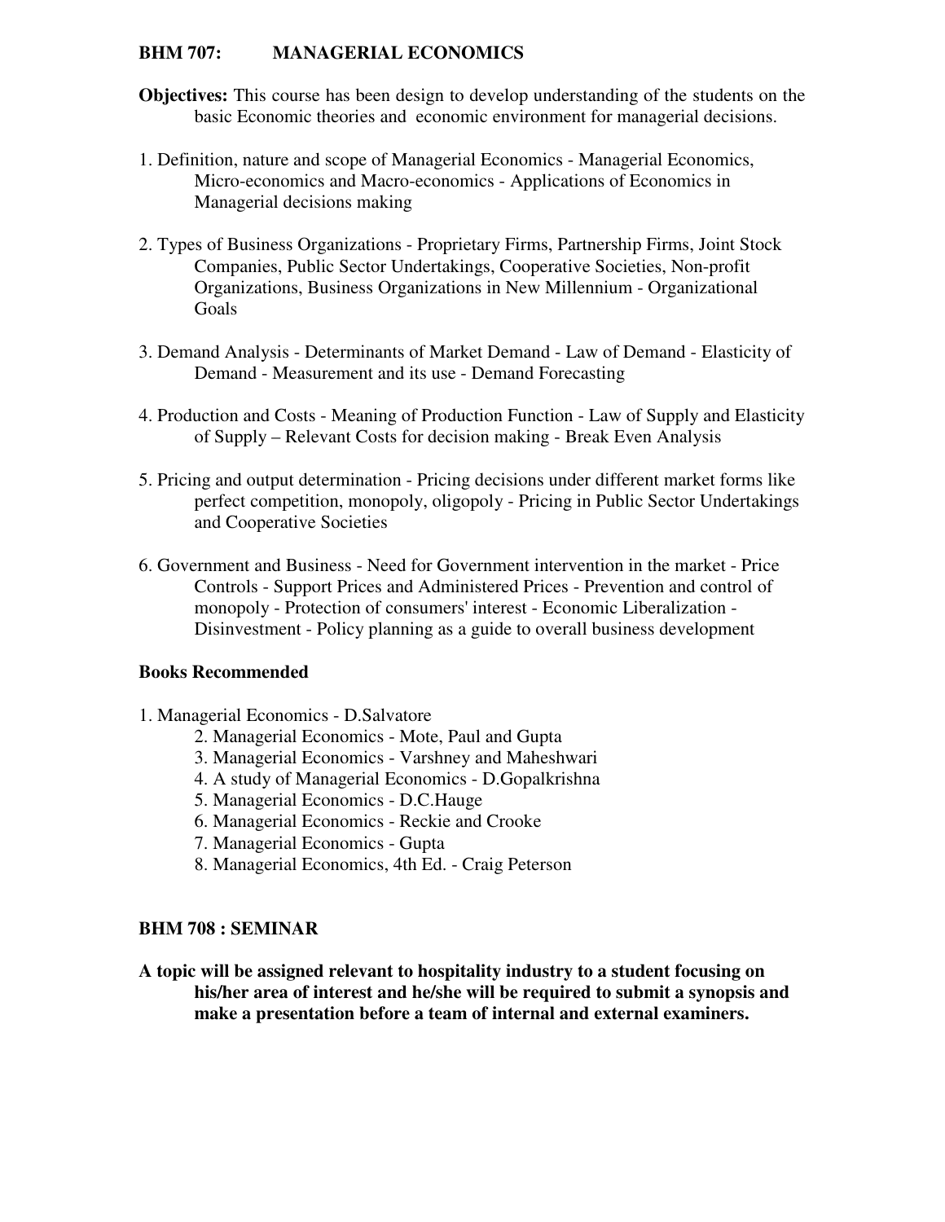## BHM 707: MANAGERIAL ECONOMICS

**Objectives:** This course has been design to develop understanding of the students on the basic Economic theories and economic environment for managerial decisions.

1. Definition, nature and scope of Managerial Economics - Managerial Economics, Micro-economics and Macro-economics - Applications of Economics in Managerial decisions making

2. Types of Business Organizations - Proprietary Firms, Partnership Firms, Joint Stock Companies, Public Sector Undertakings, Cooperative Societies, Non-profit Organizations, Business Organizations in New Millennium - Organizational Goals

3. Demand Analysis - Determinants of Market Demand - Law of Demand - Elasticity of Demand - Measurement and its use - Demand Forecasting

4. Production and Costs - Meaning of Production Function - Law of Supply and Elasticity of Supply – Relevant Costs for decision making - Break Even Analysis

5. Pricing and output determination - Pricing decisions under different market forms like perfect competition, monopoly, oligopoly - Pricing in Public Sector Undertakings and Cooperative Societies

6. Government and Business - Need for Government intervention in the market - Price Controls - Support Prices and Administered Prices - Prevention and control of monopoly - Protection of consumers' interest - Economic Liberalization - Disinvestment - Policy planning as a guide to overall business development

### Books Recommended

1. Managerial Economics - D.Salvatore
2. Managerial Economics - Mote, Paul and Gupta
3. Managerial Economics - Varshney and Maheshwari
4. A study of Managerial Economics - D.Gopalkrishna
5. Managerial Economics - D.C.Hauge
6. Managerial Economics - Reckie and Crooke
7. Managerial Economics - Gupta
8. Managerial Economics, 4th Ed. - Craig Peterson

## BHM 708 : SEMINAR

**A topic will be assigned relevant to hospitality industry to a student focusing on his/her area of interest and he/she will be required to submit a synopsis and make a presentation before a team of internal and external examiners.**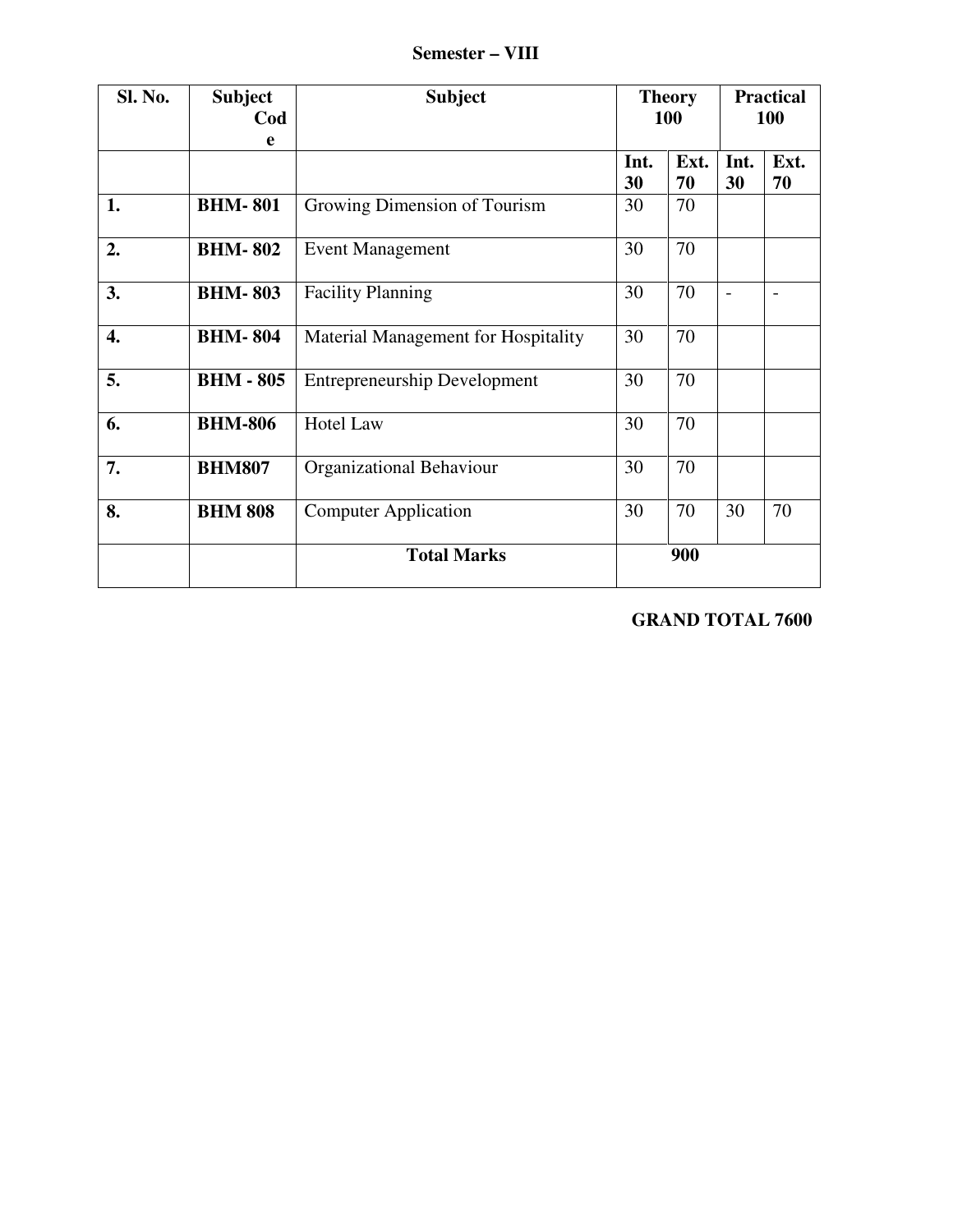**Semester – VIII**

| Sl. No. | Subject Code | Subject | Theory 100 | | Practical 100 | |
|---|---|---|---|---|---|---|
| | | | Int. 30 | Ext. 70 | Int. 30 | Ext. 70 |
| 1. | BHM- 801 | Growing Dimension of Tourism | 30 | 70 | | |
| 2. | BHM- 802 | Event Management | 30 | 70 | | |
| 3. | BHM- 803 | Facility Planning | 30 | 70 | - | - |
| 4. | BHM- 804 | Material Management for Hospitality | 30 | 70 | | |
| 5. | BHM - 805 | Entrepreneurship Development | 30 | 70 | | |
| 6. | BHM-806 | Hotel Law | 30 | 70 | | |
| 7. | BHM807 | Organizational Behaviour | 30 | 70 | | |
| 8. | BHM 808 | Computer Application | 30 | 70 | 30 | 70 |
| | | **Total Marks** | **900** | | | |

**GRAND TOTAL 7600**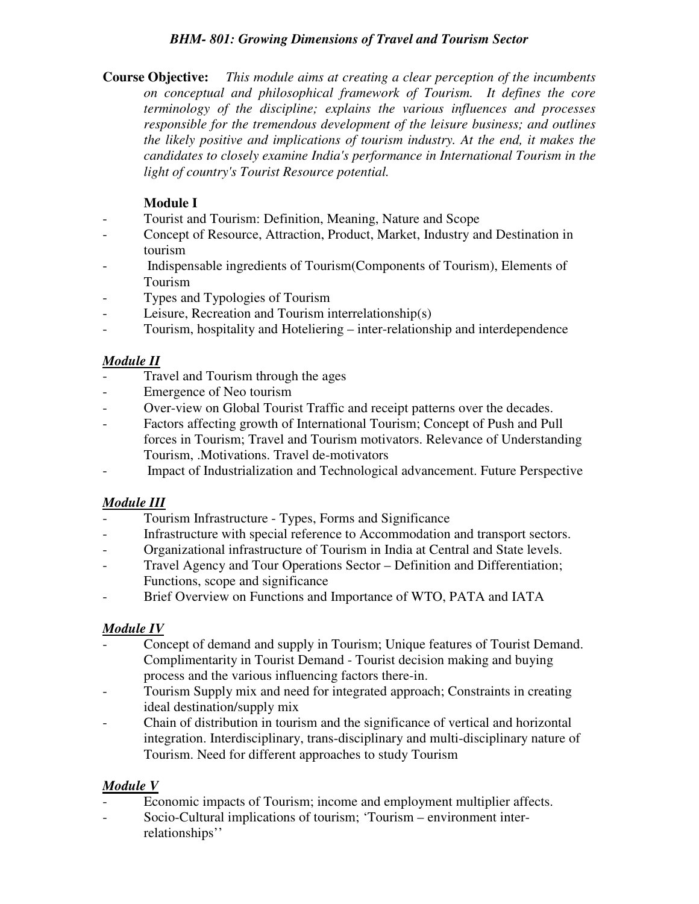### *BHM- 801: Growing Dimensions of Travel and Tourism Sector*

**Course Objective:** *This module aims at creating a clear perception of the incumbents on conceptual and philosophical framework of Tourism. It defines the core terminology of the discipline; explains the various influences and processes responsible for the tremendous development of the leisure business; and outlines the likely positive and implications of tourism industry. At the end, it makes the candidates to closely examine India's performance in International Tourism in the light of country's Tourist Resource potential.*

**Module I**

- Tourist and Tourism: Definition, Meaning, Nature and Scope
- Concept of Resource, Attraction, Product, Market, Industry and Destination in tourism
- Indispensable ingredients of Tourism(Components of Tourism), Elements of Tourism
- Types and Typologies of Tourism
- Leisure, Recreation and Tourism interrelationship(s)
- Tourism, hospitality and Hoteliering – inter-relationship and interdependence

***Module II***

- Travel and Tourism through the ages
- Emergence of Neo tourism
- Over-view on Global Tourist Traffic and receipt patterns over the decades.
- Factors affecting growth of International Tourism; Concept of Push and Pull forces in Tourism; Travel and Tourism motivators. Relevance of Understanding Tourism, .Motivations. Travel de-motivators
- Impact of Industrialization and Technological advancement. Future Perspective

***Module III***

- Tourism Infrastructure - Types, Forms and Significance
- Infrastructure with special reference to Accommodation and transport sectors.
- Organizational infrastructure of Tourism in India at Central and State levels.
- Travel Agency and Tour Operations Sector – Definition and Differentiation; Functions, scope and significance
- Brief Overview on Functions and Importance of WTO, PATA and IATA

***Module IV***

- Concept of demand and supply in Tourism; Unique features of Tourist Demand. Complimentarity in Tourist Demand - Tourist decision making and buying process and the various influencing factors there-in.
- Tourism Supply mix and need for integrated approach; Constraints in creating ideal destination/supply mix
- Chain of distribution in tourism and the significance of vertical and horizontal integration. Interdisciplinary, trans-disciplinary and multi-disciplinary nature of Tourism. Need for different approaches to study Tourism

***Module V***

- Economic impacts of Tourism; income and employment multiplier affects.
- Socio-Cultural implications of tourism; 'Tourism – environment inter-relationships''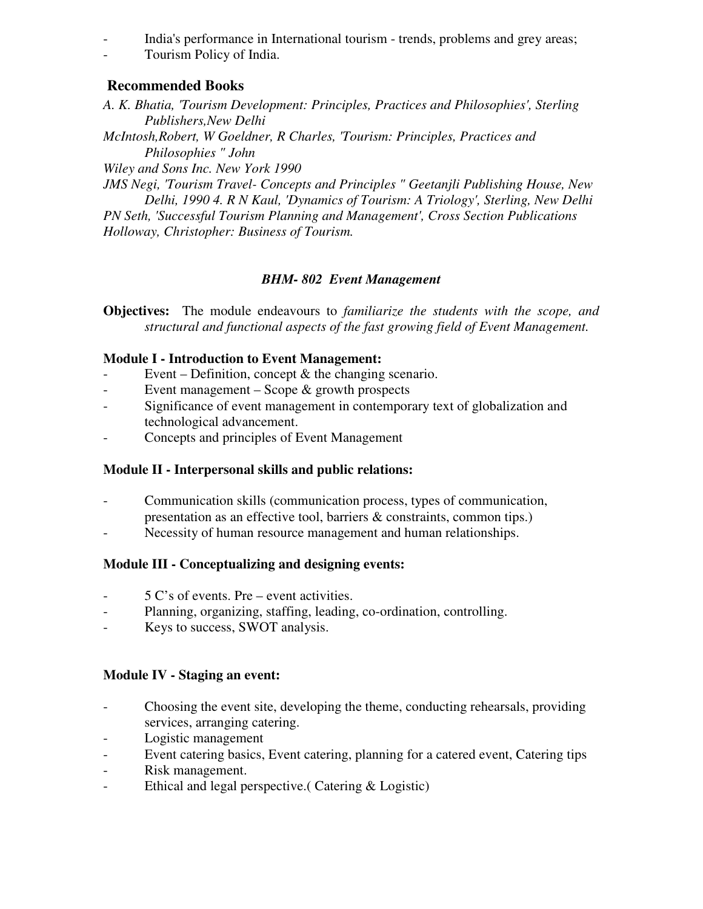- India's performance in International tourism - trends, problems and grey areas;
- Tourism Policy of India.

## Recommended Books

*A. K. Bhatia, 'Tourism Development: Principles, Practices and Philosophies', Sterling Publishers,New Delhi*

*McIntosh,Robert, W Goeldner, R Charles, 'Tourism: Principles, Practices and Philosophies " John Wiley and Sons Inc. New York 1990*

*JMS Negi, 'Tourism Travel- Concepts and Principles " Geetanjli Publishing House, New Delhi, 1990 4. R N Kaul, 'Dynamics of Tourism: A Triology', Sterling, New Delhi*

*PN Seth, 'Successful Tourism Planning and Management', Cross Section Publications*

*Holloway, Christopher: Business of Tourism.*

## *BHM- 802 Event Management*

**Objectives:** The module endeavours to *familiarize the students with the scope, and structural and functional aspects of the fast growing field of Event Management.*

### Module I - Introduction to Event Management:

- Event – Definition, concept & the changing scenario.
- Event management – Scope & growth prospects
- Significance of event management in contemporary text of globalization and technological advancement.
- Concepts and principles of Event Management

### Module II - Interpersonal skills and public relations:

- Communication skills (communication process, types of communication, presentation as an effective tool, barriers & constraints, common tips.)
- Necessity of human resource management and human relationships.

### Module III - Conceptualizing and designing events:

- 5 C's of events. Pre – event activities.
- Planning, organizing, staffing, leading, co-ordination, controlling.
- Keys to success, SWOT analysis.

### Module IV - Staging an event:

- Choosing the event site, developing the theme, conducting rehearsals, providing services, arranging catering.
- Logistic management
- Event catering basics, Event catering, planning for a catered event, Catering tips
- Risk management.
- Ethical and legal perspective.( Catering & Logistic)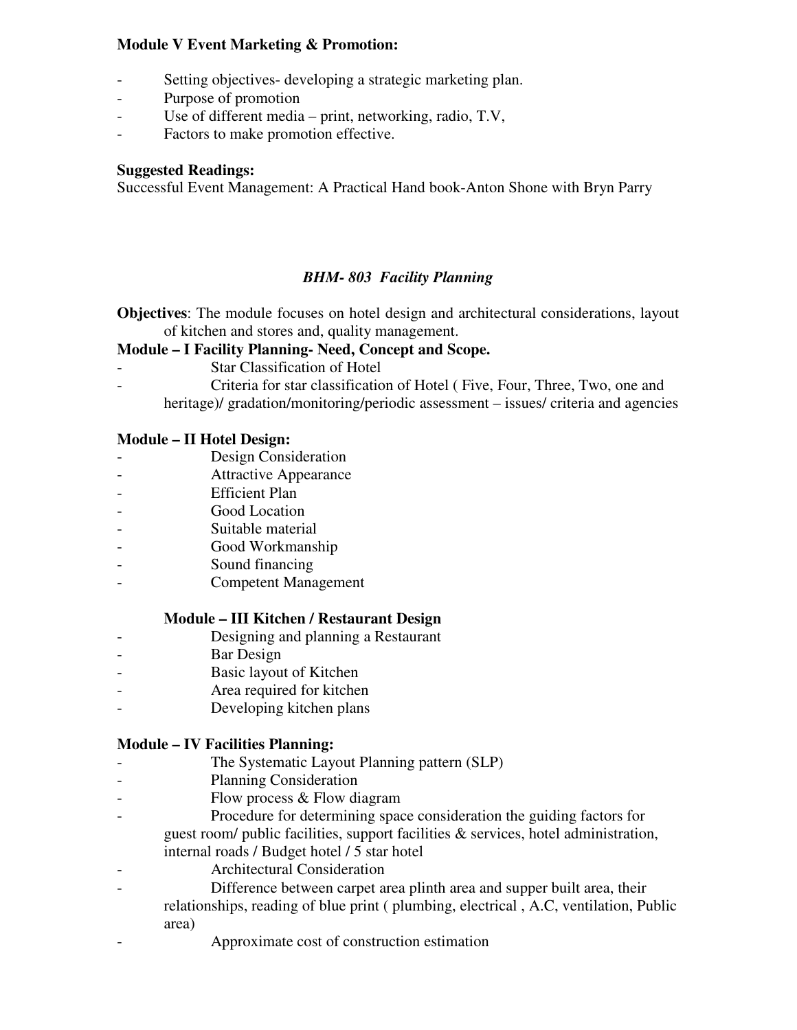**Module V Event Marketing & Promotion:**

- Setting objectives- developing a strategic marketing plan.
- Purpose of promotion
- Use of different media – print, networking, radio, T.V,
- Factors to make promotion effective.

**Suggested Readings:**
Successful Event Management: A Practical Hand book-Anton Shone with Bryn Parry

## *BHM- 803 Facility Planning*

**Objectives**: The module focuses on hotel design and architectural considerations, layout of kitchen and stores and, quality management.

**Module – I Facility Planning- Need, Concept and Scope.**

- Star Classification of Hotel
- Criteria for star classification of Hotel ( Five, Four, Three, Two, one and heritage)/ gradation/monitoring/periodic assessment – issues/ criteria and agencies

**Module – II Hotel Design:**

- Design Consideration
- Attractive Appearance
- Efficient Plan
- Good Location
- Suitable material
- Good Workmanship
- Sound financing
- Competent Management

**Module – III Kitchen / Restaurant Design**

- Designing and planning a Restaurant
- Bar Design
- Basic layout of Kitchen
- Area required for kitchen
- Developing kitchen plans

**Module – IV Facilities Planning:**

- The Systematic Layout Planning pattern (SLP)
- Planning Consideration
- Flow process & Flow diagram
- Procedure for determining space consideration the guiding factors for guest room/ public facilities, support facilities & services, hotel administration, internal roads / Budget hotel / 5 star hotel
- Architectural Consideration
- Difference between carpet area plinth area and supper built area, their relationships, reading of blue print ( plumbing, electrical , A.C, ventilation, Public area)
- Approximate cost of construction estimation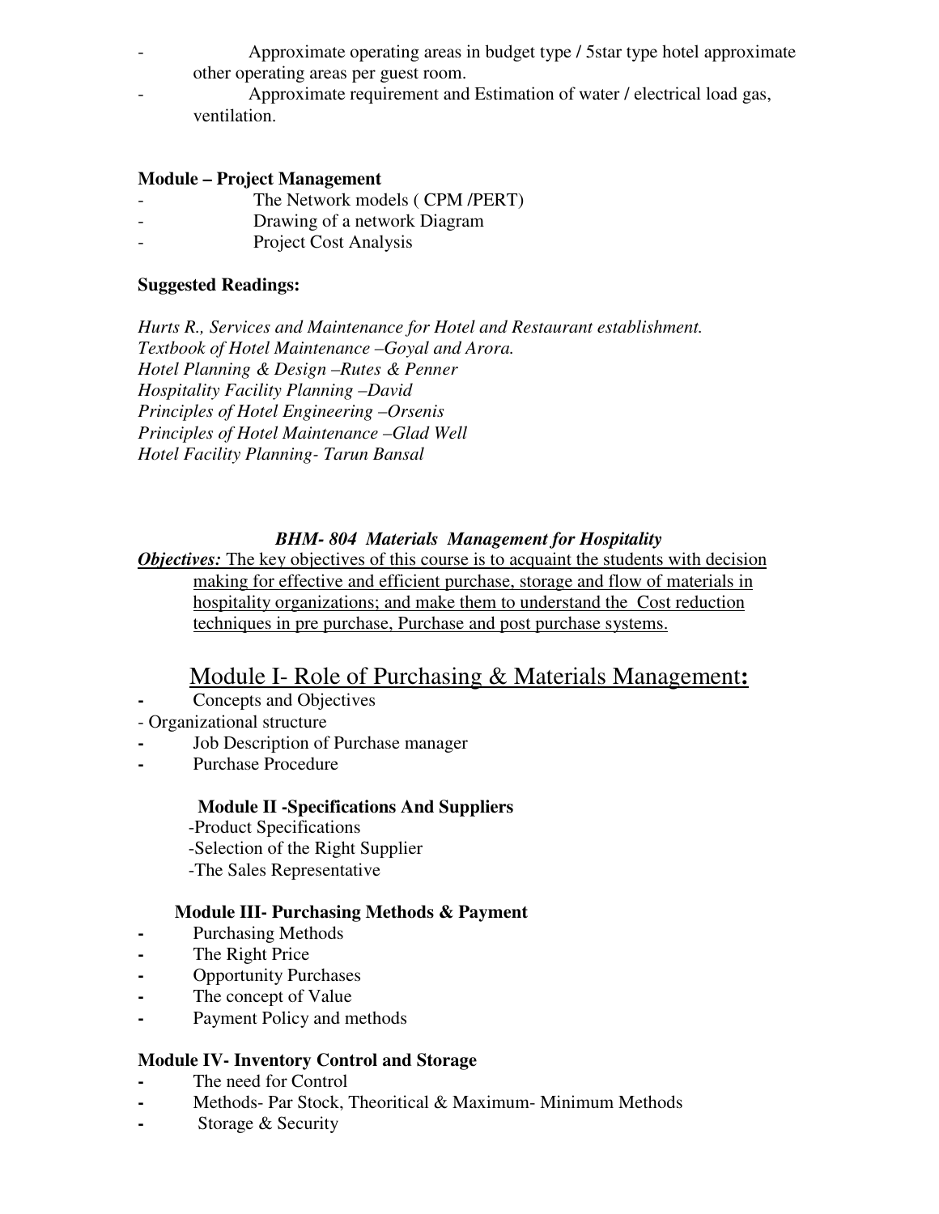- Approximate operating areas in budget type / 5star type hotel approximate other operating areas per guest room.
- Approximate requirement and Estimation of water / electrical load gas, ventilation.

**Module – Project Management**

- The Network models ( CPM /PERT)
- Drawing of a network Diagram
- Project Cost Analysis

**Suggested Readings:**

*Hurts R., Services and Maintenance for Hotel and Restaurant establishment.*
*Textbook of Hotel Maintenance –Goyal and Arora.*
*Hotel Planning & Design –Rutes & Penner*
*Hospitality Facility Planning –David*
*Principles of Hotel Engineering –Orsenis*
*Principles of Hotel Maintenance –Glad Well*
*Hotel Facility Planning- Tarun Bansal*

### *BHM- 804 Materials Management for Hospitality*

***Objectives:*** The key objectives of this course is to acquaint the students with decision making for effective and efficient purchase, storage and flow of materials in hospitality organizations; and make them to understand the Cost reduction techniques in pre purchase, Purchase and post purchase systems.

## Module I- Role of Purchasing & Materials Management:

- Concepts and Objectives
- Organizational structure
- Job Description of Purchase manager
- Purchase Procedure

**Module II -Specifications And Suppliers**

- Product Specifications
- Selection of the Right Supplier
- The Sales Representative

**Module III- Purchasing Methods & Payment**

- Purchasing Methods
- The Right Price
- Opportunity Purchases
- The concept of Value
- Payment Policy and methods

**Module IV- Inventory Control and Storage**

- The need for Control
- Methods- Par Stock, Theoritical & Maximum- Minimum Methods
- Storage & Security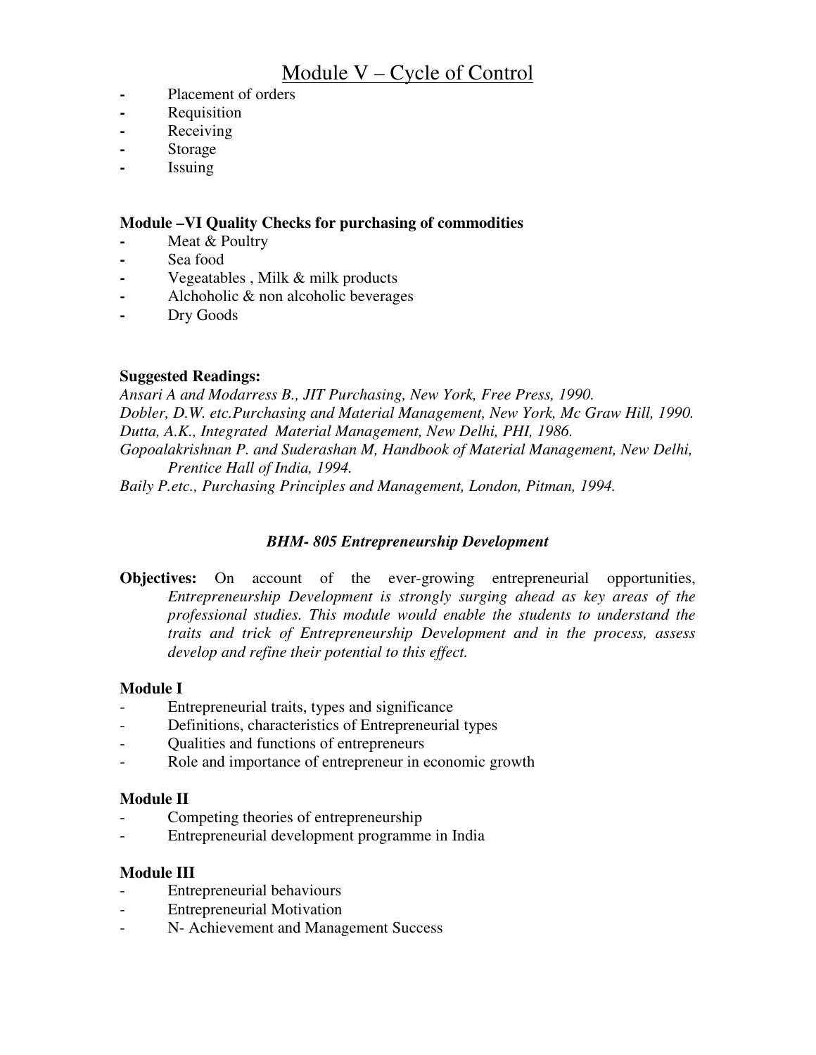## Module V – Cycle of Control

- Placement of orders
- Requisition
- Receiving
- Storage
- Issuing

**Module –VI Quality Checks for purchasing of commodities**

- Meat & Poultry
- Sea food
- Vegeatables , Milk & milk products
- Alchoholic & non alcoholic beverages
- Dry Goods

**Suggested Readings:**

*Ansari A and Modarress B., JIT Purchasing, New York, Free Press, 1990.*
*Dobler, D.W. etc.Purchasing and Material Management, New York, Mc Graw Hill, 1990.*
*Dutta, A.K., Integrated Material Management, New Delhi, PHI, 1986.*
*Gopoalakrishnan P. and Suderashan M, Handbook of Material Management, New Delhi, Prentice Hall of India, 1994.*
*Baily P.etc., Purchasing Principles and Management, London, Pitman, 1994.*

### *BHM- 805 Entrepreneurship Development*

**Objectives:** On account of the ever-growing entrepreneurial opportunities, *Entrepreneurship Development is strongly surging ahead as key areas of the professional studies. This module would enable the students to understand the traits and trick of Entrepreneurship Development and in the process, assess develop and refine their potential to this effect.*

**Module I**

- Entrepreneurial traits, types and significance
- Definitions, characteristics of Entrepreneurial types
- Qualities and functions of entrepreneurs
- Role and importance of entrepreneur in economic growth

**Module II**

- Competing theories of entrepreneurship
- Entrepreneurial development programme in India

**Module III**

- Entrepreneurial behaviours
- Entrepreneurial Motivation
- N- Achievement and Management Success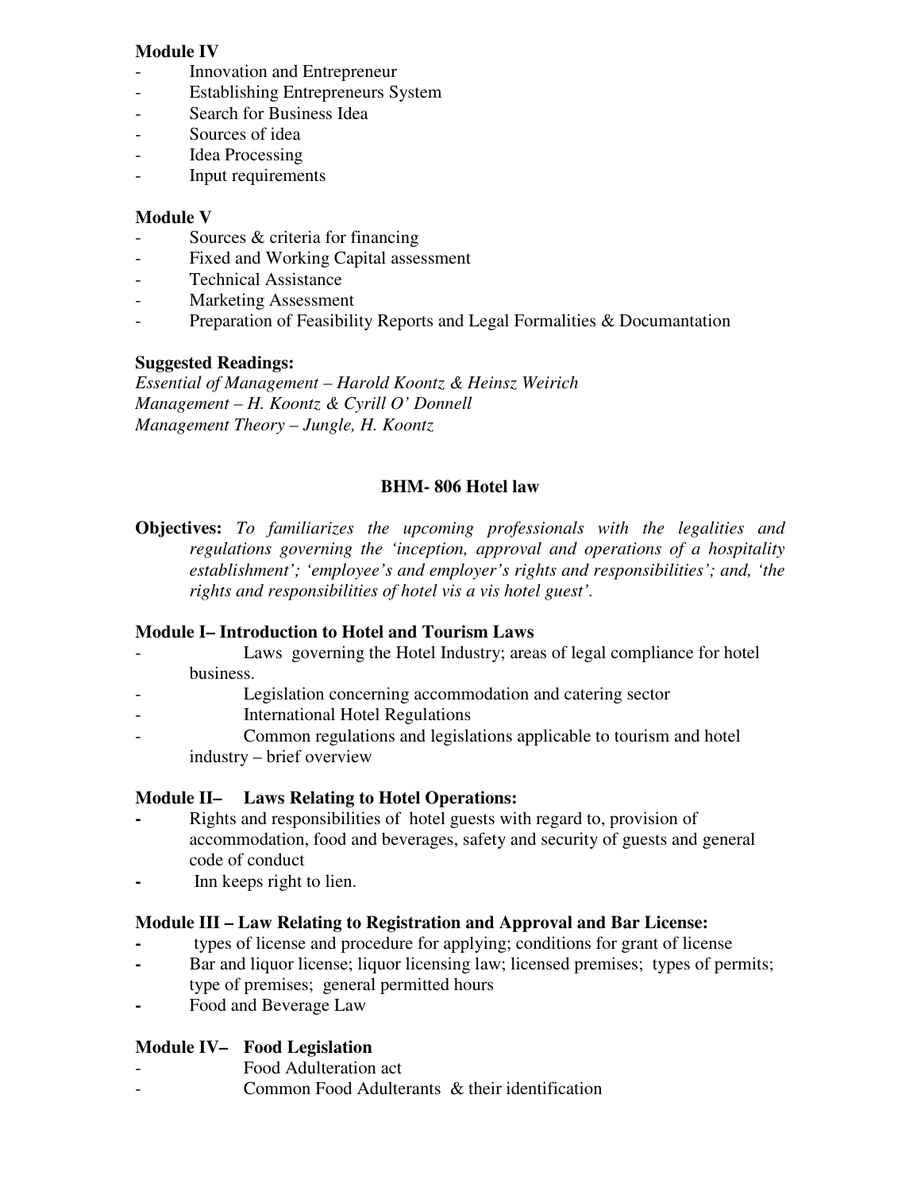**Module IV**

- Innovation and Entrepreneur
- Establishing Entrepreneurs System
- Search for Business Idea
- Sources of idea
- Idea Processing
- Input requirements

**Module V**

- Sources & criteria for financing
- Fixed and Working Capital assessment
- Technical Assistance
- Marketing Assessment
- Preparation of Feasibility Reports and Legal Formalities & Documantation

**Suggested Readings:**

*Essential of Management – Harold Koontz & Heinsz Weirich*
*Management – H. Koontz & Cyrill O' Donnell*
*Management Theory – Jungle, H. Koontz*

## BHM- 806 Hotel law

**Objectives:** *To familiarizes the upcoming professionals with the legalities and regulations governing the 'inception, approval and operations of a hospitality establishment'; 'employee's and employer's rights and responsibilities'; and, 'the rights and responsibilities of hotel vis a vis hotel guest'.*

**Module I– Introduction to Hotel and Tourism Laws**

- Laws governing the Hotel Industry; areas of legal compliance for hotel business.
- Legislation concerning accommodation and catering sector
- International Hotel Regulations
- Common regulations and legislations applicable to tourism and hotel industry – brief overview

**Module II– Laws Relating to Hotel Operations:**

- Rights and responsibilities of hotel guests with regard to, provision of accommodation, food and beverages, safety and security of guests and general code of conduct
- Inn keeps right to lien.

**Module III – Law Relating to Registration and Approval and Bar License:**

- types of license and procedure for applying; conditions for grant of license
- Bar and liquor license; liquor licensing law; licensed premises; types of permits; type of premises; general permitted hours
- Food and Beverage Law

**Module IV– Food Legislation**

- Food Adulteration act
- Common Food Adulterants & their identification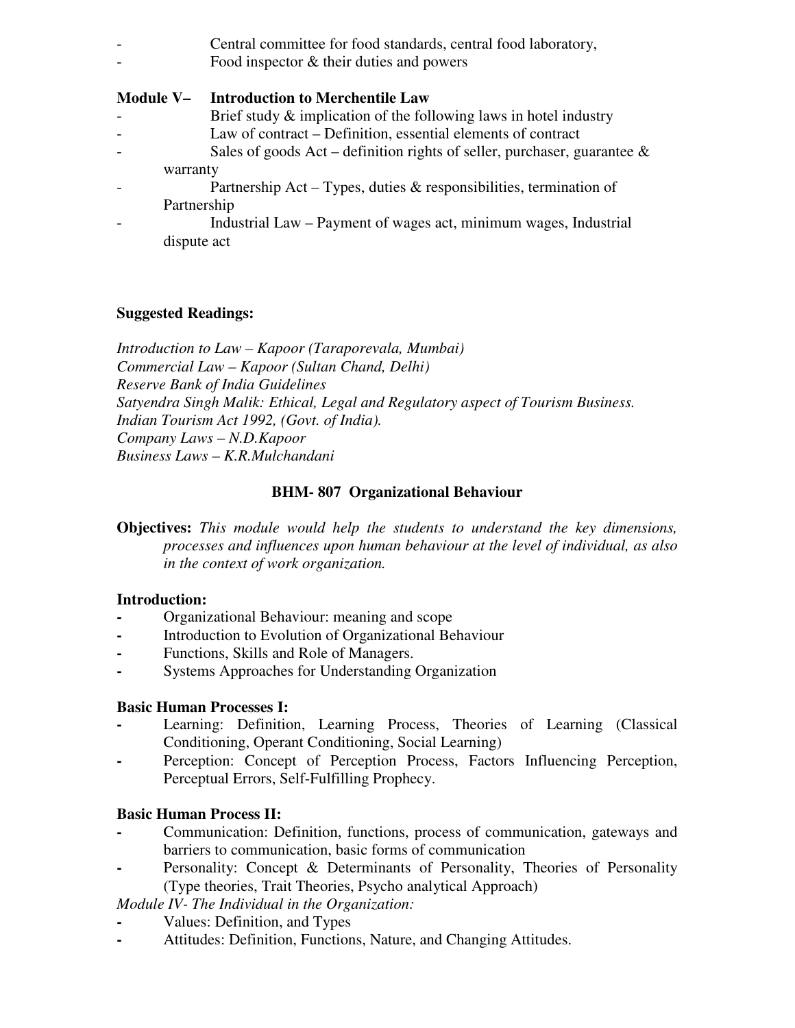- Central committee for food standards, central food laboratory,
- Food inspector & their duties and powers

**Module V– Introduction to Merchentile Law**

- Brief study & implication of the following laws in hotel industry
- Law of contract – Definition, essential elements of contract
- Sales of goods Act – definition rights of seller, purchaser, guarantee & warranty
- Partnership Act – Types, duties & responsibilities, termination of Partnership
- Industrial Law – Payment of wages act, minimum wages, Industrial dispute act

**Suggested Readings:**

*Introduction to Law – Kapoor (Taraporevala, Mumbai)*
*Commercial Law – Kapoor (Sultan Chand, Delhi)*
*Reserve Bank of India Guidelines*
*Satyendra Singh Malik: Ethical, Legal and Regulatory aspect of Tourism Business.*
*Indian Tourism Act 1992, (Govt. of India).*
*Company Laws – N.D.Kapoor*
*Business Laws – K.R.Mulchandani*

## BHM- 807 Organizational Behaviour

**Objectives:** *This module would help the students to understand the key dimensions, processes and influences upon human behaviour at the level of individual, as also in the context of work organization.*

**Introduction:**

- Organizational Behaviour: meaning and scope
- Introduction to Evolution of Organizational Behaviour
- Functions, Skills and Role of Managers.
- Systems Approaches for Understanding Organization

**Basic Human Processes I:**

- Learning: Definition, Learning Process, Theories of Learning (Classical Conditioning, Operant Conditioning, Social Learning)
- Perception: Concept of Perception Process, Factors Influencing Perception, Perceptual Errors, Self-Fulfilling Prophecy.

**Basic Human Process II:**

- Communication: Definition, functions, process of communication, gateways and barriers to communication, basic forms of communication
- Personality: Concept & Determinants of Personality, Theories of Personality (Type theories, Trait Theories, Psycho analytical Approach)

*Module IV- The Individual in the Organization:*

- Values: Definition, and Types
- Attitudes: Definition, Functions, Nature, and Changing Attitudes.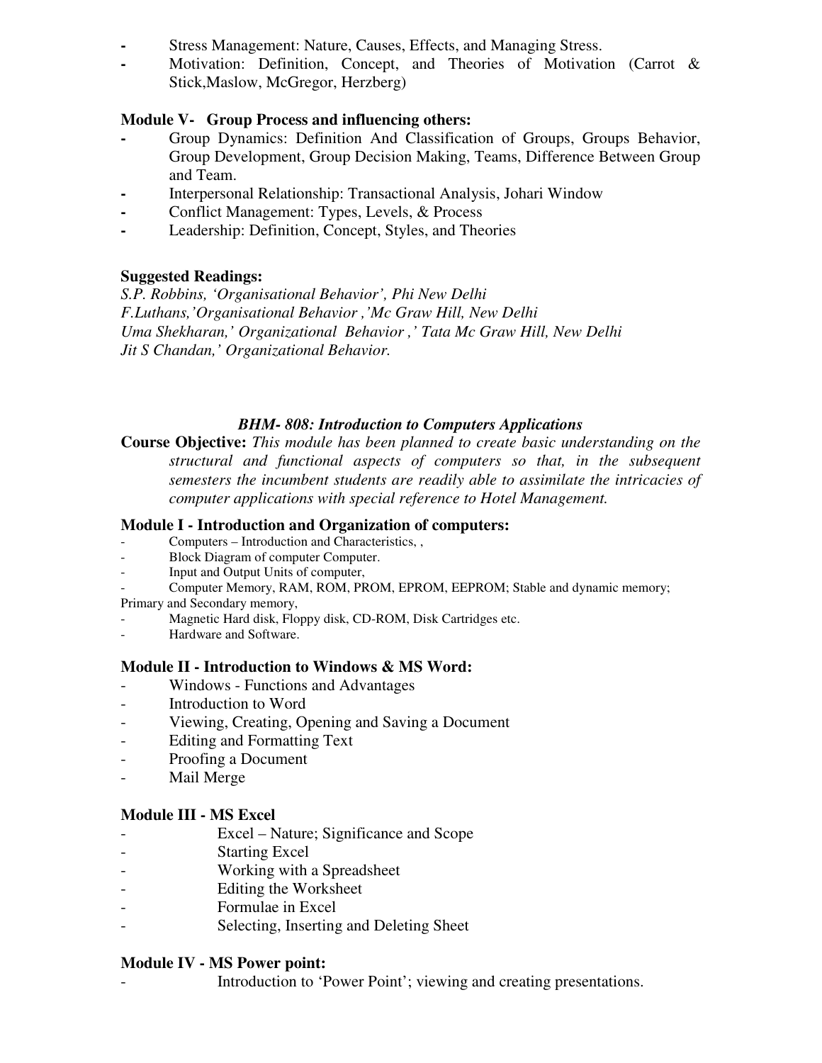- Stress Management: Nature, Causes, Effects, and Managing Stress.
- Motivation: Definition, Concept, and Theories of Motivation (Carrot & Stick,Maslow, McGregor, Herzberg)

**Module V- Group Process and influencing others:**

- Group Dynamics: Definition And Classification of Groups, Groups Behavior, Group Development, Group Decision Making, Teams, Difference Between Group and Team.
- Interpersonal Relationship: Transactional Analysis, Johari Window
- Conflict Management: Types, Levels, & Process
- Leadership: Definition, Concept, Styles, and Theories

**Suggested Readings:**

*S.P. Robbins, 'Organisational Behavior', Phi New Delhi*
*F.Luthans,'Organisational Behavior ,'Mc Graw Hill, New Delhi*
*Uma Shekharan,' Organizational Behavior ,' Tata Mc Graw Hill, New Delhi*
*Jit S Chandan,' Organizational Behavior.*

***BHM- 808: Introduction to Computers Applications***

**Course Objective:** *This module has been planned to create basic understanding on the structural and functional aspects of computers so that, in the subsequent semesters the incumbent students are readily able to assimilate the intricacies of computer applications with special reference to Hotel Management.*

**Module I - Introduction and Organization of computers:**

- Computers – Introduction and Characteristics, ,
- Block Diagram of computer Computer.
- Input and Output Units of computer,
- Computer Memory, RAM, ROM, PROM, EPROM, EEPROM; Stable and dynamic memory; Primary and Secondary memory,
- Magnetic Hard disk, Floppy disk, CD-ROM, Disk Cartridges etc.
- Hardware and Software.

**Module II - Introduction to Windows & MS Word:**

- Windows - Functions and Advantages
- Introduction to Word
- Viewing, Creating, Opening and Saving a Document
- Editing and Formatting Text
- Proofing a Document
- Mail Merge

**Module III - MS Excel**

- Excel – Nature; Significance and Scope
- Starting Excel
- Working with a Spreadsheet
- Editing the Worksheet
- Formulae in Excel
- Selecting, Inserting and Deleting Sheet

**Module IV - MS Power point:**

- Introduction to 'Power Point'; viewing and creating presentations.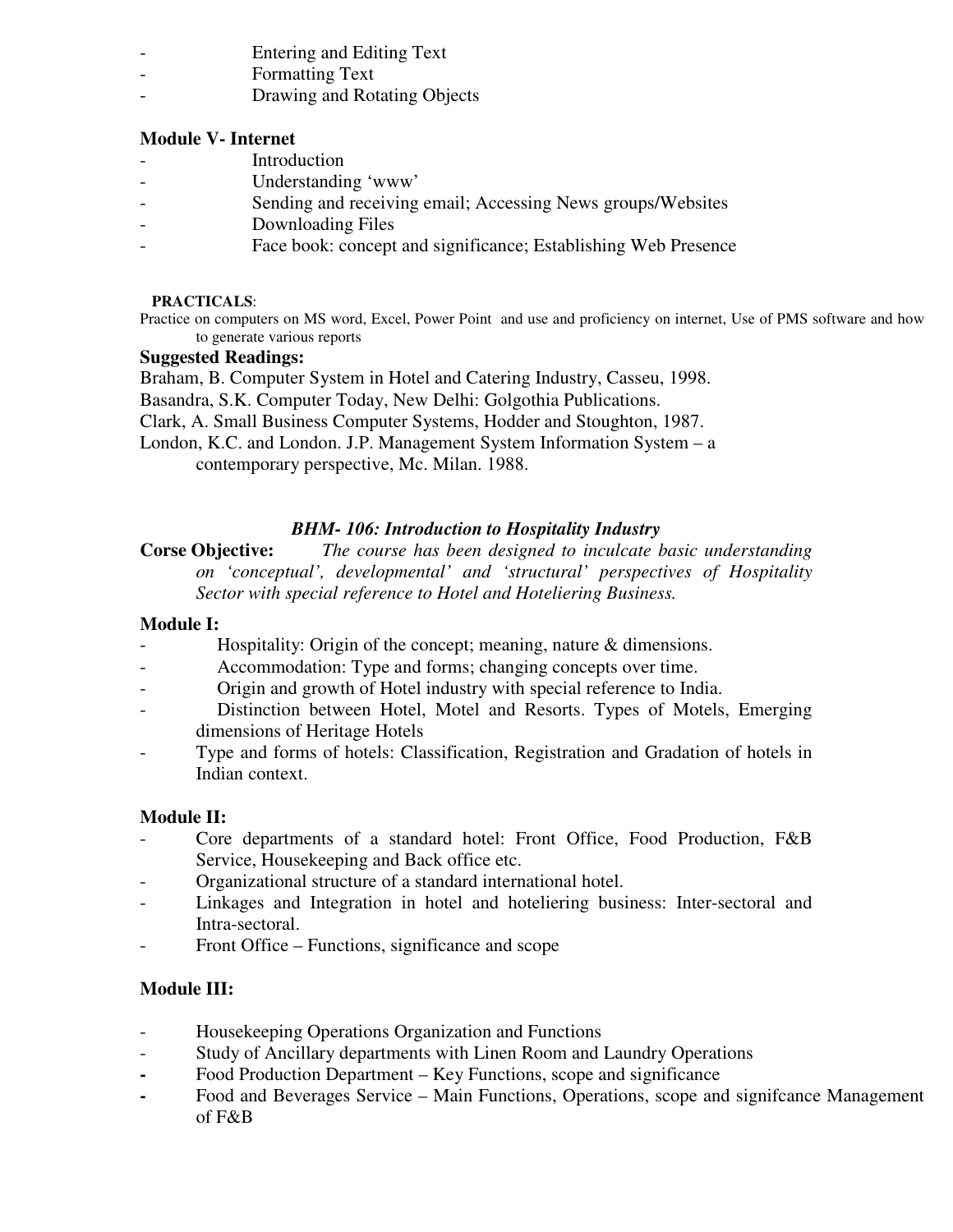- Entering and Editing Text
- Formatting Text
- Drawing and Rotating Objects

**Module V- Internet**

- Introduction
- Understanding 'www'
- Sending and receiving email; Accessing News groups/Websites
- Downloading Files
- Face book: concept and significance; Establishing Web Presence

**PRACTICALS**:

Practice on computers on MS word, Excel, Power Point and use and proficiency on internet, Use of PMS software and how to generate various reports

**Suggested Readings:**

Braham, B. Computer System in Hotel and Catering Industry, Casseu, 1998.

Basandra, S.K. Computer Today, New Delhi: Golgothia Publications.

Clark, A. Small Business Computer Systems, Hodder and Stoughton, 1987.

London, K.C. and London. J.P. Management System Information System – a contemporary perspective, Mc. Milan. 1988.

***BHM- 106: Introduction to Hospitality Industry***

**Corse Objective:** *The course has been designed to inculcate basic understanding on 'conceptual', developmental' and 'structural' perspectives of Hospitality Sector with special reference to Hotel and Hoteliering Business.*

**Module I:**

- Hospitality: Origin of the concept; meaning, nature & dimensions.
- Accommodation: Type and forms; changing concepts over time.
- Origin and growth of Hotel industry with special reference to India.
- Distinction between Hotel, Motel and Resorts. Types of Motels, Emerging dimensions of Heritage Hotels
- Type and forms of hotels: Classification, Registration and Gradation of hotels in Indian context.

**Module II:**

- Core departments of a standard hotel: Front Office, Food Production, F&B Service, Housekeeping and Back office etc.
- Organizational structure of a standard international hotel.
- Linkages and Integration in hotel and hoteliering business: Inter-sectoral and Intra-sectoral.
- Front Office – Functions, significance and scope

**Module III:**

- Housekeeping Operations Organization and Functions
- Study of Ancillary departments with Linen Room and Laundry Operations
- Food Production Department – Key Functions, scope and significance
- Food and Beverages Service – Main Functions, Operations, scope and signifcance Management of F&B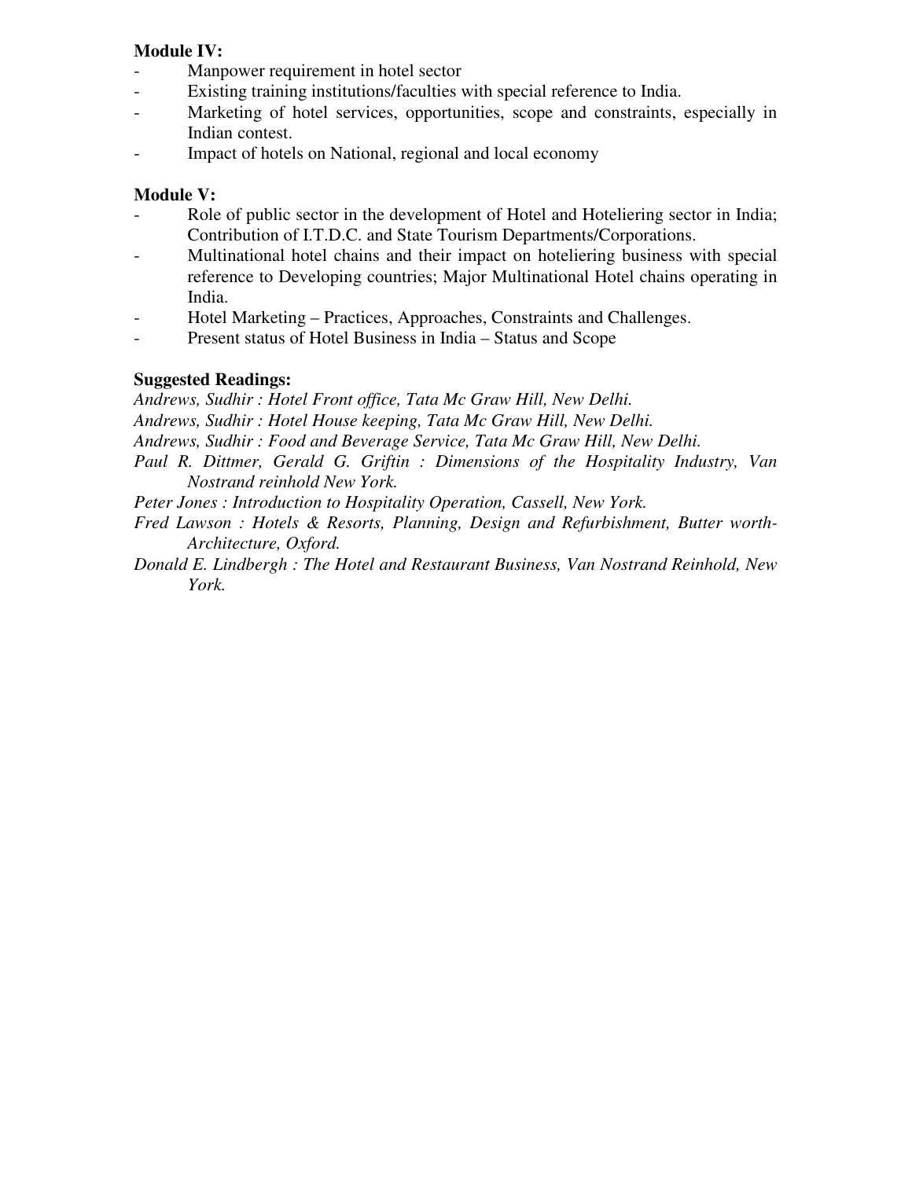**Module IV:**

- Manpower requirement in hotel sector
- Existing training institutions/faculties with special reference to India.
- Marketing of hotel services, opportunities, scope and constraints, especially in Indian contest.
- Impact of hotels on National, regional and local economy

**Module V:**

- Role of public sector in the development of Hotel and Hoteliering sector in India; Contribution of I.T.D.C. and State Tourism Departments/Corporations.
- Multinational hotel chains and their impact on hoteliering business with special reference to Developing countries; Major Multinational Hotel chains operating in India.
- Hotel Marketing – Practices, Approaches, Constraints and Challenges.
- Present status of Hotel Business in India – Status and Scope

**Suggested Readings:**

*Andrews, Sudhir : Hotel Front office, Tata Mc Graw Hill, New Delhi.*

*Andrews, Sudhir : Hotel House keeping, Tata Mc Graw Hill, New Delhi.*

*Andrews, Sudhir : Food and Beverage Service, Tata Mc Graw Hill, New Delhi.*

*Paul R. Dittmer, Gerald G. Griftin : Dimensions of the Hospitality Industry, Van Nostrand reinhold New York.*

*Peter Jones : Introduction to Hospitality Operation, Cassell, New York.*

*Fred Lawson : Hotels & Resorts, Planning, Design and Refurbishment, Butter worth-Architecture, Oxford.*

*Donald E. Lindbergh : The Hotel and Restaurant Business, Van Nostrand Reinhold, New York.*